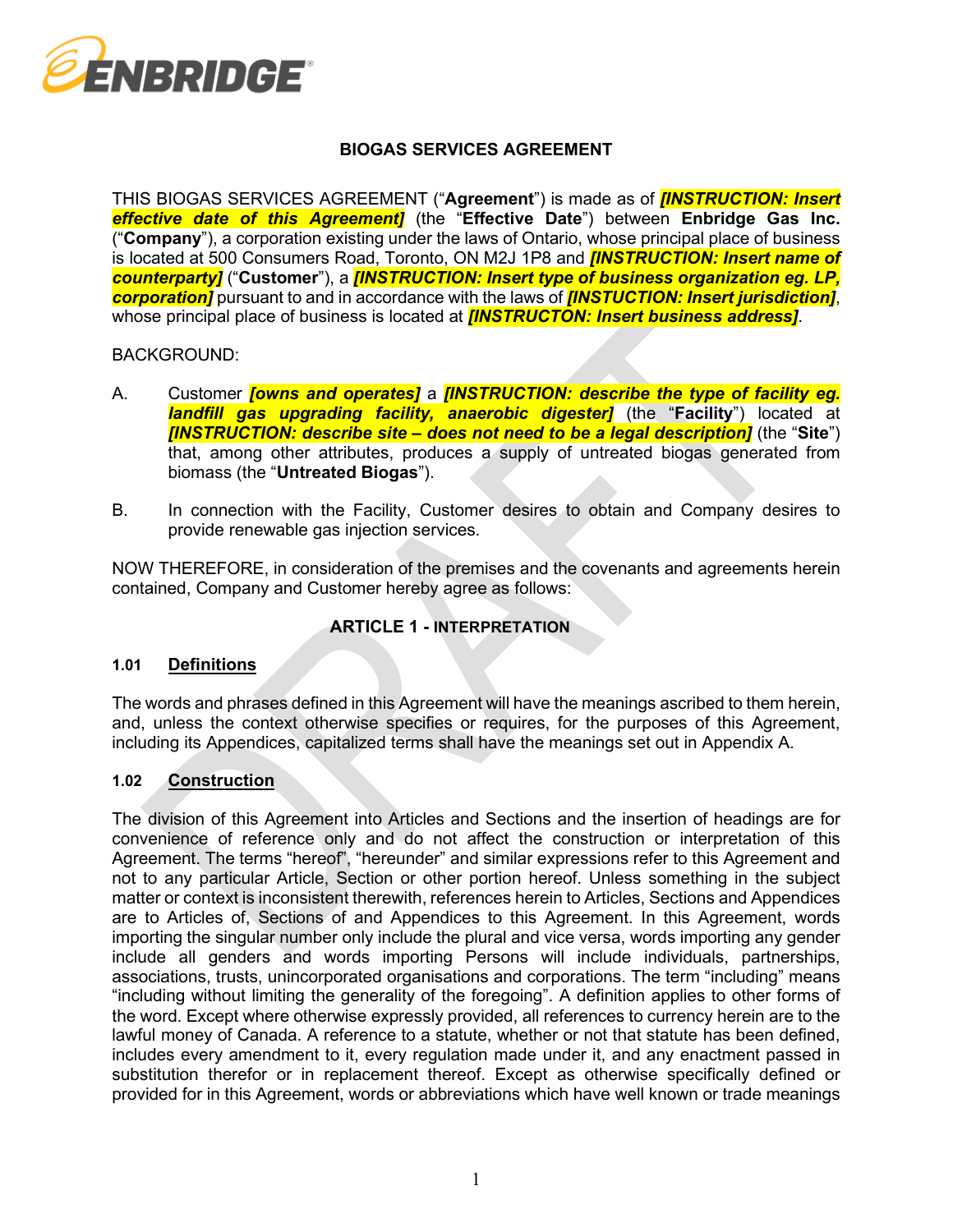# BIOGAS SERVICES AGREEMENT

THIS BIOGAS SERVICES AGREEMENT ("**Agreement**") is made as of ***[INSTRUCTION: Insert effective date of this Agreement]*** (the "**Effective Date**") between **Enbridge Gas Inc.** ("**Company**"), a corporation existing under the laws of Ontario, whose principal place of business is located at 500 Consumers Road, Toronto, ON M2J 1P8 and ***[INSTRUCTION: Insert name of counterparty]*** ("**Customer**"), a ***[INSTRUCTION: Insert type of business organization eg. LP, corporation]*** pursuant to and in accordance with the laws of ***[INSTUCTION: Insert jurisdiction]***, whose principal place of business is located at ***[INSTRUCTON: Insert business address]***.

BACKGROUND:

A. Customer ***[owns and operates]*** a ***[INSTRUCTION: describe the type of facility eg. landfill gas upgrading facility, anaerobic digester]*** (the "**Facility**") located at ***[INSTRUCTION: describe site – does not need to be a legal description]*** (the "**Site**") that, among other attributes, produces a supply of untreated biogas generated from biomass (the "**Untreated Biogas**").

B. In connection with the Facility, Customer desires to obtain and Company desires to provide renewable gas injection services.

NOW THEREFORE, in consideration of the premises and the covenants and agreements herein contained, Company and Customer hereby agree as follows:

## ARTICLE 1 - INTERPRETATION

### 1.01 Definitions

The words and phrases defined in this Agreement will have the meanings ascribed to them herein, and, unless the context otherwise specifies or requires, for the purposes of this Agreement, including its Appendices, capitalized terms shall have the meanings set out in Appendix A.

### 1.02 Construction

The division of this Agreement into Articles and Sections and the insertion of headings are for convenience of reference only and do not affect the construction or interpretation of this Agreement. The terms "hereof", "hereunder" and similar expressions refer to this Agreement and not to any particular Article, Section or other portion hereof. Unless something in the subject matter or context is inconsistent therewith, references herein to Articles, Sections and Appendices are to Articles of, Sections of and Appendices to this Agreement. In this Agreement, words importing the singular number only include the plural and vice versa, words importing any gender include all genders and words importing Persons will include individuals, partnerships, associations, trusts, unincorporated organisations and corporations. The term "including" means "including without limiting the generality of the foregoing". A definition applies to other forms of the word. Except where otherwise expressly provided, all references to currency herein are to the lawful money of Canada. A reference to a statute, whether or not that statute has been defined, includes every amendment to it, every regulation made under it, and any enactment passed in substitution therefor or in replacement thereof. Except as otherwise specifically defined or provided for in this Agreement, words or abbreviations which have well known or trade meanings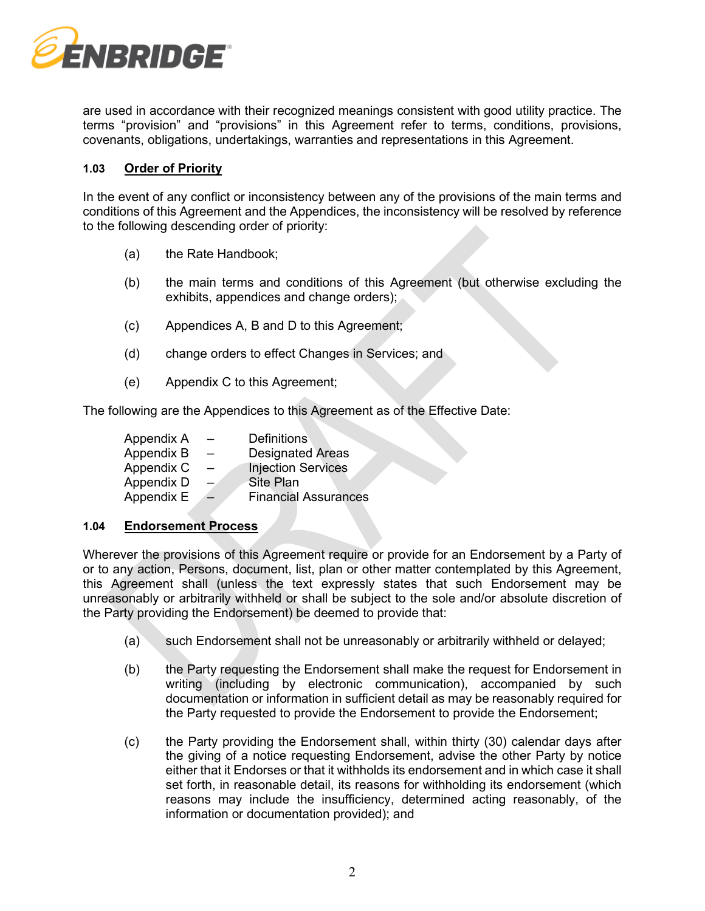are used in accordance with their recognized meanings consistent with good utility practice. The terms “provision” and “provisions” in this Agreement refer to terms, conditions, provisions, covenants, obligations, undertakings, warranties and representations in this Agreement.

### 1.03 Order of Priority

In the event of any conflict or inconsistency between any of the provisions of the main terms and conditions of this Agreement and the Appendices, the inconsistency will be resolved by reference to the following descending order of priority:

(a) the Rate Handbook;

(b) the main terms and conditions of this Agreement (but otherwise excluding the exhibits, appendices and change orders);

(c) Appendices A, B and D to this Agreement;

(d) change orders to effect Changes in Services; and

(e) Appendix C to this Agreement;

The following are the Appendices to this Agreement as of the Effective Date:

Appendix A – Definitions
Appendix B – Designated Areas
Appendix C – Injection Services
Appendix D – Site Plan
Appendix E – Financial Assurances

### 1.04 Endorsement Process

Wherever the provisions of this Agreement require or provide for an Endorsement by a Party of or to any action, Persons, document, list, plan or other matter contemplated by this Agreement, this Agreement shall (unless the text expressly states that such Endorsement may be unreasonably or arbitrarily withheld or shall be subject to the sole and/or absolute discretion of the Party providing the Endorsement) be deemed to provide that:

(a) such Endorsement shall not be unreasonably or arbitrarily withheld or delayed;

(b) the Party requesting the Endorsement shall make the request for Endorsement in writing (including by electronic communication), accompanied by such documentation or information in sufficient detail as may be reasonably required for the Party requested to provide the Endorsement to provide the Endorsement;

(c) the Party providing the Endorsement shall, within thirty (30) calendar days after the giving of a notice requesting Endorsement, advise the other Party by notice either that it Endorses or that it withholds its endorsement and in which case it shall set forth, in reasonable detail, its reasons for withholding its endorsement (which reasons may include the insufficiency, determined acting reasonably, of the information or documentation provided); and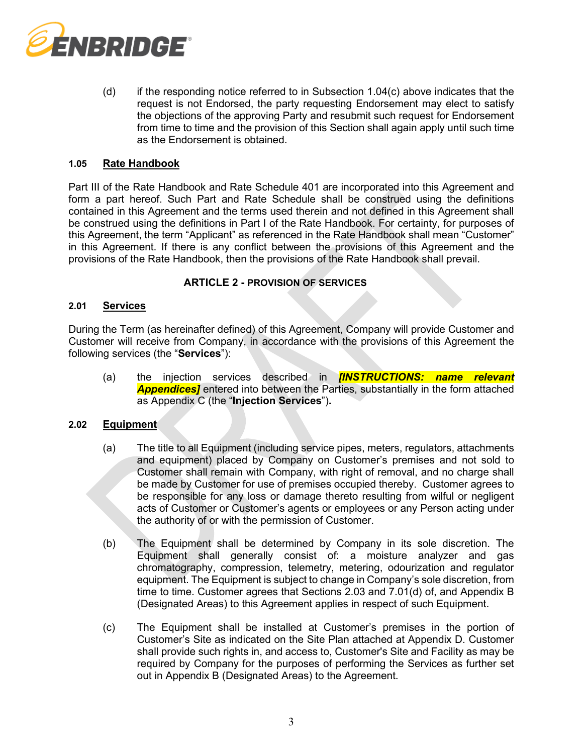(d) if the responding notice referred to in Subsection 1.04(c) above indicates that the request is not Endorsed, the party requesting Endorsement may elect to satisfy the objections of the approving Party and resubmit such request for Endorsement from time to time and the provision of this Section shall again apply until such time as the Endorsement is obtained.

### 1.05 Rate Handbook

Part III of the Rate Handbook and Rate Schedule 401 are incorporated into this Agreement and form a part hereof. Such Part and Rate Schedule shall be construed using the definitions contained in this Agreement and the terms used therein and not defined in this Agreement shall be construed using the definitions in Part I of the Rate Handbook. For certainty, for purposes of this Agreement, the term "Applicant" as referenced in the Rate Handbook shall mean "Customer" in this Agreement. If there is any conflict between the provisions of this Agreement and the provisions of the Rate Handbook, then the provisions of the Rate Handbook shall prevail.

## ARTICLE 2 - PROVISION OF SERVICES

### 2.01 Services

During the Term (as hereinafter defined) of this Agreement, Company will provide Customer and Customer will receive from Company, in accordance with the provisions of this Agreement the following services (the "**Services**"):

(a) the injection services described in ***[INSTRUCTIONS: name relevant Appendices]*** entered into between the Parties, substantially in the form attached as Appendix C (the "**Injection Services**").

### 2.02 Equipment

(a) The title to all Equipment (including service pipes, meters, regulators, attachments and equipment) placed by Company on Customer's premises and not sold to Customer shall remain with Company, with right of removal, and no charge shall be made by Customer for use of premises occupied thereby. Customer agrees to be responsible for any loss or damage thereto resulting from wilful or negligent acts of Customer or Customer's agents or employees or any Person acting under the authority of or with the permission of Customer.

(b) The Equipment shall be determined by Company in its sole discretion. The Equipment shall generally consist of: a moisture analyzer and gas chromatography, compression, telemetry, metering, odourization and regulator equipment. The Equipment is subject to change in Company's sole discretion, from time to time. Customer agrees that Sections 2.03 and 7.01(d) of, and Appendix B (Designated Areas) to this Agreement applies in respect of such Equipment.

(c) The Equipment shall be installed at Customer's premises in the portion of Customer's Site as indicated on the Site Plan attached at Appendix D. Customer shall provide such rights in, and access to, Customer's Site and Facility as may be required by Company for the purposes of performing the Services as further set out in Appendix B (Designated Areas) to the Agreement.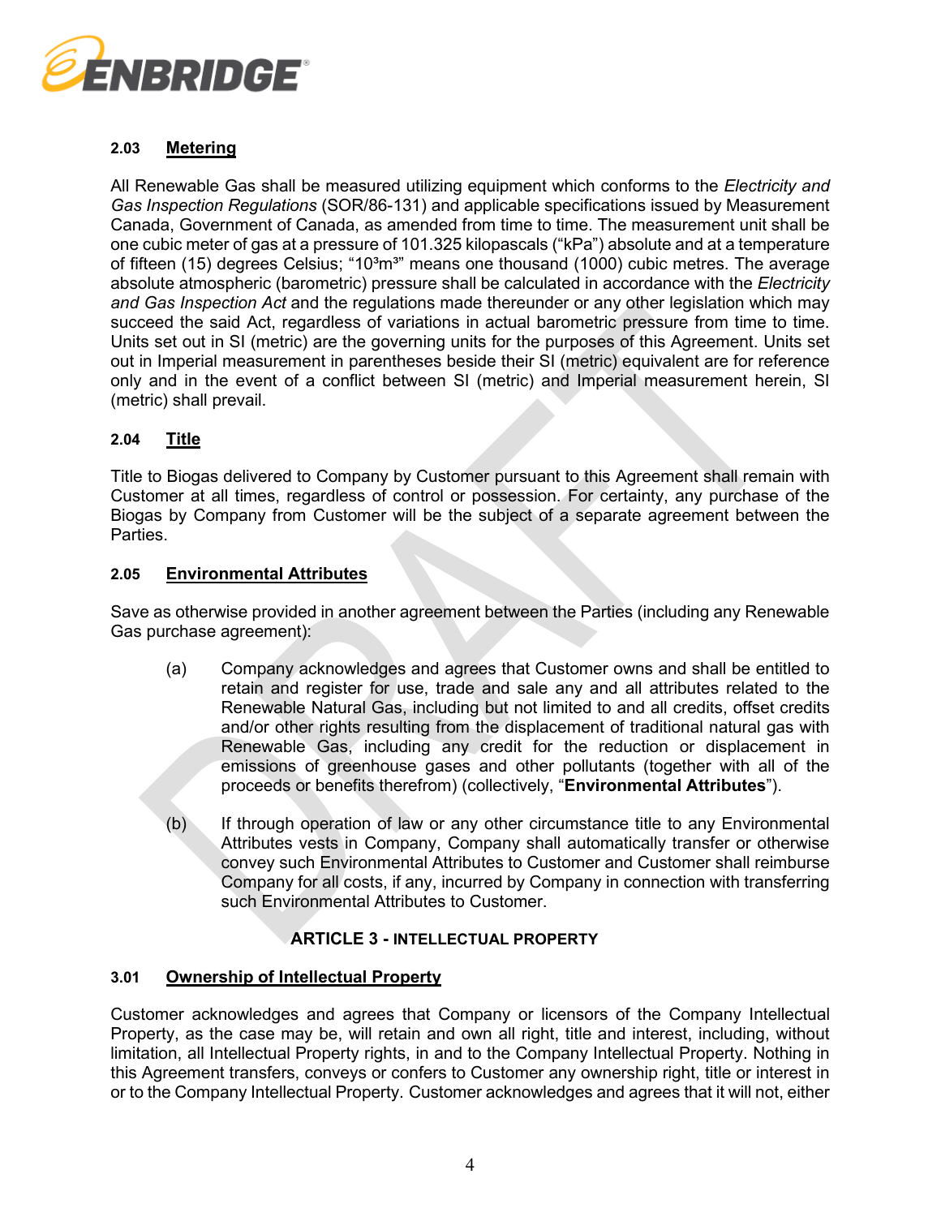**2.03 Metering**

All Renewable Gas shall be measured utilizing equipment which conforms to the *Electricity and Gas Inspection Regulations* (SOR/86-131) and applicable specifications issued by Measurement Canada, Government of Canada, as amended from time to time. The measurement unit shall be one cubic meter of gas at a pressure of 101.325 kilopascals ("kPa") absolute and at a temperature of fifteen (15) degrees Celsius; "$10^3m^3$" means one thousand (1000) cubic metres. The average absolute atmospheric (barometric) pressure shall be calculated in accordance with the *Electricity and Gas Inspection Act* and the regulations made thereunder or any other legislation which may succeed the said Act, regardless of variations in actual barometric pressure from time to time. Units set out in SI (metric) are the governing units for the purposes of this Agreement. Units set out in Imperial measurement in parentheses beside their SI (metric) equivalent are for reference only and in the event of a conflict between SI (metric) and Imperial measurement herein, SI (metric) shall prevail.

**2.04 Title**

Title to Biogas delivered to Company by Customer pursuant to this Agreement shall remain with Customer at all times, regardless of control or possession. For certainty, any purchase of the Biogas by Company from Customer will be the subject of a separate agreement between the Parties.

**2.05 Environmental Attributes**

Save as otherwise provided in another agreement between the Parties (including any Renewable Gas purchase agreement):

(a) Company acknowledges and agrees that Customer owns and shall be entitled to retain and register for use, trade and sale any and all attributes related to the Renewable Natural Gas, including but not limited to and all credits, offset credits and/or other rights resulting from the displacement of traditional natural gas with Renewable Gas, including any credit for the reduction or displacement in emissions of greenhouse gases and other pollutants (together with all of the proceeds or benefits therefrom) (collectively, "**Environmental Attributes**").

(b) If through operation of law or any other circumstance title to any Environmental Attributes vests in Company, Company shall automatically transfer or otherwise convey such Environmental Attributes to Customer and Customer shall reimburse Company for all costs, if any, incurred by Company in connection with transferring such Environmental Attributes to Customer.

## ARTICLE 3 - INTELLECTUAL PROPERTY

**3.01 Ownership of Intellectual Property**

Customer acknowledges and agrees that Company or licensors of the Company Intellectual Property, as the case may be, will retain and own all right, title and interest, including, without limitation, all Intellectual Property rights, in and to the Company Intellectual Property. Nothing in this Agreement transfers, conveys or confers to Customer any ownership right, title or interest in or to the Company Intellectual Property. Customer acknowledges and agrees that it will not, either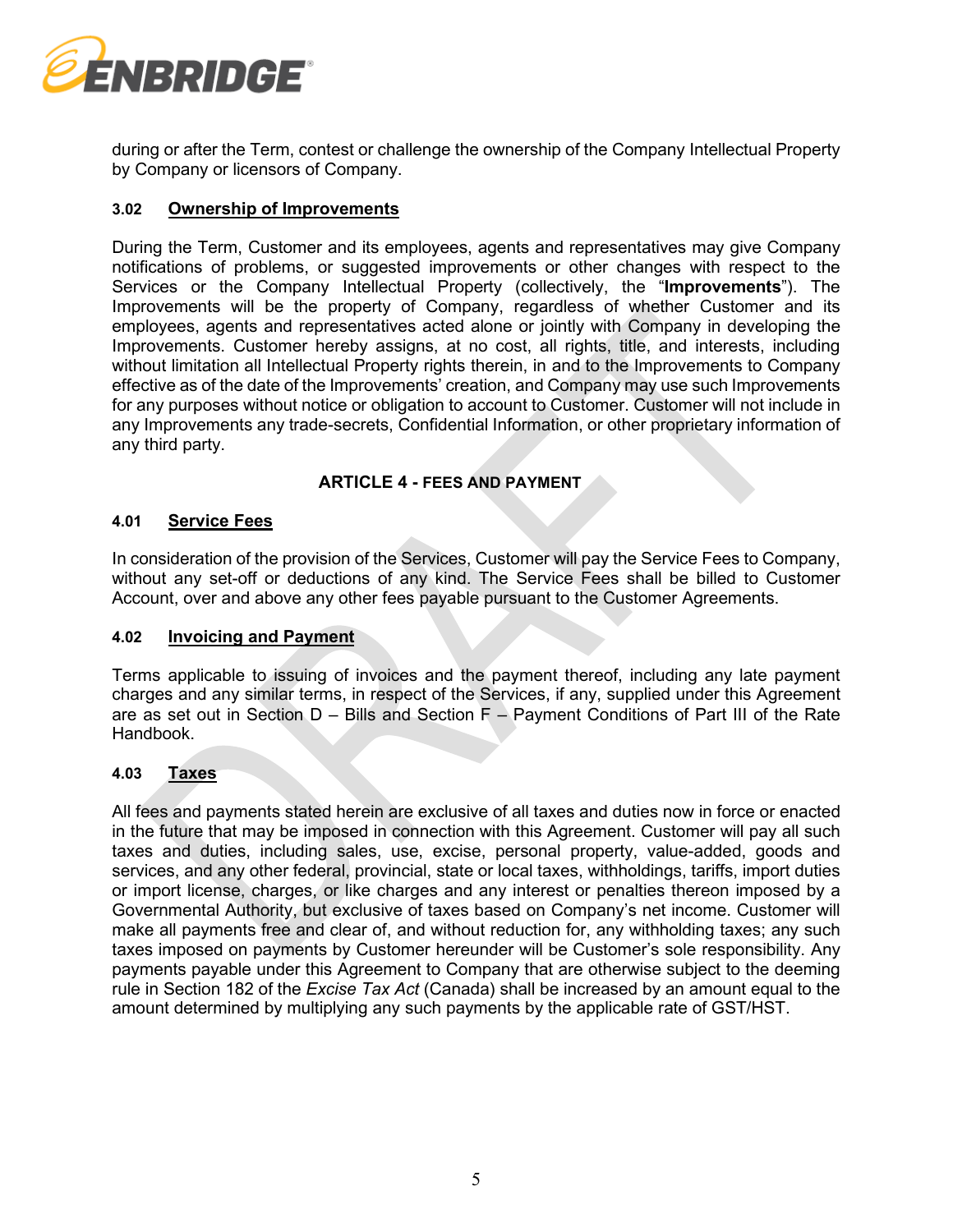during or after the Term, contest or challenge the ownership of the Company Intellectual Property by Company or licensors of Company.

**3.02 Ownership of Improvements**

During the Term, Customer and its employees, agents and representatives may give Company notifications of problems, or suggested improvements or other changes with respect to the Services or the Company Intellectual Property (collectively, the "**Improvements**"). The Improvements will be the property of Company, regardless of whether Customer and its employees, agents and representatives acted alone or jointly with Company in developing the Improvements. Customer hereby assigns, at no cost, all rights, title, and interests, including without limitation all Intellectual Property rights therein, in and to the Improvements to Company effective as of the date of the Improvements' creation, and Company may use such Improvements for any purposes without notice or obligation to account to Customer. Customer will not include in any Improvements any trade-secrets, Confidential Information, or other proprietary information of any third party.

## ARTICLE 4 - FEES AND PAYMENT

**4.01 Service Fees**

In consideration of the provision of the Services, Customer will pay the Service Fees to Company, without any set-off or deductions of any kind. The Service Fees shall be billed to Customer Account, over and above any other fees payable pursuant to the Customer Agreements.

**4.02 Invoicing and Payment**

Terms applicable to issuing of invoices and the payment thereof, including any late payment charges and any similar terms, in respect of the Services, if any, supplied under this Agreement are as set out in Section D – Bills and Section F – Payment Conditions of Part III of the Rate Handbook.

**4.03 Taxes**

All fees and payments stated herein are exclusive of all taxes and duties now in force or enacted in the future that may be imposed in connection with this Agreement. Customer will pay all such taxes and duties, including sales, use, excise, personal property, value-added, goods and services, and any other federal, provincial, state or local taxes, withholdings, tariffs, import duties or import license, charges, or like charges and any interest or penalties thereon imposed by a Governmental Authority, but exclusive of taxes based on Company's net income. Customer will make all payments free and clear of, and without reduction for, any withholding taxes; any such taxes imposed on payments by Customer hereunder will be Customer's sole responsibility. Any payments payable under this Agreement to Company that are otherwise subject to the deeming rule in Section 182 of the *Excise Tax Act* (Canada) shall be increased by an amount equal to the amount determined by multiplying any such payments by the applicable rate of GST/HST.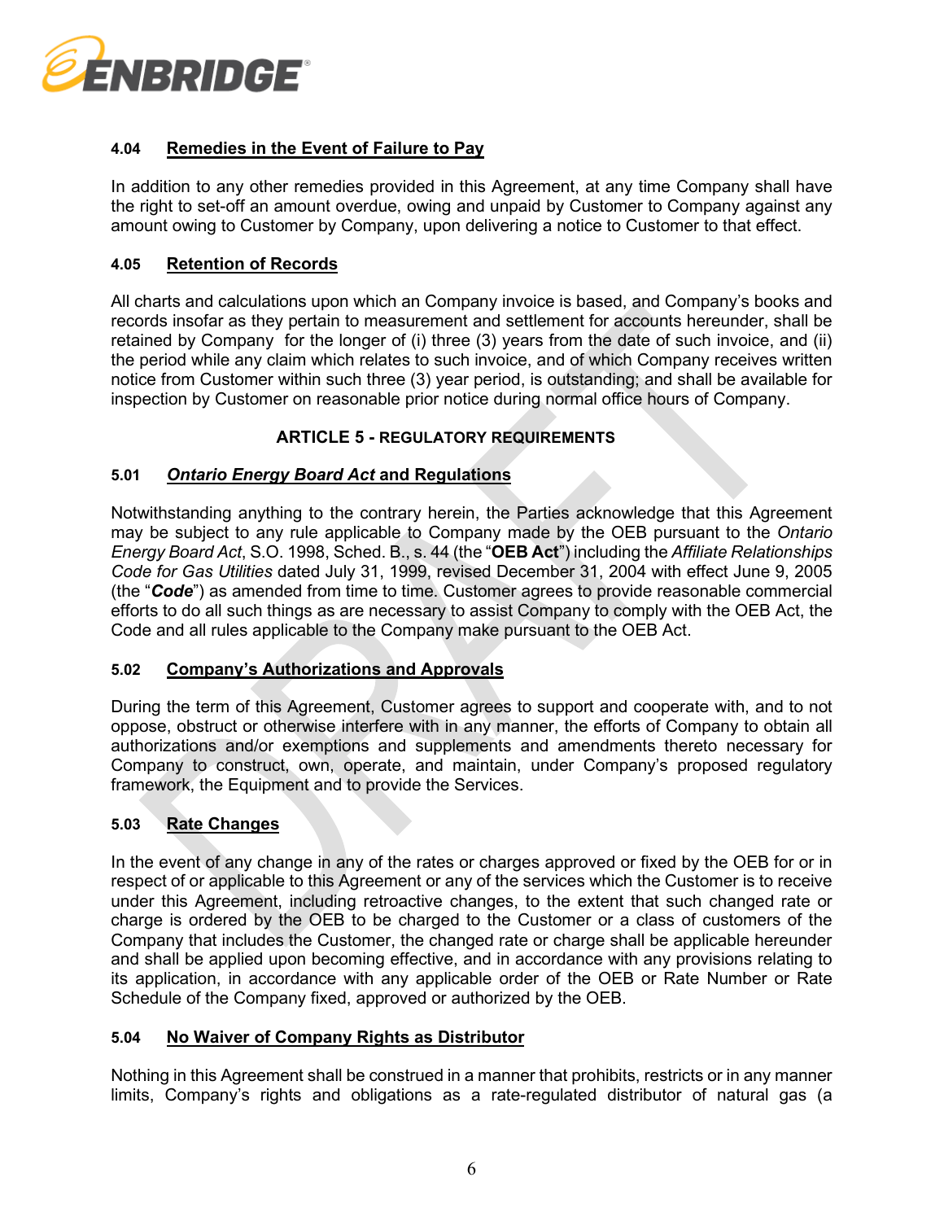### 4.04 Remedies in the Event of Failure to Pay

In addition to any other remedies provided in this Agreement, at any time Company shall have the right to set-off an amount overdue, owing and unpaid by Customer to Company against any amount owing to Customer by Company, upon delivering a notice to Customer to that effect.

### 4.05 Retention of Records

All charts and calculations upon which an Company invoice is based, and Company's books and records insofar as they pertain to measurement and settlement for accounts hereunder, shall be retained by Company for the longer of (i) three (3) years from the date of such invoice, and (ii) the period while any claim which relates to such invoice, and of which Company receives written notice from Customer within such three (3) year period, is outstanding; and shall be available for inspection by Customer on reasonable prior notice during normal office hours of Company.

## ARTICLE 5 - REGULATORY REQUIREMENTS

### 5.01 *Ontario Energy Board Act* and Regulations

Notwithstanding anything to the contrary herein, the Parties acknowledge that this Agreement may be subject to any rule applicable to Company made by the OEB pursuant to the *Ontario Energy Board Act*, S.O. 1998, Sched. B., s. 44 (the "**OEB Act**") including the *Affiliate Relationships Code for Gas Utilities* dated July 31, 1999, revised December 31, 2004 with effect June 9, 2005 (the "***Code***") as amended from time to time. Customer agrees to provide reasonable commercial efforts to do all such things as are necessary to assist Company to comply with the OEB Act, the Code and all rules applicable to the Company make pursuant to the OEB Act.

### 5.02 Company's Authorizations and Approvals

During the term of this Agreement, Customer agrees to support and cooperate with, and to not oppose, obstruct or otherwise interfere with in any manner, the efforts of Company to obtain all authorizations and/or exemptions and supplements and amendments thereto necessary for Company to construct, own, operate, and maintain, under Company's proposed regulatory framework, the Equipment and to provide the Services.

### 5.03 Rate Changes

In the event of any change in any of the rates or charges approved or fixed by the OEB for or in respect of or applicable to this Agreement or any of the services which the Customer is to receive under this Agreement, including retroactive changes, to the extent that such changed rate or charge is ordered by the OEB to be charged to the Customer or a class of customers of the Company that includes the Customer, the changed rate or charge shall be applicable hereunder and shall be applied upon becoming effective, and in accordance with any provisions relating to its application, in accordance with any applicable order of the OEB or Rate Number or Rate Schedule of the Company fixed, approved or authorized by the OEB.

### 5.04 No Waiver of Company Rights as Distributor

Nothing in this Agreement shall be construed in a manner that prohibits, restricts or in any manner limits, Company's rights and obligations as a rate-regulated distributor of natural gas (a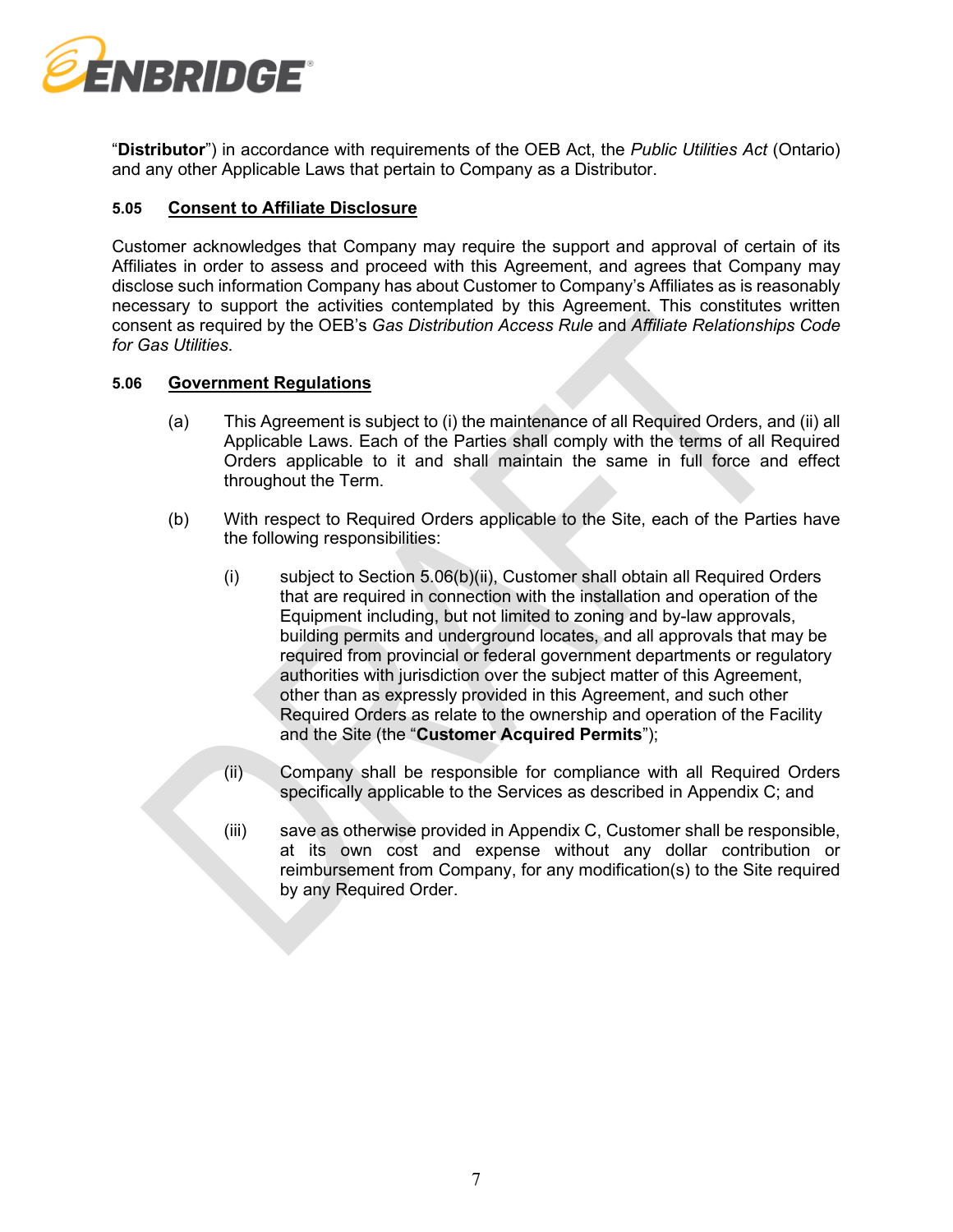"**Distributor**") in accordance with requirements of the OEB Act, the *Public Utilities Act* (Ontario) and any other Applicable Laws that pertain to Company as a Distributor.

**5.05 <u>Consent to Affiliate Disclosure</u>**

Customer acknowledges that Company may require the support and approval of certain of its Affiliates in order to assess and proceed with this Agreement, and agrees that Company may disclose such information Company has about Customer to Company's Affiliates as is reasonably necessary to support the activities contemplated by this Agreement. This constitutes written consent as required by the OEB's *Gas Distribution Access Rule* and *Affiliate Relationships Code for Gas Utilities*.

**5.06 <u>Government Regulations</u>**

(a) This Agreement is subject to (i) the maintenance of all Required Orders, and (ii) all Applicable Laws. Each of the Parties shall comply with the terms of all Required Orders applicable to it and shall maintain the same in full force and effect throughout the Term.

(b) With respect to Required Orders applicable to the Site, each of the Parties have the following responsibilities:

(i) subject to Section 5.06(b)(ii), Customer shall obtain all Required Orders that are required in connection with the installation and operation of the Equipment including, but not limited to zoning and by-law approvals, building permits and underground locates, and all approvals that may be required from provincial or federal government departments or regulatory authorities with jurisdiction over the subject matter of this Agreement, other than as expressly provided in this Agreement, and such other Required Orders as relate to the ownership and operation of the Facility and the Site (the "**Customer Acquired Permits**");

(ii) Company shall be responsible for compliance with all Required Orders specifically applicable to the Services as described in Appendix C; and

(iii) save as otherwise provided in Appendix C, Customer shall be responsible, at its own cost and expense without any dollar contribution or reimbursement from Company, for any modification(s) to the Site required by any Required Order.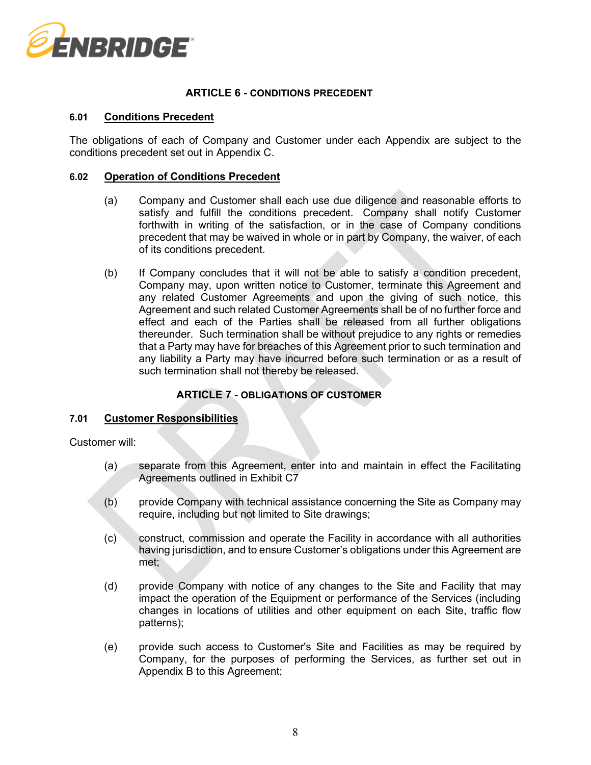## ARTICLE 6 - CONDITIONS PRECEDENT

### 6.01 Conditions Precedent

The obligations of each of Company and Customer under each Appendix are subject to the conditions precedent set out in Appendix C.

### 6.02 Operation of Conditions Precedent

(a) Company and Customer shall each use due diligence and reasonable efforts to satisfy and fulfill the conditions precedent. Company shall notify Customer forthwith in writing of the satisfaction, or in the case of Company conditions precedent that may be waived in whole or in part by Company, the waiver, of each of its conditions precedent.

(b) If Company concludes that it will not be able to satisfy a condition precedent, Company may, upon written notice to Customer, terminate this Agreement and any related Customer Agreements and upon the giving of such notice, this Agreement and such related Customer Agreements shall be of no further force and effect and each of the Parties shall be released from all further obligations thereunder. Such termination shall be without prejudice to any rights or remedies that a Party may have for breaches of this Agreement prior to such termination and any liability a Party may have incurred before such termination or as a result of such termination shall not thereby be released.

## ARTICLE 7 - OBLIGATIONS OF CUSTOMER

### 7.01 Customer Responsibilities

Customer will:

(a) separate from this Agreement, enter into and maintain in effect the Facilitating Agreements outlined in Exhibit C7

(b) provide Company with technical assistance concerning the Site as Company may require, including but not limited to Site drawings;

(c) construct, commission and operate the Facility in accordance with all authorities having jurisdiction, and to ensure Customer's obligations under this Agreement are met;

(d) provide Company with notice of any changes to the Site and Facility that may impact the operation of the Equipment or performance of the Services (including changes in locations of utilities and other equipment on each Site, traffic flow patterns);

(e) provide such access to Customer's Site and Facilities as may be required by Company, for the purposes of performing the Services, as further set out in Appendix B to this Agreement;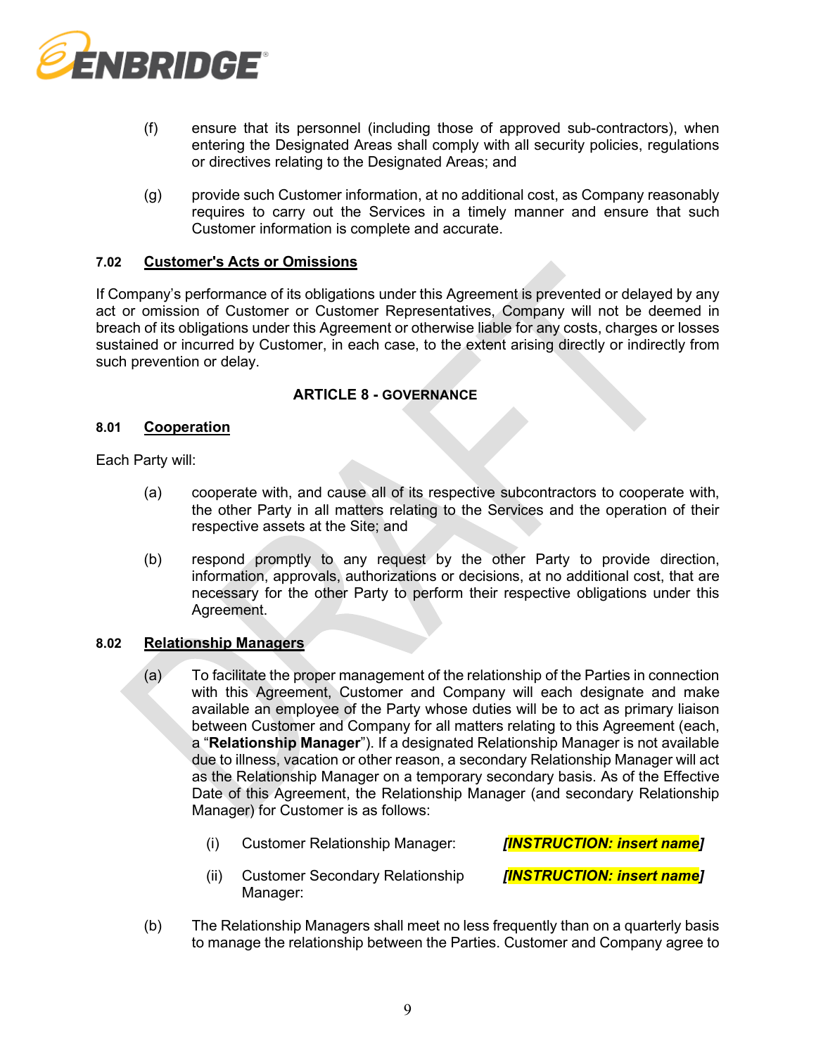(f) ensure that its personnel (including those of approved sub-contractors), when entering the Designated Areas shall comply with all security policies, regulations or directives relating to the Designated Areas; and

(g) provide such Customer information, at no additional cost, as Company reasonably requires to carry out the Services in a timely manner and ensure that such Customer information is complete and accurate.

**7.02 Customer's Acts or Omissions**

If Company's performance of its obligations under this Agreement is prevented or delayed by any act or omission of Customer or Customer Representatives, Company will not be deemed in breach of its obligations under this Agreement or otherwise liable for any costs, charges or losses sustained or incurred by Customer, in each case, to the extent arising directly or indirectly from such prevention or delay.

## ARTICLE 8 - GOVERNANCE

**8.01 Cooperation**

Each Party will:

(a) cooperate with, and cause all of its respective subcontractors to cooperate with, the other Party in all matters relating to the Services and the operation of their respective assets at the Site; and

(b) respond promptly to any request by the other Party to provide direction, information, approvals, authorizations or decisions, at no additional cost, that are necessary for the other Party to perform their respective obligations under this Agreement.

**8.02 Relationship Managers**

(a) To facilitate the proper management of the relationship of the Parties in connection with this Agreement, Customer and Company will each designate and make available an employee of the Party whose duties will be to act as primary liaison between Customer and Company for all matters relating to this Agreement (each, a "**Relationship Manager**"). If a designated Relationship Manager is not available due to illness, vacation or other reason, a secondary Relationship Manager will act as the Relationship Manager on a temporary secondary basis. As of the Effective Date of this Agreement, the Relationship Manager (and secondary Relationship Manager) for Customer is as follows:

(i) Customer Relationship Manager: ***[INSTRUCTION: insert name]***

(ii) Customer Secondary Relationship Manager: ***[INSTRUCTION: insert name]***

(b) The Relationship Managers shall meet no less frequently than on a quarterly basis to manage the relationship between the Parties. Customer and Company agree to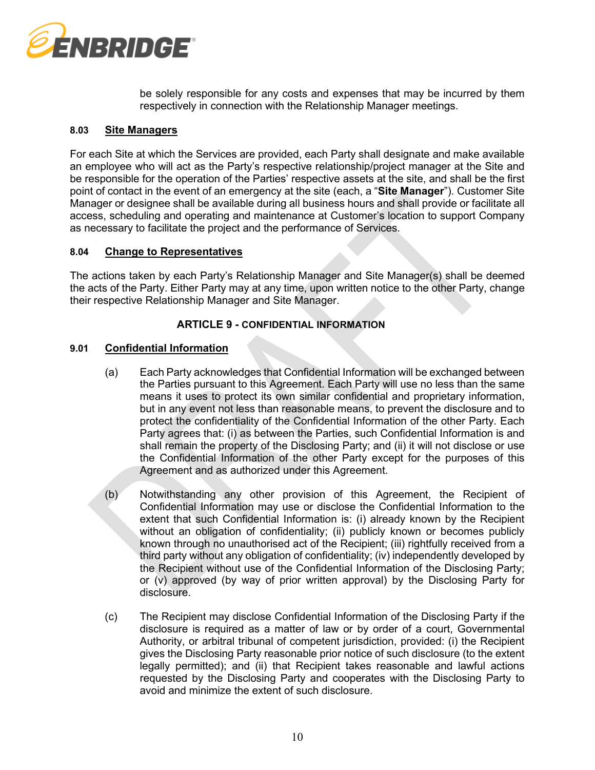be solely responsible for any costs and expenses that may be incurred by them respectively in connection with the Relationship Manager meetings.

### 8.03 Site Managers

For each Site at which the Services are provided, each Party shall designate and make available an employee who will act as the Party's respective relationship/project manager at the Site and be responsible for the operation of the Parties' respective assets at the site, and shall be the first point of contact in the event of an emergency at the site (each, a "**Site Manager**"). Customer Site Manager or designee shall be available during all business hours and shall provide or facilitate all access, scheduling and operating and maintenance at Customer's location to support Company as necessary to facilitate the project and the performance of Services.

### 8.04 Change to Representatives

The actions taken by each Party's Relationship Manager and Site Manager(s) shall be deemed the acts of the Party. Either Party may at any time, upon written notice to the other Party, change their respective Relationship Manager and Site Manager.

## ARTICLE 9 - CONFIDENTIAL INFORMATION

### 9.01 Confidential Information

(a) Each Party acknowledges that Confidential Information will be exchanged between the Parties pursuant to this Agreement. Each Party will use no less than the same means it uses to protect its own similar confidential and proprietary information, but in any event not less than reasonable means, to prevent the disclosure and to protect the confidentiality of the Confidential Information of the other Party. Each Party agrees that: (i) as between the Parties, such Confidential Information is and shall remain the property of the Disclosing Party; and (ii) it will not disclose or use the Confidential Information of the other Party except for the purposes of this Agreement and as authorized under this Agreement.

(b) Notwithstanding any other provision of this Agreement, the Recipient of Confidential Information may use or disclose the Confidential Information to the extent that such Confidential Information is: (i) already known by the Recipient without an obligation of confidentiality; (ii) publicly known or becomes publicly known through no unauthorised act of the Recipient; (iii) rightfully received from a third party without any obligation of confidentiality; (iv) independently developed by the Recipient without use of the Confidential Information of the Disclosing Party; or (v) approved (by way of prior written approval) by the Disclosing Party for disclosure.

(c) The Recipient may disclose Confidential Information of the Disclosing Party if the disclosure is required as a matter of law or by order of a court, Governmental Authority, or arbitral tribunal of competent jurisdiction, provided: (i) the Recipient gives the Disclosing Party reasonable prior notice of such disclosure (to the extent legally permitted); and (ii) that Recipient takes reasonable and lawful actions requested by the Disclosing Party and cooperates with the Disclosing Party to avoid and minimize the extent of such disclosure.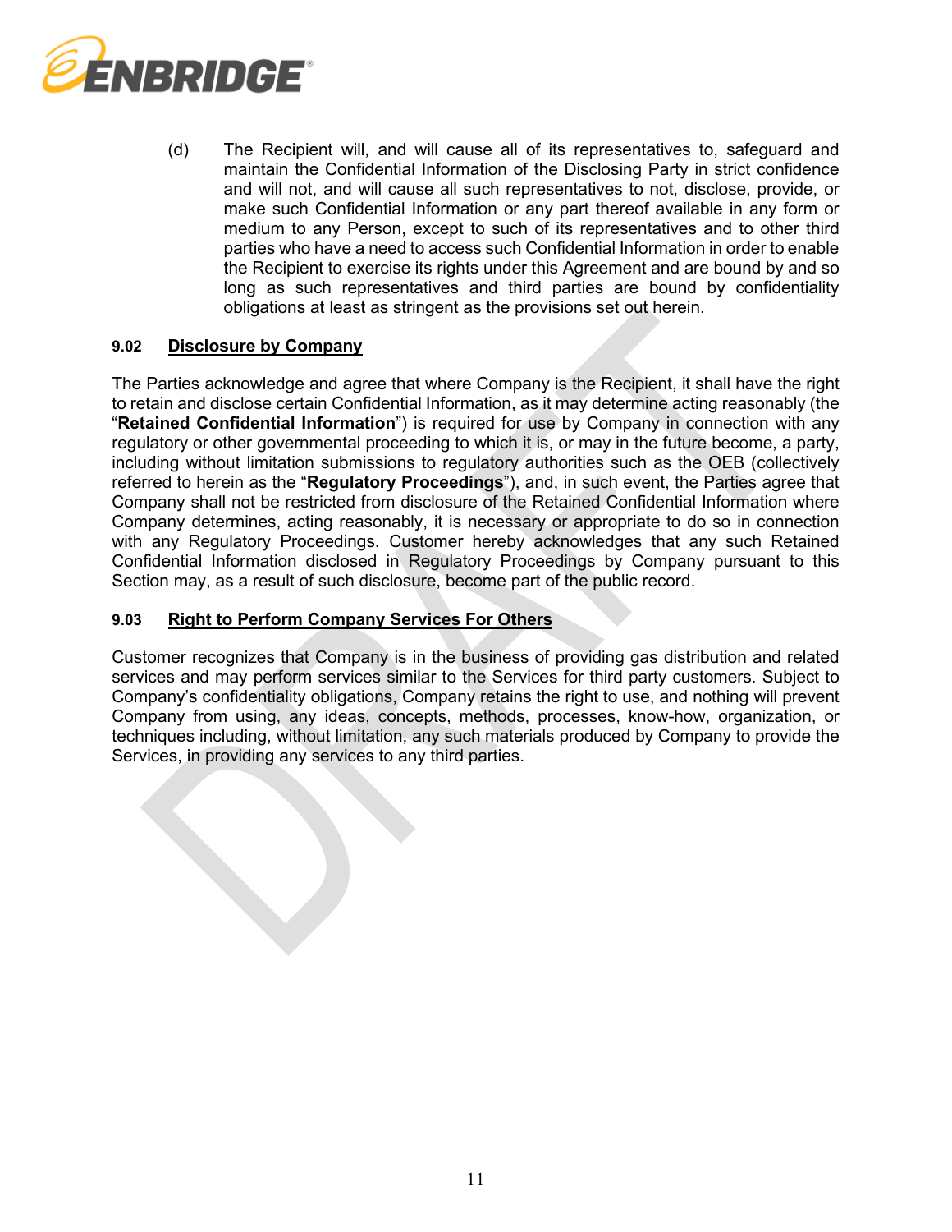(d) The Recipient will, and will cause all of its representatives to, safeguard and maintain the Confidential Information of the Disclosing Party in strict confidence and will not, and will cause all such representatives to not, disclose, provide, or make such Confidential Information or any part thereof available in any form or medium to any Person, except to such of its representatives and to other third parties who have a need to access such Confidential Information in order to enable the Recipient to exercise its rights under this Agreement and are bound by and so long as such representatives and third parties are bound by confidentiality obligations at least as stringent as the provisions set out herein.

### 9.02 Disclosure by Company

The Parties acknowledge and agree that where Company is the Recipient, it shall have the right to retain and disclose certain Confidential Information, as it may determine acting reasonably (the "**Retained Confidential Information**") is required for use by Company in connection with any regulatory or other governmental proceeding to which it is, or may in the future become, a party, including without limitation submissions to regulatory authorities such as the OEB (collectively referred to herein as the "**Regulatory Proceedings**"), and, in such event, the Parties agree that Company shall not be restricted from disclosure of the Retained Confidential Information where Company determines, acting reasonably, it is necessary or appropriate to do so in connection with any Regulatory Proceedings. Customer hereby acknowledges that any such Retained Confidential Information disclosed in Regulatory Proceedings by Company pursuant to this Section may, as a result of such disclosure, become part of the public record.

### 9.03 Right to Perform Company Services For Others

Customer recognizes that Company is in the business of providing gas distribution and related services and may perform services similar to the Services for third party customers. Subject to Company's confidentiality obligations, Company retains the right to use, and nothing will prevent Company from using, any ideas, concepts, methods, processes, know-how, organization, or techniques including, without limitation, any such materials produced by Company to provide the Services, in providing any services to any third parties.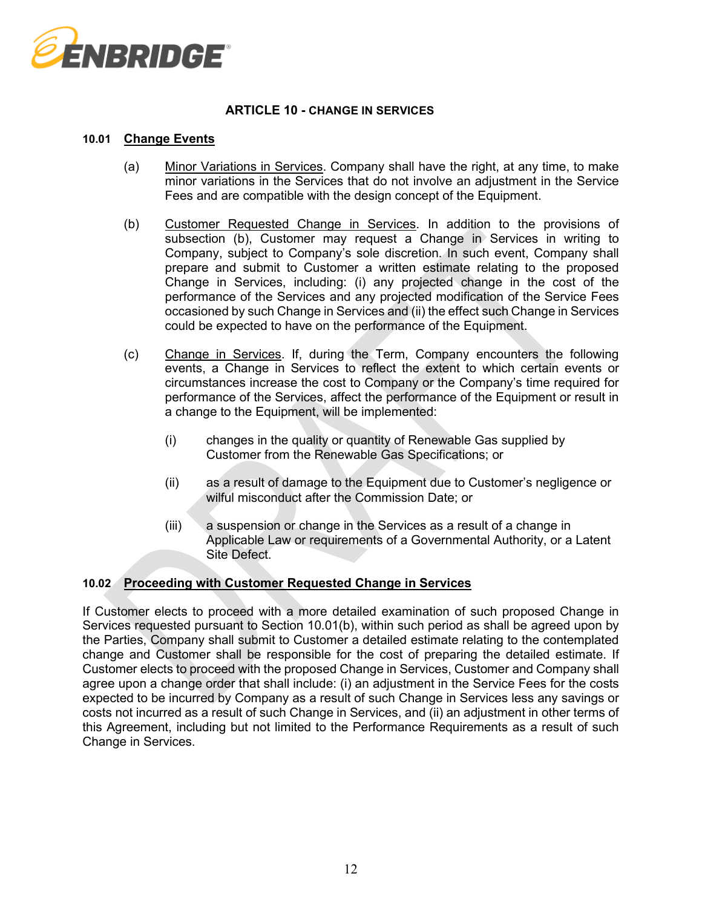## ARTICLE 10 - CHANGE IN SERVICES

**10.01 Change Events**

(a) Minor Variations in Services. Company shall have the right, at any time, to make minor variations in the Services that do not involve an adjustment in the Service Fees and are compatible with the design concept of the Equipment.

(b) Customer Requested Change in Services. In addition to the provisions of subsection (b), Customer may request a Change in Services in writing to Company, subject to Company's sole discretion. In such event, Company shall prepare and submit to Customer a written estimate relating to the proposed Change in Services, including: (i) any projected change in the cost of the performance of the Services and any projected modification of the Service Fees occasioned by such Change in Services and (ii) the effect such Change in Services could be expected to have on the performance of the Equipment.

(c) Change in Services. If, during the Term, Company encounters the following events, a Change in Services to reflect the extent to which certain events or circumstances increase the cost to Company or the Company's time required for performance of the Services, affect the performance of the Equipment or result in a change to the Equipment, will be implemented:

(i) changes in the quality or quantity of Renewable Gas supplied by Customer from the Renewable Gas Specifications; or

(ii) as a result of damage to the Equipment due to Customer's negligence or wilful misconduct after the Commission Date; or

(iii) a suspension or change in the Services as a result of a change in Applicable Law or requirements of a Governmental Authority, or a Latent Site Defect.

**10.02 Proceeding with Customer Requested Change in Services**

If Customer elects to proceed with a more detailed examination of such proposed Change in Services requested pursuant to Section 10.01(b), within such period as shall be agreed upon by the Parties, Company shall submit to Customer a detailed estimate relating to the contemplated change and Customer shall be responsible for the cost of preparing the detailed estimate. If Customer elects to proceed with the proposed Change in Services, Customer and Company shall agree upon a change order that shall include: (i) an adjustment in the Service Fees for the costs expected to be incurred by Company as a result of such Change in Services less any savings or costs not incurred as a result of such Change in Services, and (ii) an adjustment in other terms of this Agreement, including but not limited to the Performance Requirements as a result of such Change in Services.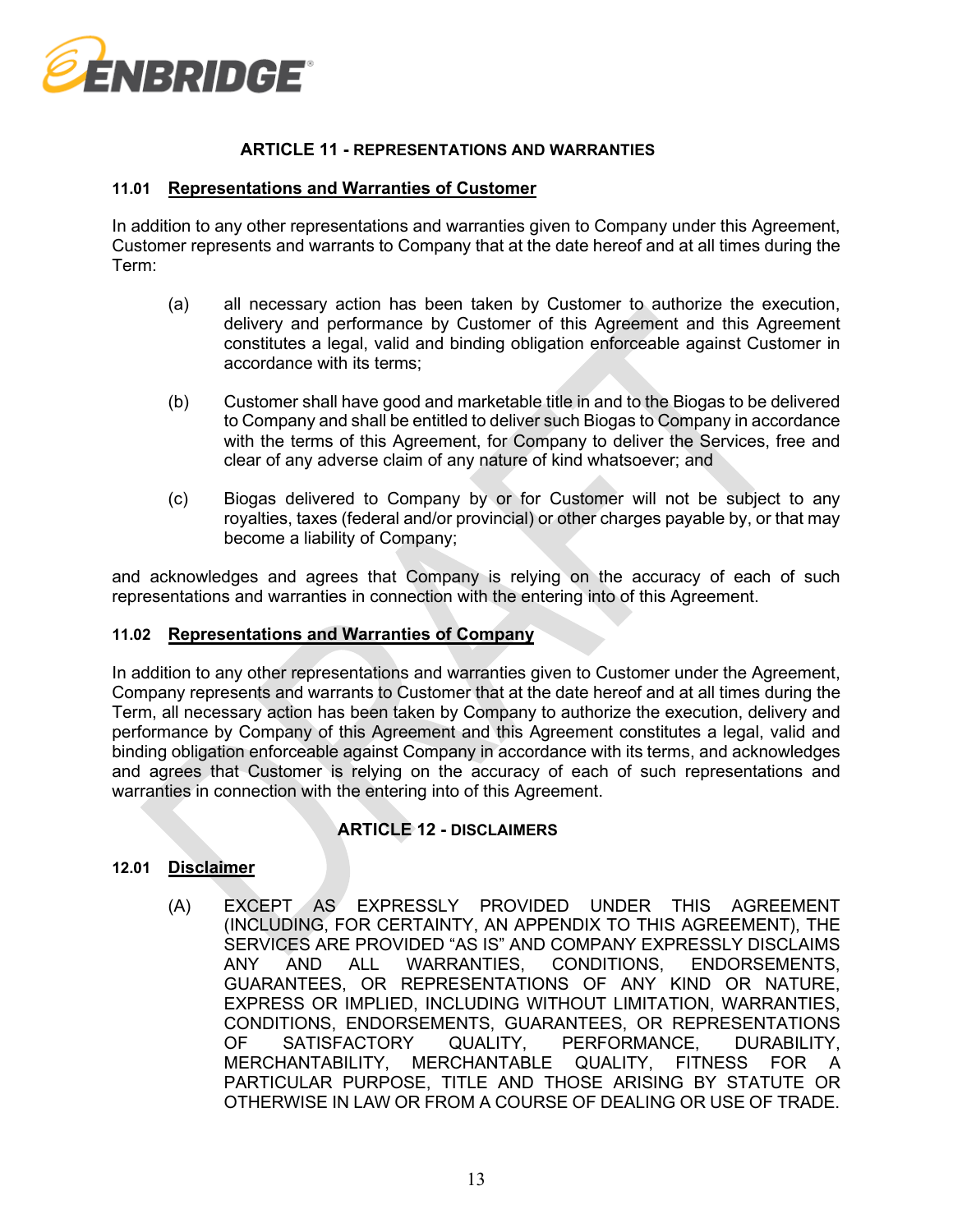## ARTICLE 11 - REPRESENTATIONS AND WARRANTIES

### 11.01 Representations and Warranties of Customer

In addition to any other representations and warranties given to Company under this Agreement, Customer represents and warrants to Company that at the date hereof and at all times during the Term:

(a) all necessary action has been taken by Customer to authorize the execution, delivery and performance by Customer of this Agreement and this Agreement constitutes a legal, valid and binding obligation enforceable against Customer in accordance with its terms;

(b) Customer shall have good and marketable title in and to the Biogas to be delivered to Company and shall be entitled to deliver such Biogas to Company in accordance with the terms of this Agreement, for Company to deliver the Services, free and clear of any adverse claim of any nature of kind whatsoever; and

(c) Biogas delivered to Company by or for Customer will not be subject to any royalties, taxes (federal and/or provincial) or other charges payable by, or that may become a liability of Company;

and acknowledges and agrees that Company is relying on the accuracy of each of such representations and warranties in connection with the entering into of this Agreement.

### 11.02 Representations and Warranties of Company

In addition to any other representations and warranties given to Customer under the Agreement, Company represents and warrants to Customer that at the date hereof and at all times during the Term, all necessary action has been taken by Company to authorize the execution, delivery and performance by Company of this Agreement and this Agreement constitutes a legal, valid and binding obligation enforceable against Company in accordance with its terms, and acknowledges and agrees that Customer is relying on the accuracy of each of such representations and warranties in connection with the entering into of this Agreement.

## ARTICLE 12 - DISCLAIMERS

### 12.01 Disclaimer

(A) EXCEPT AS EXPRESSLY PROVIDED UNDER THIS AGREEMENT (INCLUDING, FOR CERTAINTY, AN APPENDIX TO THIS AGREEMENT), THE SERVICES ARE PROVIDED "AS IS" AND COMPANY EXPRESSLY DISCLAIMS ANY AND ALL WARRANTIES, CONDITIONS, ENDORSEMENTS, GUARANTEES, OR REPRESENTATIONS OF ANY KIND OR NATURE, EXPRESS OR IMPLIED, INCLUDING WITHOUT LIMITATION, WARRANTIES, CONDITIONS, ENDORSEMENTS, GUARANTEES, OR REPRESENTATIONS OF SATISFACTORY QUALITY, PERFORMANCE, DURABILITY, MERCHANTABILITY, MERCHANTABLE QUALITY, FITNESS FOR A PARTICULAR PURPOSE, TITLE AND THOSE ARISING BY STATUTE OR OTHERWISE IN LAW OR FROM A COURSE OF DEALING OR USE OF TRADE.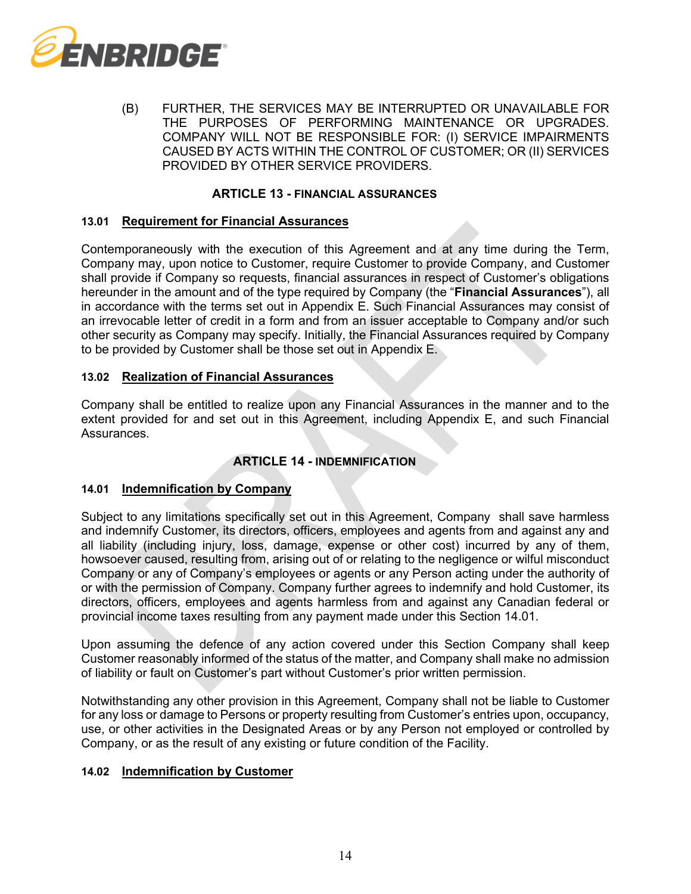(B) FURTHER, THE SERVICES MAY BE INTERRUPTED OR UNAVAILABLE FOR THE PURPOSES OF PERFORMING MAINTENANCE OR UPGRADES. COMPANY WILL NOT BE RESPONSIBLE FOR: (I) SERVICE IMPAIRMENTS CAUSED BY ACTS WITHIN THE CONTROL OF CUSTOMER; OR (II) SERVICES PROVIDED BY OTHER SERVICE PROVIDERS.

## ARTICLE 13 - FINANCIAL ASSURANCES

### 13.01 Requirement for Financial Assurances

Contemporaneously with the execution of this Agreement and at any time during the Term, Company may, upon notice to Customer, require Customer to provide Company, and Customer shall provide if Company so requests, financial assurances in respect of Customer's obligations hereunder in the amount and of the type required by Company (the "**Financial Assurances**"), all in accordance with the terms set out in Appendix E. Such Financial Assurances may consist of an irrevocable letter of credit in a form and from an issuer acceptable to Company and/or such other security as Company may specify. Initially, the Financial Assurances required by Company to be provided by Customer shall be those set out in Appendix E.

### 13.02 Realization of Financial Assurances

Company shall be entitled to realize upon any Financial Assurances in the manner and to the extent provided for and set out in this Agreement, including Appendix E, and such Financial Assurances.

## ARTICLE 14 - INDEMNIFICATION

### 14.01 Indemnification by Company

Subject to any limitations specifically set out in this Agreement, Company shall save harmless and indemnify Customer, its directors, officers, employees and agents from and against any and all liability (including injury, loss, damage, expense or other cost) incurred by any of them, howsoever caused, resulting from, arising out of or relating to the negligence or wilful misconduct Company or any of Company's employees or agents or any Person acting under the authority of or with the permission of Company. Company further agrees to indemnify and hold Customer, its directors, officers, employees and agents harmless from and against any Canadian federal or provincial income taxes resulting from any payment made under this Section 14.01.

Upon assuming the defence of any action covered under this Section Company shall keep Customer reasonably informed of the status of the matter, and Company shall make no admission of liability or fault on Customer's part without Customer's prior written permission.

Notwithstanding any other provision in this Agreement, Company shall not be liable to Customer for any loss or damage to Persons or property resulting from Customer's entries upon, occupancy, use, or other activities in the Designated Areas or by any Person not employed or controlled by Company, or as the result of any existing or future condition of the Facility.

### 14.02 Indemnification by Customer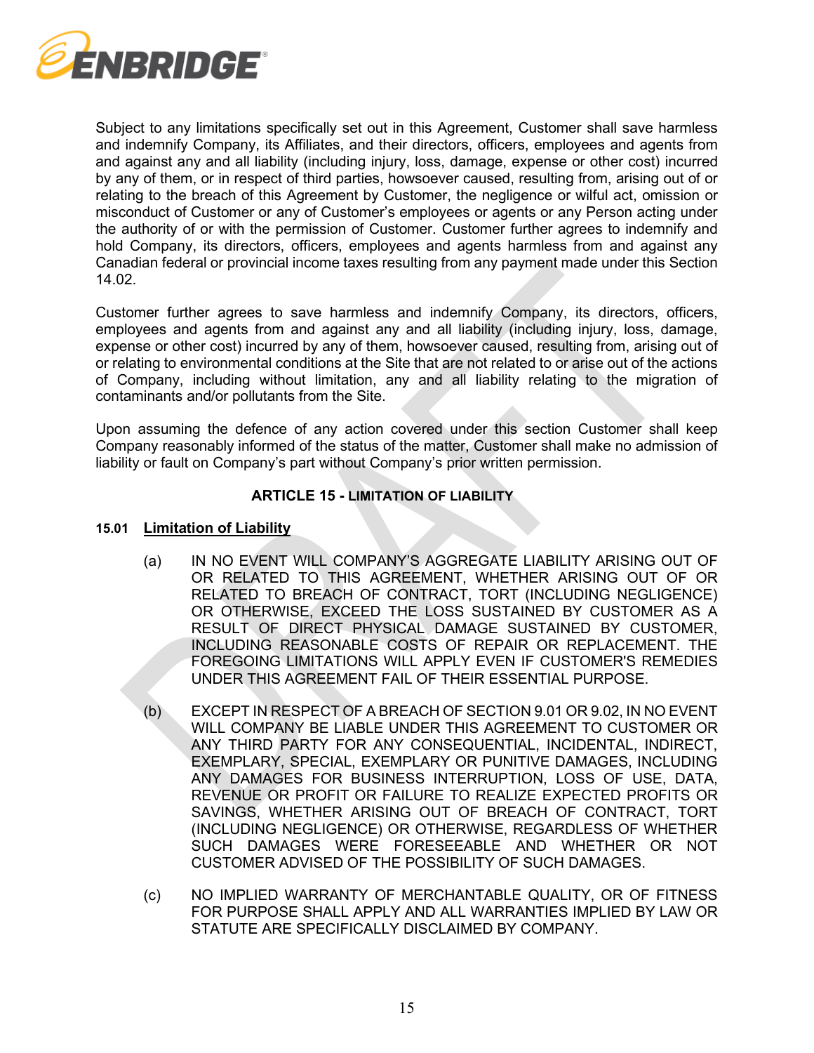Subject to any limitations specifically set out in this Agreement, Customer shall save harmless and indemnify Company, its Affiliates, and their directors, officers, employees and agents from and against any and all liability (including injury, loss, damage, expense or other cost) incurred by any of them, or in respect of third parties, howsoever caused, resulting from, arising out of or relating to the breach of this Agreement by Customer, the negligence or wilful act, omission or misconduct of Customer or any of Customer's employees or agents or any Person acting under the authority of or with the permission of Customer. Customer further agrees to indemnify and hold Company, its directors, officers, employees and agents harmless from and against any Canadian federal or provincial income taxes resulting from any payment made under this Section 14.02.

Customer further agrees to save harmless and indemnify Company, its directors, officers, employees and agents from and against any and all liability (including injury, loss, damage, expense or other cost) incurred by any of them, howsoever caused, resulting from, arising out of or relating to environmental conditions at the Site that are not related to or arise out of the actions of Company, including without limitation, any and all liability relating to the migration of contaminants and/or pollutants from the Site.

Upon assuming the defence of any action covered under this section Customer shall keep Company reasonably informed of the status of the matter, Customer shall make no admission of liability or fault on Company's part without Company's prior written permission.

## ARTICLE 15 - LIMITATION OF LIABILITY

### 15.01 Limitation of Liability

(a) IN NO EVENT WILL COMPANY'S AGGREGATE LIABILITY ARISING OUT OF OR RELATED TO THIS AGREEMENT, WHETHER ARISING OUT OF OR RELATED TO BREACH OF CONTRACT, TORT (INCLUDING NEGLIGENCE) OR OTHERWISE, EXCEED THE LOSS SUSTAINED BY CUSTOMER AS A RESULT OF DIRECT PHYSICAL DAMAGE SUSTAINED BY CUSTOMER, INCLUDING REASONABLE COSTS OF REPAIR OR REPLACEMENT. THE FOREGOING LIMITATIONS WILL APPLY EVEN IF CUSTOMER'S REMEDIES UNDER THIS AGREEMENT FAIL OF THEIR ESSENTIAL PURPOSE.

(b) EXCEPT IN RESPECT OF A BREACH OF SECTION 9.01 OR 9.02, IN NO EVENT WILL COMPANY BE LIABLE UNDER THIS AGREEMENT TO CUSTOMER OR ANY THIRD PARTY FOR ANY CONSEQUENTIAL, INCIDENTAL, INDIRECT, EXEMPLARY, SPECIAL, EXEMPLARY OR PUNITIVE DAMAGES, INCLUDING ANY DAMAGES FOR BUSINESS INTERRUPTION, LOSS OF USE, DATA, REVENUE OR PROFIT OR FAILURE TO REALIZE EXPECTED PROFITS OR SAVINGS, WHETHER ARISING OUT OF BREACH OF CONTRACT, TORT (INCLUDING NEGLIGENCE) OR OTHERWISE, REGARDLESS OF WHETHER SUCH DAMAGES WERE FORESEEABLE AND WHETHER OR NOT CUSTOMER ADVISED OF THE POSSIBILITY OF SUCH DAMAGES.

(c) NO IMPLIED WARRANTY OF MERCHANTABLE QUALITY, OR OF FITNESS FOR PURPOSE SHALL APPLY AND ALL WARRANTIES IMPLIED BY LAW OR STATUTE ARE SPECIFICALLY DISCLAIMED BY COMPANY.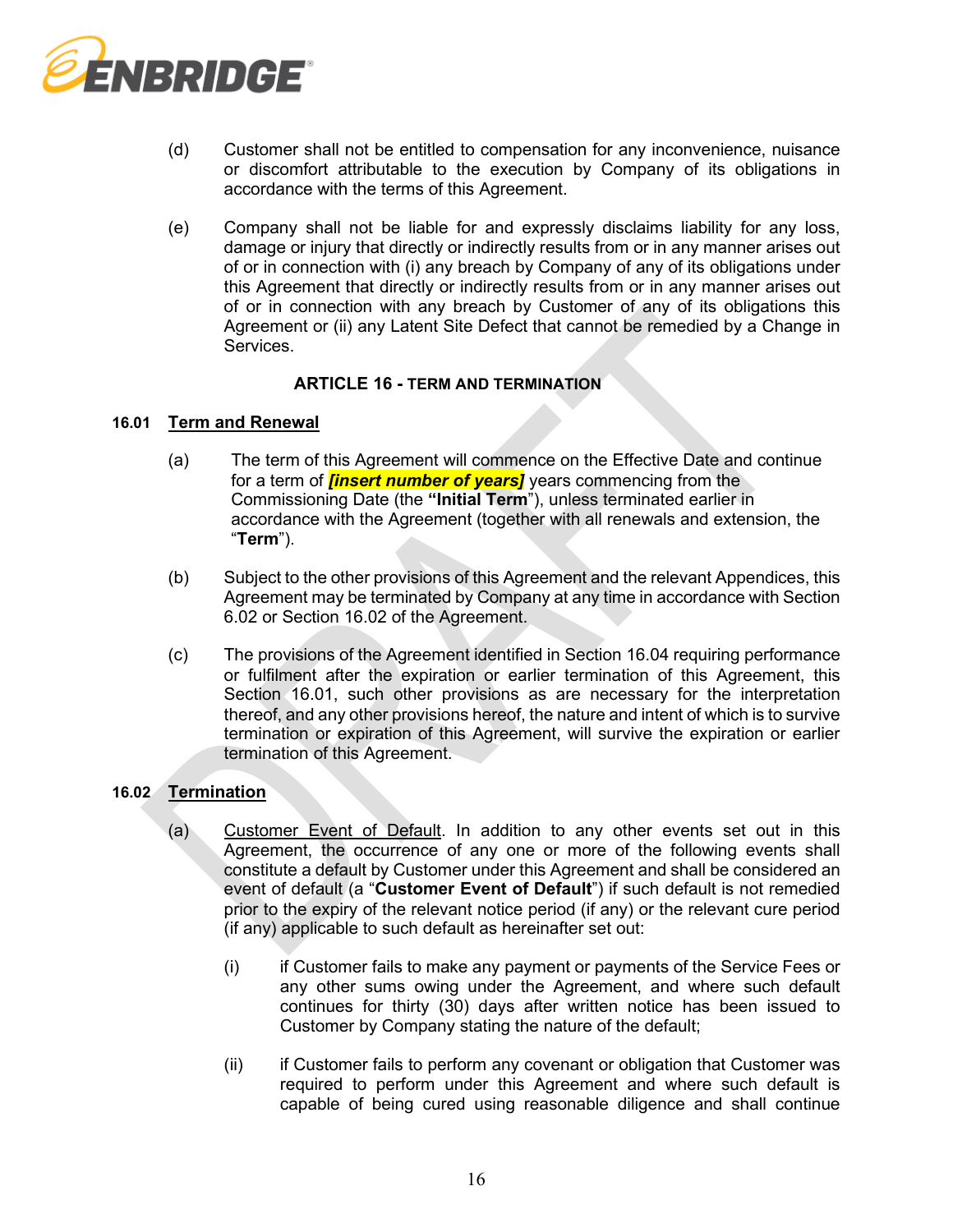(d) Customer shall not be entitled to compensation for any inconvenience, nuisance or discomfort attributable to the execution by Company of its obligations in accordance with the terms of this Agreement.

(e) Company shall not be liable for and expressly disclaims liability for any loss, damage or injury that directly or indirectly results from or in any manner arises out of or in connection with (i) any breach by Company of any of its obligations under this Agreement that directly or indirectly results from or in any manner arises out of or in connection with any breach by Customer of any of its obligations this Agreement or (ii) any Latent Site Defect that cannot be remedied by a Change in Services.

## ARTICLE 16 - TERM AND TERMINATION

### 16.01 Term and Renewal

(a) The term of this Agreement will commence on the Effective Date and continue for a term of ***[insert number of years]*** years commencing from the Commissioning Date (the "**Initial Term**"), unless terminated earlier in accordance with the Agreement (together with all renewals and extension, the "**Term**").

(b) Subject to the other provisions of this Agreement and the relevant Appendices, this Agreement may be terminated by Company at any time in accordance with Section 6.02 or Section 16.02 of the Agreement.

(c) The provisions of the Agreement identified in Section 16.04 requiring performance or fulfilment after the expiration or earlier termination of this Agreement, this Section 16.01, such other provisions as are necessary for the interpretation thereof, and any other provisions hereof, the nature and intent of which is to survive termination or expiration of this Agreement, will survive the expiration or earlier termination of this Agreement.

### 16.02 Termination

(a) Customer Event of Default. In addition to any other events set out in this Agreement, the occurrence of any one or more of the following events shall constitute a default by Customer under this Agreement and shall be considered an event of default (a "**Customer Event of Default**") if such default is not remedied prior to the expiry of the relevant notice period (if any) or the relevant cure period (if any) applicable to such default as hereinafter set out:

(i) if Customer fails to make any payment or payments of the Service Fees or any other sums owing under the Agreement, and where such default continues for thirty (30) days after written notice has been issued to Customer by Company stating the nature of the default;

(ii) if Customer fails to perform any covenant or obligation that Customer was required to perform under this Agreement and where such default is capable of being cured using reasonable diligence and shall continue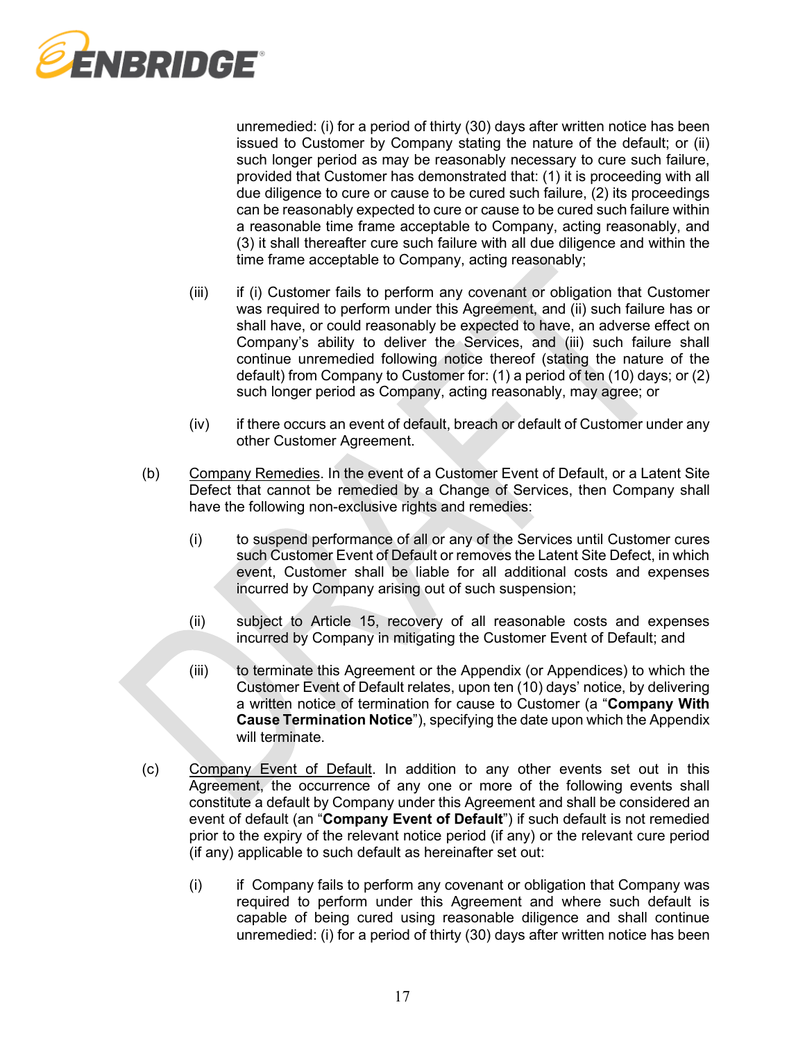unremedied: (i) for a period of thirty (30) days after written notice has been issued to Customer by Company stating the nature of the default; or (ii) such longer period as may be reasonably necessary to cure such failure, provided that Customer has demonstrated that: (1) it is proceeding with all due diligence to cure or cause to be cured such failure, (2) its proceedings can be reasonably expected to cure or cause to be cured such failure within a reasonable time frame acceptable to Company, acting reasonably, and (3) it shall thereafter cure such failure with all due diligence and within the time frame acceptable to Company, acting reasonably;

(iii) if (i) Customer fails to perform any covenant or obligation that Customer was required to perform under this Agreement, and (ii) such failure has or shall have, or could reasonably be expected to have, an adverse effect on Company's ability to deliver the Services, and (iii) such failure shall continue unremedied following notice thereof (stating the nature of the default) from Company to Customer for: (1) a period of ten (10) days; or (2) such longer period as Company, acting reasonably, may agree; or

(iv) if there occurs an event of default, breach or default of Customer under any other Customer Agreement.

(b) <u>Company Remedies</u>. In the event of a Customer Event of Default, or a Latent Site Defect that cannot be remedied by a Change of Services, then Company shall have the following non-exclusive rights and remedies:

(i) to suspend performance of all or any of the Services until Customer cures such Customer Event of Default or removes the Latent Site Defect, in which event, Customer shall be liable for all additional costs and expenses incurred by Company arising out of such suspension;

(ii) subject to Article 15, recovery of all reasonable costs and expenses incurred by Company in mitigating the Customer Event of Default; and

(iii) to terminate this Agreement or the Appendix (or Appendices) to which the Customer Event of Default relates, upon ten (10) days' notice, by delivering a written notice of termination for cause to Customer (a "**Company With Cause Termination Notice**"), specifying the date upon which the Appendix will terminate.

(c) <u>Company Event of Default</u>. In addition to any other events set out in this Agreement, the occurrence of any one or more of the following events shall constitute a default by Company under this Agreement and shall be considered an event of default (an "**Company Event of Default**") if such default is not remedied prior to the expiry of the relevant notice period (if any) or the relevant cure period (if any) applicable to such default as hereinafter set out:

(i) if Company fails to perform any covenant or obligation that Company was required to perform under this Agreement and where such default is capable of being cured using reasonable diligence and shall continue unremedied: (i) for a period of thirty (30) days after written notice has been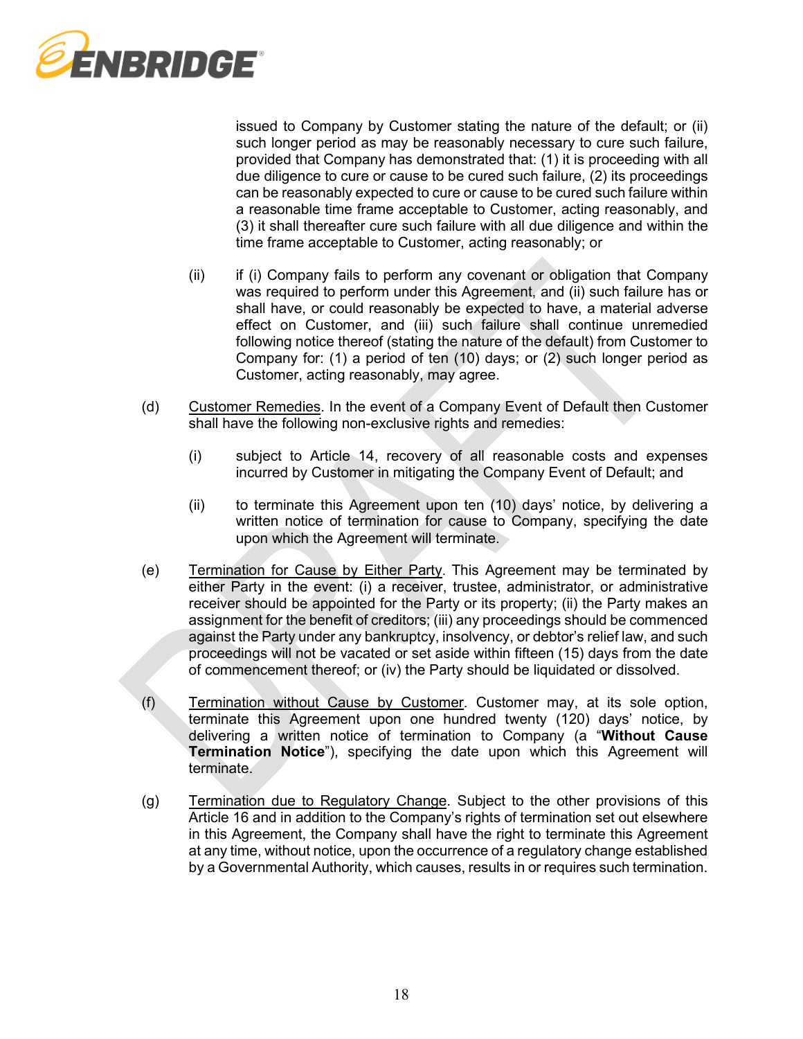issued to Company by Customer stating the nature of the default; or (ii) such longer period as may be reasonably necessary to cure such failure, provided that Company has demonstrated that: (1) it is proceeding with all due diligence to cure or cause to be cured such failure, (2) its proceedings can be reasonably expected to cure or cause to be cured such failure within a reasonable time frame acceptable to Customer, acting reasonably, and (3) it shall thereafter cure such failure with all due diligence and within the time frame acceptable to Customer, acting reasonably; or

(ii) if (i) Company fails to perform any covenant or obligation that Company was required to perform under this Agreement, and (ii) such failure has or shall have, or could reasonably be expected to have, a material adverse effect on Customer, and (iii) such failure shall continue unremedied following notice thereof (stating the nature of the default) from Customer to Company for: (1) a period of ten (10) days; or (2) such longer period as Customer, acting reasonably, may agree.

(d) <u>Customer Remedies</u>. In the event of a Company Event of Default then Customer shall have the following non-exclusive rights and remedies:

(i) subject to Article 14, recovery of all reasonable costs and expenses incurred by Customer in mitigating the Company Event of Default; and

(ii) to terminate this Agreement upon ten (10) days' notice, by delivering a written notice of termination for cause to Company, specifying the date upon which the Agreement will terminate.

(e) <u>Termination for Cause by Either Party</u>. This Agreement may be terminated by either Party in the event: (i) a receiver, trustee, administrator, or administrative receiver should be appointed for the Party or its property; (ii) the Party makes an assignment for the benefit of creditors; (iii) any proceedings should be commenced against the Party under any bankruptcy, insolvency, or debtor's relief law, and such proceedings will not be vacated or set aside within fifteen (15) days from the date of commencement thereof; or (iv) the Party should be liquidated or dissolved.

(f) <u>Termination without Cause by Customer</u>. Customer may, at its sole option, terminate this Agreement upon one hundred twenty (120) days' notice, by delivering a written notice of termination to Company (a "**Without Cause Termination Notice**"), specifying the date upon which this Agreement will terminate.

(g) <u>Termination due to Regulatory Change</u>. Subject to the other provisions of this Article 16 and in addition to the Company's rights of termination set out elsewhere in this Agreement, the Company shall have the right to terminate this Agreement at any time, without notice, upon the occurrence of a regulatory change established by a Governmental Authority, which causes, results in or requires such termination.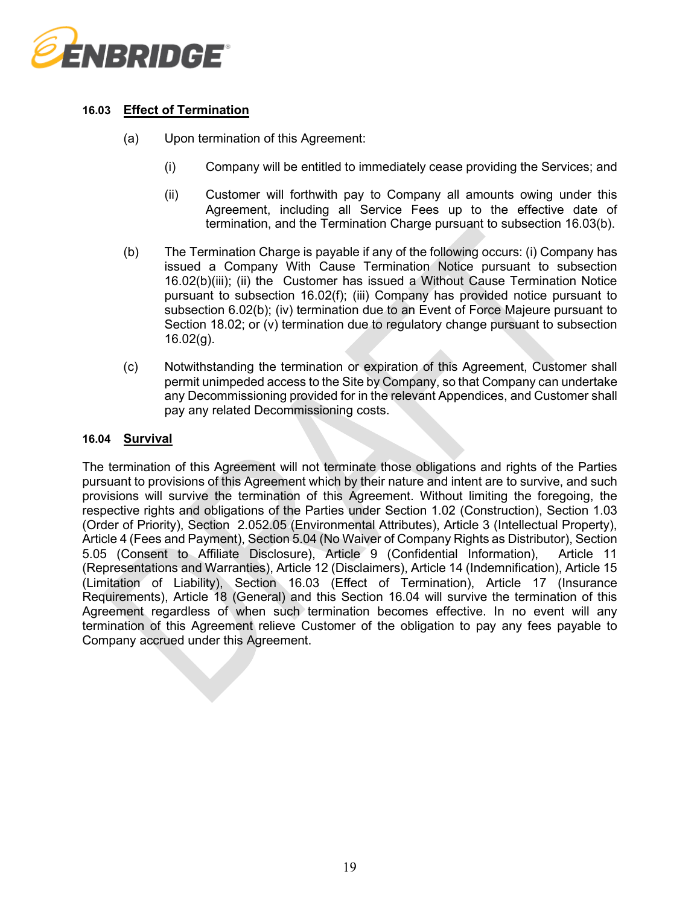### 16.03 Effect of Termination

(a) Upon termination of this Agreement:

(i) Company will be entitled to immediately cease providing the Services; and

(ii) Customer will forthwith pay to Company all amounts owing under this Agreement, including all Service Fees up to the effective date of termination, and the Termination Charge pursuant to subsection 16.03(b).

(b) The Termination Charge is payable if any of the following occurs: (i) Company has issued a Company With Cause Termination Notice pursuant to subsection 16.02(b)(iii); (ii) the Customer has issued a Without Cause Termination Notice pursuant to subsection 16.02(f); (iii) Company has provided notice pursuant to subsection 6.02(b); (iv) termination due to an Event of Force Majeure pursuant to Section 18.02; or (v) termination due to regulatory change pursuant to subsection 16.02(g).

(c) Notwithstanding the termination or expiration of this Agreement, Customer shall permit unimpeded access to the Site by Company, so that Company can undertake any Decommissioning provided for in the relevant Appendices, and Customer shall pay any related Decommissioning costs.

### 16.04 Survival

The termination of this Agreement will not terminate those obligations and rights of the Parties pursuant to provisions of this Agreement which by their nature and intent are to survive, and such provisions will survive the termination of this Agreement. Without limiting the foregoing, the respective rights and obligations of the Parties under Section 1.02 (Construction), Section 1.03 (Order of Priority), Section 2.052.05 (Environmental Attributes), Article 3 (Intellectual Property), Article 4 (Fees and Payment), Section 5.04 (No Waiver of Company Rights as Distributor), Section 5.05 (Consent to Affiliate Disclosure), Article 9 (Confidential Information), Article 11 (Representations and Warranties), Article 12 (Disclaimers), Article 14 (Indemnification), Article 15 (Limitation of Liability), Section 16.03 (Effect of Termination), Article 17 (Insurance Requirements), Article 18 (General) and this Section 16.04 will survive the termination of this Agreement regardless of when such termination becomes effective. In no event will any termination of this Agreement relieve Customer of the obligation to pay any fees payable to Company accrued under this Agreement.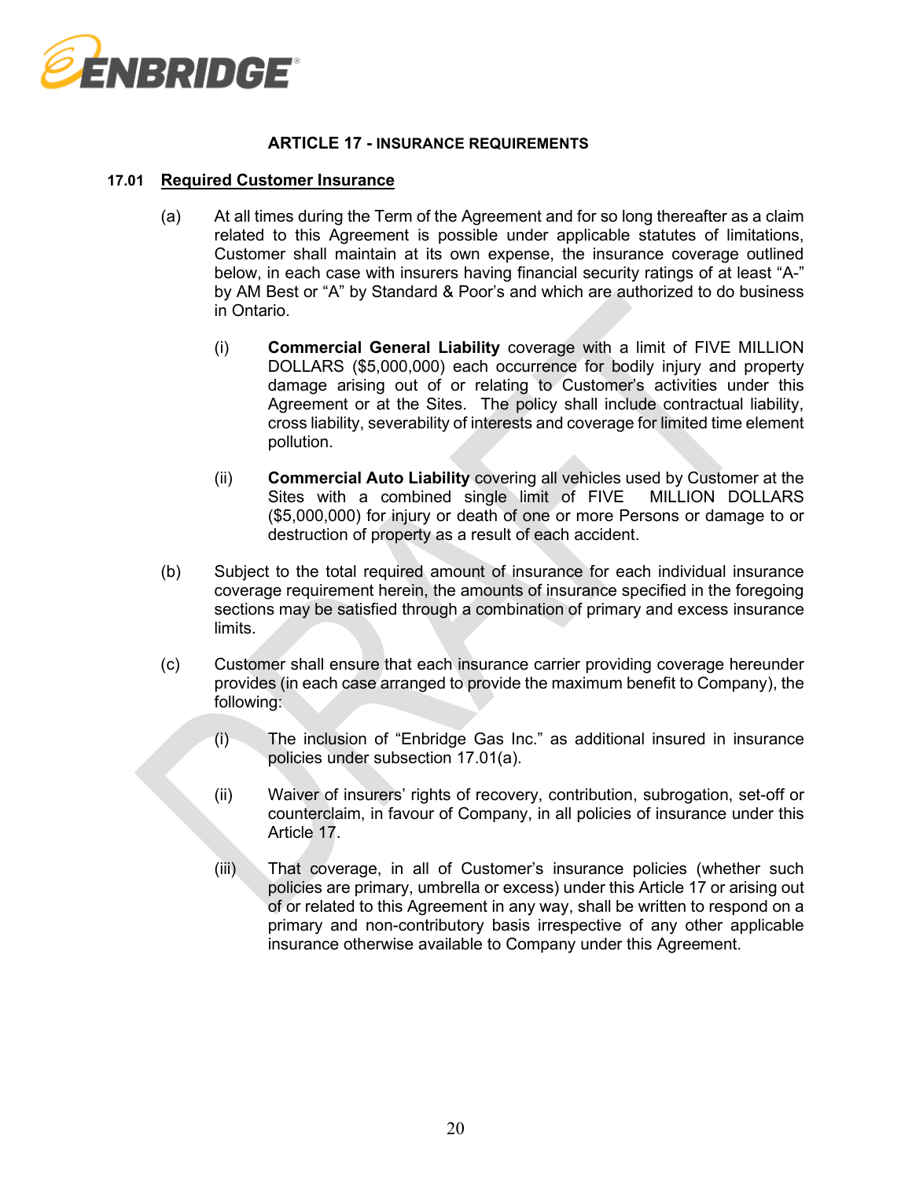## ARTICLE 17 - INSURANCE REQUIREMENTS

### 17.01 Required Customer Insurance

(a) At all times during the Term of the Agreement and for so long thereafter as a claim related to this Agreement is possible under applicable statutes of limitations, Customer shall maintain at its own expense, the insurance coverage outlined below, in each case with insurers having financial security ratings of at least "A-" by AM Best or "A" by Standard & Poor's and which are authorized to do business in Ontario.

(i) **Commercial General Liability** coverage with a limit of FIVE MILLION DOLLARS ($5,000,000) each occurrence for bodily injury and property damage arising out of or relating to Customer's activities under this Agreement or at the Sites. The policy shall include contractual liability, cross liability, severability of interests and coverage for limited time element pollution.

(ii) **Commercial Auto Liability** covering all vehicles used by Customer at the Sites with a combined single limit of FIVE MILLION DOLLARS ($5,000,000) for injury or death of one or more Persons or damage to or destruction of property as a result of each accident.

(b) Subject to the total required amount of insurance for each individual insurance coverage requirement herein, the amounts of insurance specified in the foregoing sections may be satisfied through a combination of primary and excess insurance limits.

(c) Customer shall ensure that each insurance carrier providing coverage hereunder provides (in each case arranged to provide the maximum benefit to Company), the following:

(i) The inclusion of "Enbridge Gas Inc." as additional insured in insurance policies under subsection 17.01(a).

(ii) Waiver of insurers' rights of recovery, contribution, subrogation, set-off or counterclaim, in favour of Company, in all policies of insurance under this Article 17.

(iii) That coverage, in all of Customer's insurance policies (whether such policies are primary, umbrella or excess) under this Article 17 or arising out of or related to this Agreement in any way, shall be written to respond on a primary and non-contributory basis irrespective of any other applicable insurance otherwise available to Company under this Agreement.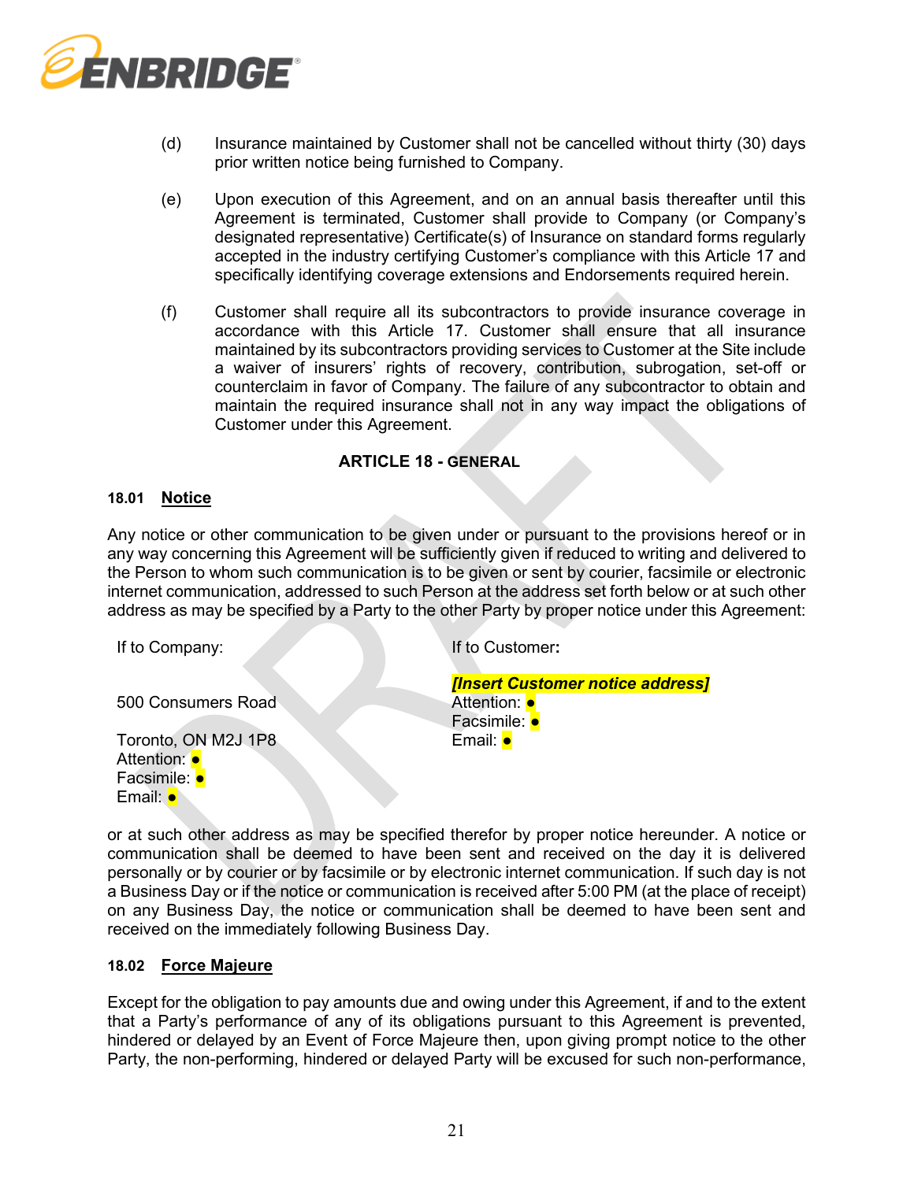(d) Insurance maintained by Customer shall not be cancelled without thirty (30) days prior written notice being furnished to Company.

(e) Upon execution of this Agreement, and on an annual basis thereafter until this Agreement is terminated, Customer shall provide to Company (or Company's designated representative) Certificate(s) of Insurance on standard forms regularly accepted in the industry certifying Customer's compliance with this Article 17 and specifically identifying coverage extensions and Endorsements required herein.

(f) Customer shall require all its subcontractors to provide insurance coverage in accordance with this Article 17. Customer shall ensure that all insurance maintained by its subcontractors providing services to Customer at the Site include a waiver of insurers' rights of recovery, contribution, subrogation, set-off or counterclaim in favor of Company. The failure of any subcontractor to obtain and maintain the required insurance shall not in any way impact the obligations of Customer under this Agreement.

## ARTICLE 18 - GENERAL

### 18.01 Notice

Any notice or other communication to be given under or pursuant to the provisions hereof or in any way concerning this Agreement will be sufficiently given if reduced to writing and delivered to the Person to whom such communication is to be given or sent by courier, facsimile or electronic internet communication, addressed to such Person at the address set forth below or at such other address as may be specified by a Party to the other Party by proper notice under this Agreement:

If to Company:

500 Consumers Road

Toronto, ON M2J 1P8
Attention: ●
Facsimile: ●
Email: ●

If to Customer:

***[Insert Customer notice address]***
Attention: ●
Facsimile: ●
Email: ●

or at such other address as may be specified therefor by proper notice hereunder. A notice or communication shall be deemed to have been sent and received on the day it is delivered personally or by courier or by facsimile or by electronic internet communication. If such day is not a Business Day or if the notice or communication is received after 5:00 PM (at the place of receipt) on any Business Day, the notice or communication shall be deemed to have been sent and received on the immediately following Business Day.

### 18.02 Force Majeure

Except for the obligation to pay amounts due and owing under this Agreement, if and to the extent that a Party's performance of any of its obligations pursuant to this Agreement is prevented, hindered or delayed by an Event of Force Majeure then, upon giving prompt notice to the other Party, the non-performing, hindered or delayed Party will be excused for such non-performance,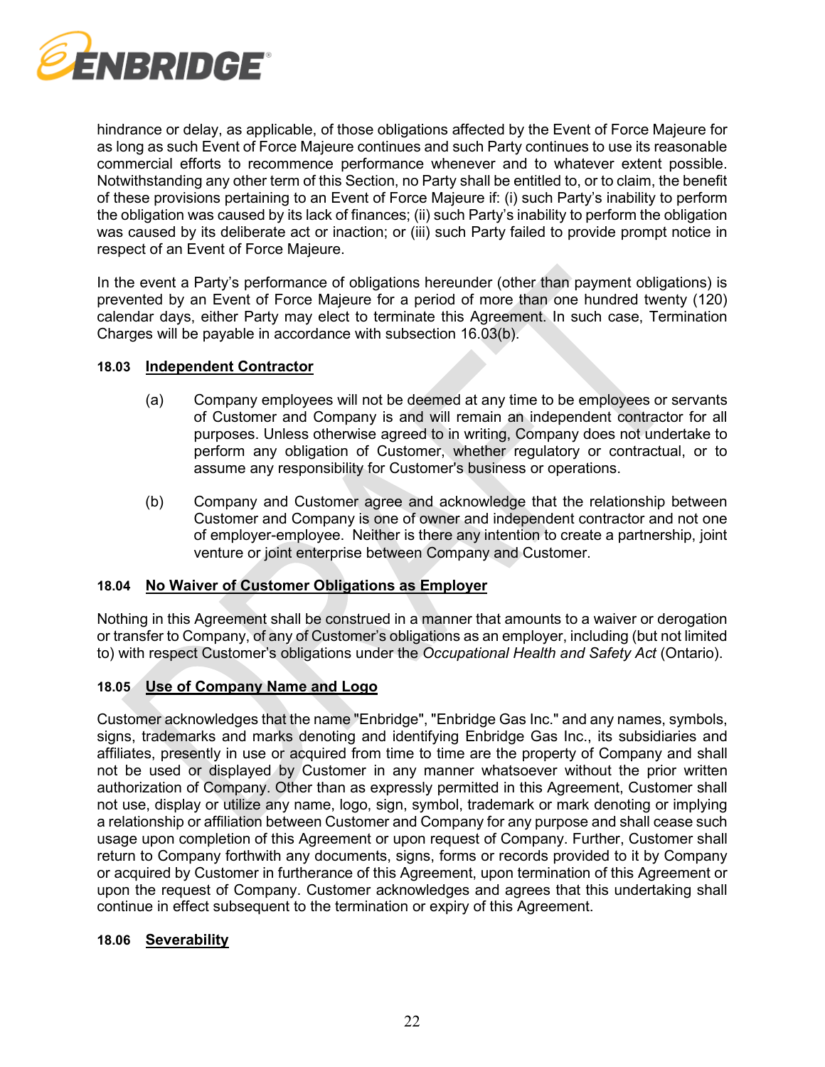hindrance or delay, as applicable, of those obligations affected by the Event of Force Majeure for as long as such Event of Force Majeure continues and such Party continues to use its reasonable commercial efforts to recommence performance whenever and to whatever extent possible. Notwithstanding any other term of this Section, no Party shall be entitled to, or to claim, the benefit of these provisions pertaining to an Event of Force Majeure if: (i) such Party's inability to perform the obligation was caused by its lack of finances; (ii) such Party's inability to perform the obligation was caused by its deliberate act or inaction; or (iii) such Party failed to provide prompt notice in respect of an Event of Force Majeure.

In the event a Party's performance of obligations hereunder (other than payment obligations) is prevented by an Event of Force Majeure for a period of more than one hundred twenty (120) calendar days, either Party may elect to terminate this Agreement. In such case, Termination Charges will be payable in accordance with subsection 16.03(b).

### 18.03 Independent Contractor

(a) Company employees will not be deemed at any time to be employees or servants of Customer and Company is and will remain an independent contractor for all purposes. Unless otherwise agreed to in writing, Company does not undertake to perform any obligation of Customer, whether regulatory or contractual, or to assume any responsibility for Customer's business or operations.

(b) Company and Customer agree and acknowledge that the relationship between Customer and Company is one of owner and independent contractor and not one of employer-employee. Neither is there any intention to create a partnership, joint venture or joint enterprise between Company and Customer.

### 18.04 No Waiver of Customer Obligations as Employer

Nothing in this Agreement shall be construed in a manner that amounts to a waiver or derogation or transfer to Company, of any of Customer's obligations as an employer, including (but not limited to) with respect Customer's obligations under the *Occupational Health and Safety Act* (Ontario).

### 18.05 Use of Company Name and Logo

Customer acknowledges that the name "Enbridge", "Enbridge Gas Inc." and any names, symbols, signs, trademarks and marks denoting and identifying Enbridge Gas Inc., its subsidiaries and affiliates, presently in use or acquired from time to time are the property of Company and shall not be used or displayed by Customer in any manner whatsoever without the prior written authorization of Company. Other than as expressly permitted in this Agreement, Customer shall not use, display or utilize any name, logo, sign, symbol, trademark or mark denoting or implying a relationship or affiliation between Customer and Company for any purpose and shall cease such usage upon completion of this Agreement or upon request of Company. Further, Customer shall return to Company forthwith any documents, signs, forms or records provided to it by Company or acquired by Customer in furtherance of this Agreement, upon termination of this Agreement or upon the request of Company. Customer acknowledges and agrees that this undertaking shall continue in effect subsequent to the termination or expiry of this Agreement.

### 18.06 Severability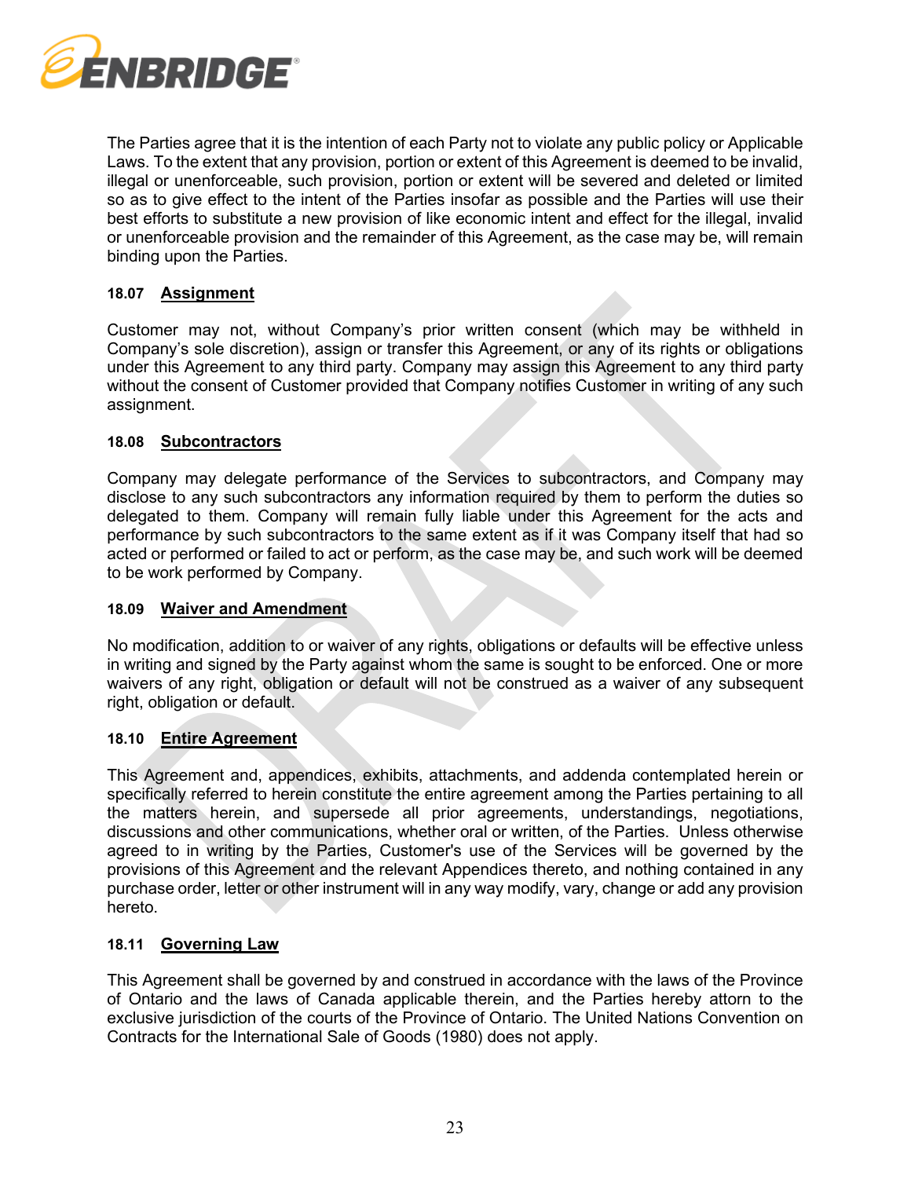The Parties agree that it is the intention of each Party not to violate any public policy or Applicable Laws. To the extent that any provision, portion or extent of this Agreement is deemed to be invalid, illegal or unenforceable, such provision, portion or extent will be severed and deleted or limited so as to give effect to the intent of the Parties insofar as possible and the Parties will use their best efforts to substitute a new provision of like economic intent and effect for the illegal, invalid or unenforceable provision and the remainder of this Agreement, as the case may be, will remain binding upon the Parties.

### 18.07 Assignment

Customer may not, without Company's prior written consent (which may be withheld in Company's sole discretion), assign or transfer this Agreement, or any of its rights or obligations under this Agreement to any third party. Company may assign this Agreement to any third party without the consent of Customer provided that Company notifies Customer in writing of any such assignment.

### 18.08 Subcontractors

Company may delegate performance of the Services to subcontractors, and Company may disclose to any such subcontractors any information required by them to perform the duties so delegated to them. Company will remain fully liable under this Agreement for the acts and performance by such subcontractors to the same extent as if it was Company itself that had so acted or performed or failed to act or perform, as the case may be, and such work will be deemed to be work performed by Company.

### 18.09 Waiver and Amendment

No modification, addition to or waiver of any rights, obligations or defaults will be effective unless in writing and signed by the Party against whom the same is sought to be enforced. One or more waivers of any right, obligation or default will not be construed as a waiver of any subsequent right, obligation or default.

### 18.10 Entire Agreement

This Agreement and, appendices, exhibits, attachments, and addenda contemplated herein or specifically referred to herein constitute the entire agreement among the Parties pertaining to all the matters herein, and supersede all prior agreements, understandings, negotiations, discussions and other communications, whether oral or written, of the Parties. Unless otherwise agreed to in writing by the Parties, Customer's use of the Services will be governed by the provisions of this Agreement and the relevant Appendices thereto, and nothing contained in any purchase order, letter or other instrument will in any way modify, vary, change or add any provision hereto.

### 18.11 Governing Law

This Agreement shall be governed by and construed in accordance with the laws of the Province of Ontario and the laws of Canada applicable therein, and the Parties hereby attorn to the exclusive jurisdiction of the courts of the Province of Ontario. The United Nations Convention on Contracts for the International Sale of Goods (1980) does not apply.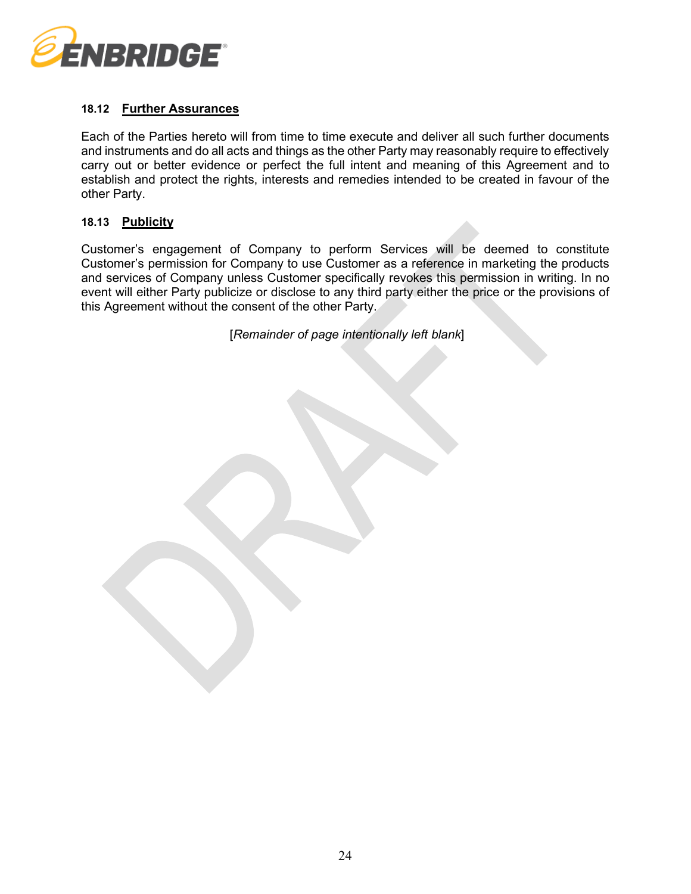### 18.12 Further Assurances

Each of the Parties hereto will from time to time execute and deliver all such further documents and instruments and do all acts and things as the other Party may reasonably require to effectively carry out or better evidence or perfect the full intent and meaning of this Agreement and to establish and protect the rights, interests and remedies intended to be created in favour of the other Party.

### 18.13 Publicity

Customer's engagement of Company to perform Services will be deemed to constitute Customer's permission for Company to use Customer as a reference in marketing the products and services of Company unless Customer specifically revokes this permission in writing. In no event will either Party publicize or disclose to any third party either the price or the provisions of this Agreement without the consent of the other Party.

[*Remainder of page intentionally left blank*]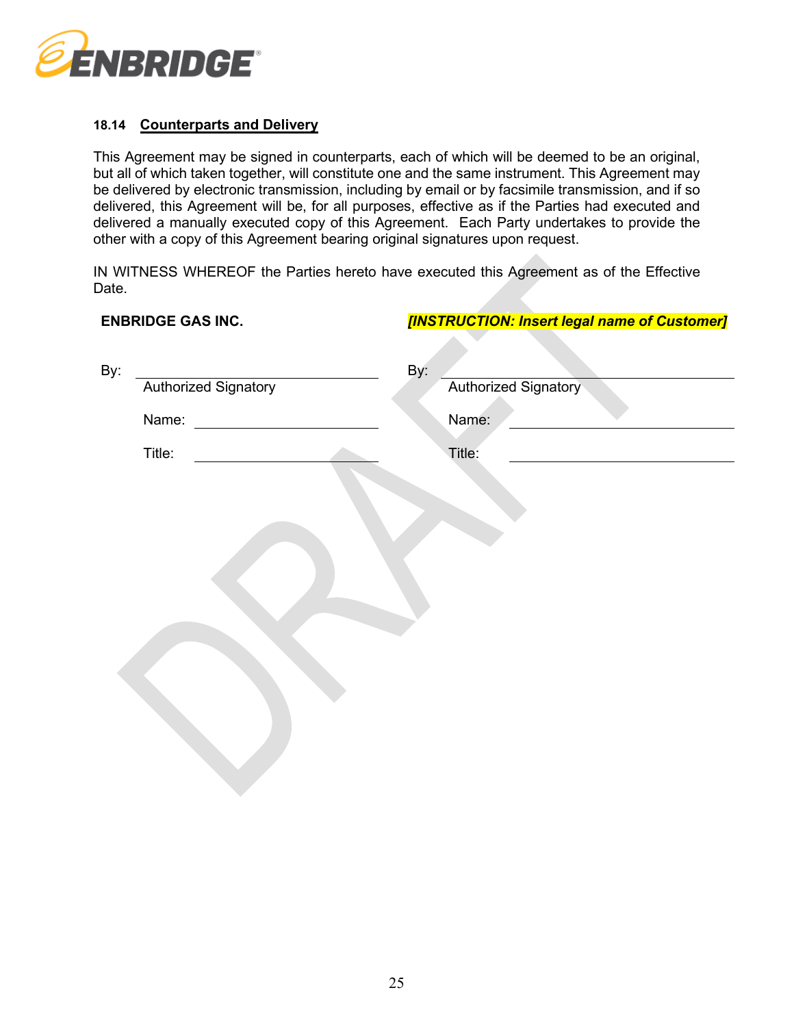### 18.14 Counterparts and Delivery

This Agreement may be signed in counterparts, each of which will be deemed to be an original, but all of which taken together, will constitute one and the same instrument. This Agreement may be delivered by electronic transmission, including by email or by facsimile transmission, and if so delivered, this Agreement will be, for all purposes, effective as if the Parties had executed and delivered a manually executed copy of this Agreement. Each Party undertakes to provide the other with a copy of this Agreement bearing original signatures upon request.

IN WITNESS WHEREOF the Parties hereto have executed this Agreement as of the Effective Date.

| **ENBRIDGE GAS INC.** | ***[INSTRUCTION: Insert legal name of Customer]*** |
|---|---|
| By: ______________________ | By: ______________________ |
| Authorized Signatory | Authorized Signatory |
| Name: ______________________ | Name: ______________________ |
| Title: ______________________ | Title: ______________________ |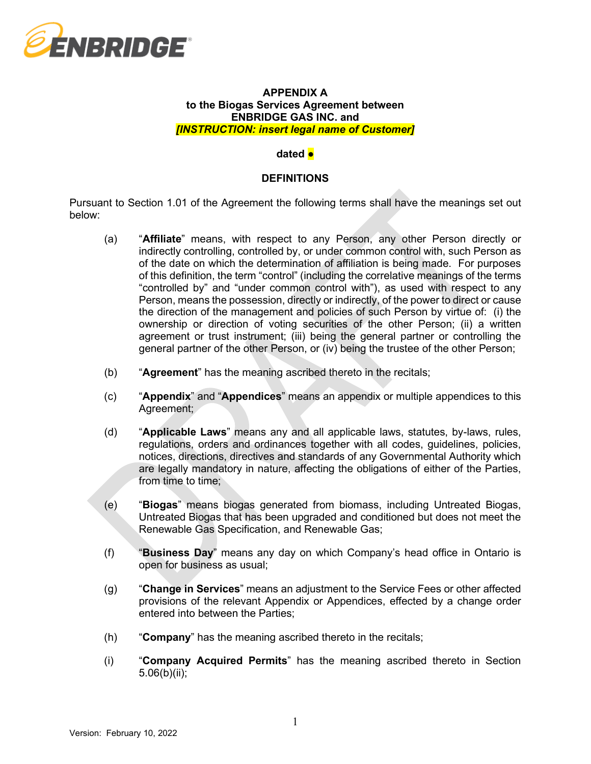**APPENDIX A**
**to the Biogas Services Agreement between**
**ENBRIDGE GAS INC. and**
***[INSTRUCTION: insert legal name of Customer]***

**dated ●**

**DEFINITIONS**

Pursuant to Section 1.01 of the Agreement the following terms shall have the meanings set out below:

(a) "**Affiliate**" means, with respect to any Person, any other Person directly or indirectly controlling, controlled by, or under common control with, such Person as of the date on which the determination of affiliation is being made. For purposes of this definition, the term "control" (including the correlative meanings of the terms "controlled by" and "under common control with"), as used with respect to any Person, means the possession, directly or indirectly, of the power to direct or cause the direction of the management and policies of such Person by virtue of: (i) the ownership or direction of voting securities of the other Person; (ii) a written agreement or trust instrument; (iii) being the general partner or controlling the general partner of the other Person, or (iv) being the trustee of the other Person;

(b) "**Agreement**" has the meaning ascribed thereto in the recitals;

(c) "**Appendix**" and "**Appendices**" means an appendix or multiple appendices to this Agreement;

(d) "**Applicable Laws**" means any and all applicable laws, statutes, by-laws, rules, regulations, orders and ordinances together with all codes, guidelines, policies, notices, directions, directives and standards of any Governmental Authority which are legally mandatory in nature, affecting the obligations of either of the Parties, from time to time;

(e) "**Biogas**" means biogas generated from biomass, including Untreated Biogas, Untreated Biogas that has been upgraded and conditioned but does not meet the Renewable Gas Specification, and Renewable Gas;

(f) "**Business Day**" means any day on which Company's head office in Ontario is open for business as usual;

(g) "**Change in Services**" means an adjustment to the Service Fees or other affected provisions of the relevant Appendix or Appendices, effected by a change order entered into between the Parties;

(h) "**Company**" has the meaning ascribed thereto in the recitals;

(i) "**Company Acquired Permits**" has the meaning ascribed thereto in Section 5.06(b)(ii);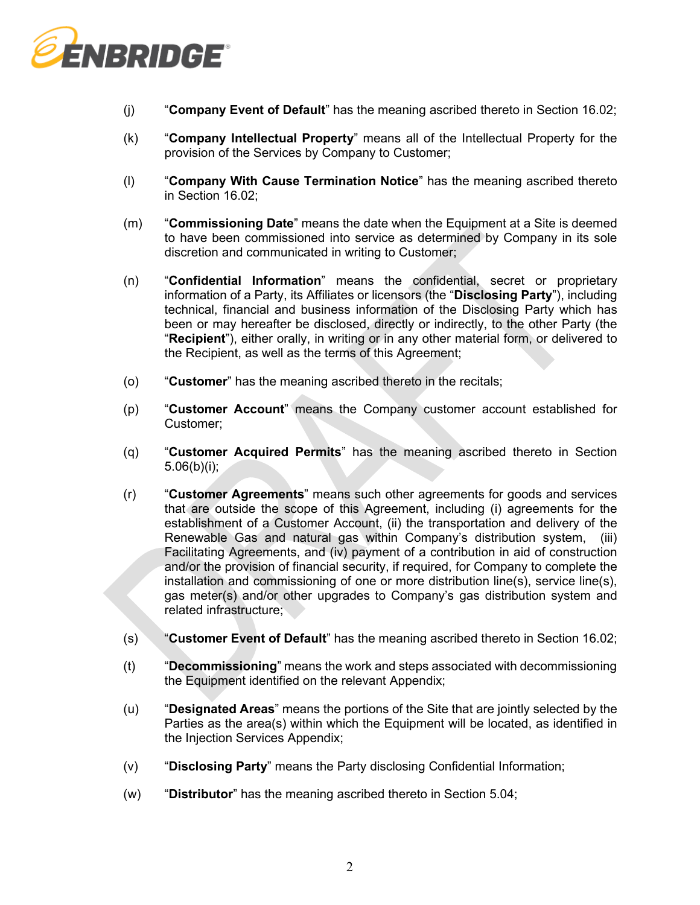(j) "**Company Event of Default**" has the meaning ascribed thereto in Section 16.02;

(k) "**Company Intellectual Property**" means all of the Intellectual Property for the provision of the Services by Company to Customer;

(l) "**Company With Cause Termination Notice**" has the meaning ascribed thereto in Section 16.02;

(m) "**Commissioning Date**" means the date when the Equipment at a Site is deemed to have been commissioned into service as determined by Company in its sole discretion and communicated in writing to Customer;

(n) "**Confidential Information**" means the confidential, secret or proprietary information of a Party, its Affiliates or licensors (the "**Disclosing Party**"), including technical, financial and business information of the Disclosing Party which has been or may hereafter be disclosed, directly or indirectly, to the other Party (the "**Recipient**"), either orally, in writing or in any other material form, or delivered to the Recipient, as well as the terms of this Agreement;

(o) "**Customer**" has the meaning ascribed thereto in the recitals;

(p) "**Customer Account**" means the Company customer account established for Customer;

(q) "**Customer Acquired Permits**" has the meaning ascribed thereto in Section 5.06(b)(i);

(r) "**Customer Agreements**" means such other agreements for goods and services that are outside the scope of this Agreement, including (i) agreements for the establishment of a Customer Account, (ii) the transportation and delivery of the Renewable Gas and natural gas within Company's distribution system, (iii) Facilitating Agreements, and (iv) payment of a contribution in aid of construction and/or the provision of financial security, if required, for Company to complete the installation and commissioning of one or more distribution line(s), service line(s), gas meter(s) and/or other upgrades to Company's gas distribution system and related infrastructure;

(s) "**Customer Event of Default**" has the meaning ascribed thereto in Section 16.02;

(t) "**Decommissioning**" means the work and steps associated with decommissioning the Equipment identified on the relevant Appendix;

(u) "**Designated Areas**" means the portions of the Site that are jointly selected by the Parties as the area(s) within which the Equipment will be located, as identified in the Injection Services Appendix;

(v) "**Disclosing Party**" means the Party disclosing Confidential Information;

(w) "**Distributor**" has the meaning ascribed thereto in Section 5.04;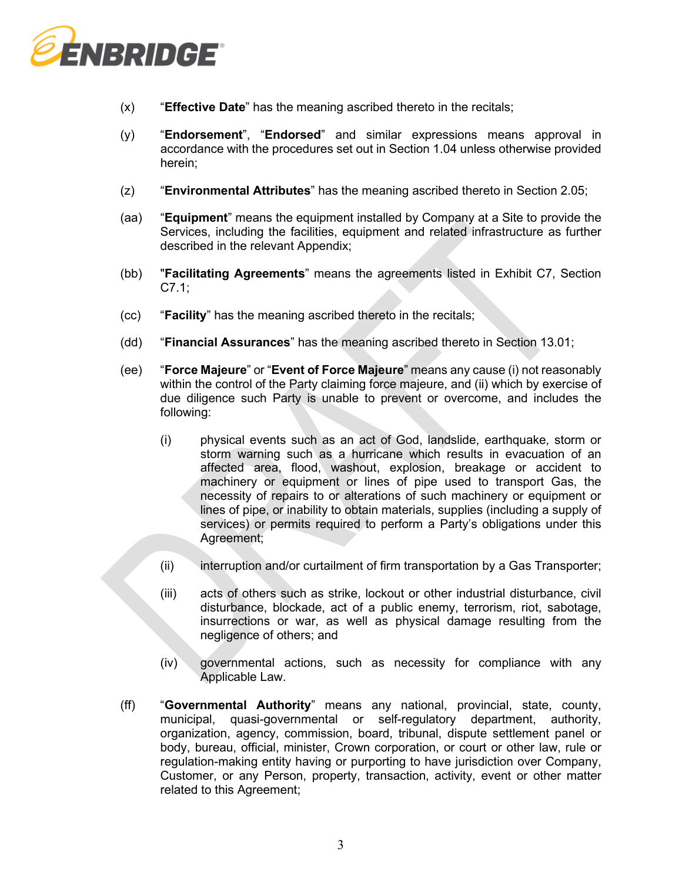(x) "**Effective Date**" has the meaning ascribed thereto in the recitals;

(y) "**Endorsement**", "**Endorsed**" and similar expressions means approval in accordance with the procedures set out in Section 1.04 unless otherwise provided herein;

(z) "**Environmental Attributes**" has the meaning ascribed thereto in Section 2.05;

(aa) "**Equipment**" means the equipment installed by Company at a Site to provide the Services, including the facilities, equipment and related infrastructure as further described in the relevant Appendix;

(bb) "**Facilitating Agreements**" means the agreements listed in Exhibit C7, Section C7.1;

(cc) "**Facility**" has the meaning ascribed thereto in the recitals;

(dd) "**Financial Assurances**" has the meaning ascribed thereto in Section 13.01;

(ee) "**Force Majeure**" or "**Event of Force Majeure**" means any cause (i) not reasonably within the control of the Party claiming force majeure, and (ii) which by exercise of due diligence such Party is unable to prevent or overcome, and includes the following:

(i) physical events such as an act of God, landslide, earthquake, storm or storm warning such as a hurricane which results in evacuation of an affected area, flood, washout, explosion, breakage or accident to machinery or equipment or lines of pipe used to transport Gas, the necessity of repairs to or alterations of such machinery or equipment or lines of pipe, or inability to obtain materials, supplies (including a supply of services) or permits required to perform a Party's obligations under this Agreement;

(ii) interruption and/or curtailment of firm transportation by a Gas Transporter;

(iii) acts of others such as strike, lockout or other industrial disturbance, civil disturbance, blockade, act of a public enemy, terrorism, riot, sabotage, insurrections or war, as well as physical damage resulting from the negligence of others; and

(iv) governmental actions, such as necessity for compliance with any Applicable Law.

(ff) "**Governmental Authority**" means any national, provincial, state, county, municipal, quasi-governmental or self-regulatory department, authority, organization, agency, commission, board, tribunal, dispute settlement panel or body, bureau, official, minister, Crown corporation, or court or other law, rule or regulation-making entity having or purporting to have jurisdiction over Company, Customer, or any Person, property, transaction, activity, event or other matter related to this Agreement;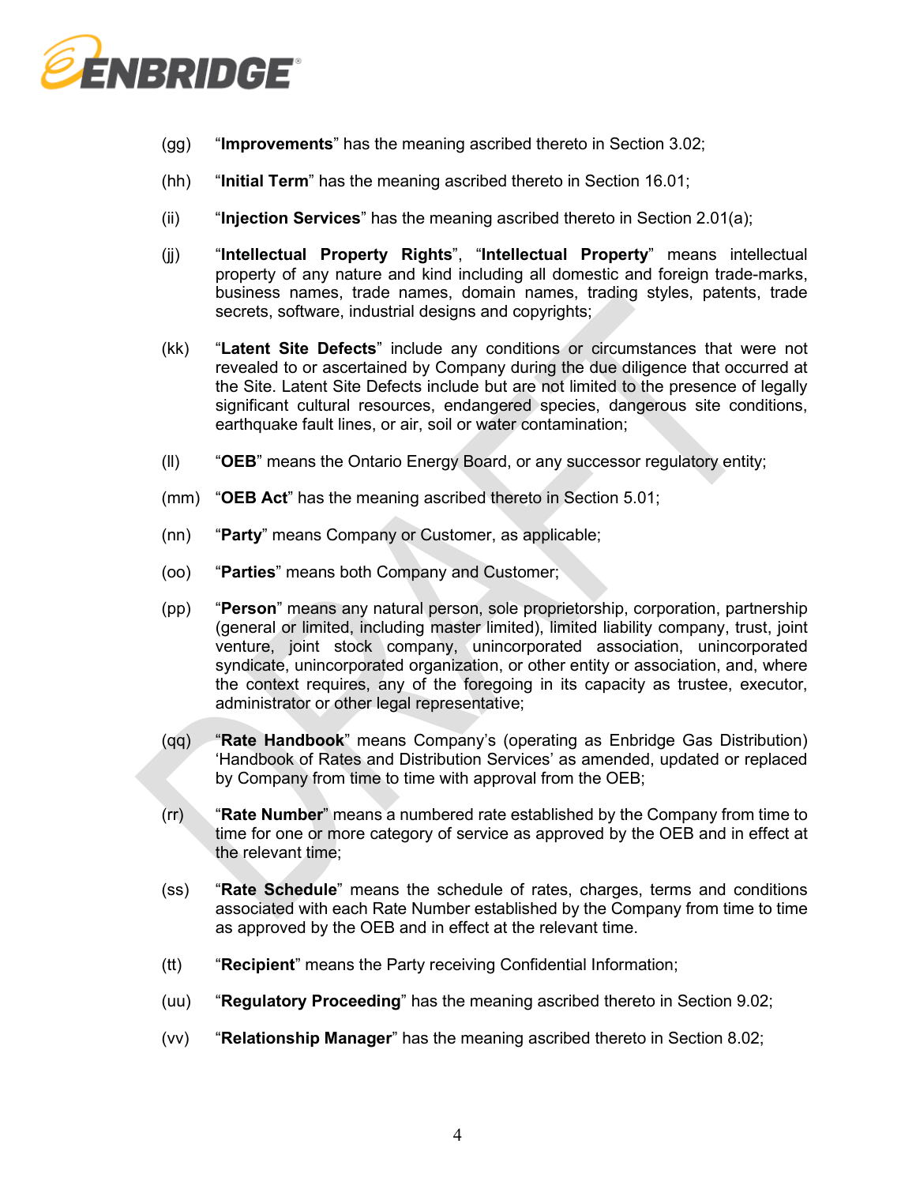(gg) "**Improvements**" has the meaning ascribed thereto in Section 3.02;

(hh) "**Initial Term**" has the meaning ascribed thereto in Section 16.01;

(ii) "**Injection Services**" has the meaning ascribed thereto in Section 2.01(a);

(jj) "**Intellectual Property Rights**", "**Intellectual Property**" means intellectual property of any nature and kind including all domestic and foreign trade-marks, business names, trade names, domain names, trading styles, patents, trade secrets, software, industrial designs and copyrights;

(kk) "**Latent Site Defects**" include any conditions or circumstances that were not revealed to or ascertained by Company during the due diligence that occurred at the Site. Latent Site Defects include but are not limited to the presence of legally significant cultural resources, endangered species, dangerous site conditions, earthquake fault lines, or air, soil or water contamination;

(ll) "**OEB**" means the Ontario Energy Board, or any successor regulatory entity;

(mm) "**OEB Act**" has the meaning ascribed thereto in Section 5.01;

(nn) "**Party**" means Company or Customer, as applicable;

(oo) "**Parties**" means both Company and Customer;

(pp) "**Person**" means any natural person, sole proprietorship, corporation, partnership (general or limited, including master limited), limited liability company, trust, joint venture, joint stock company, unincorporated association, unincorporated syndicate, unincorporated organization, or other entity or association, and, where the context requires, any of the foregoing in its capacity as trustee, executor, administrator or other legal representative;

(qq) "**Rate Handbook**" means Company's (operating as Enbridge Gas Distribution) 'Handbook of Rates and Distribution Services' as amended, updated or replaced by Company from time to time with approval from the OEB;

(rr) "**Rate Number**" means a numbered rate established by the Company from time to time for one or more category of service as approved by the OEB and in effect at the relevant time;

(ss) "**Rate Schedule**" means the schedule of rates, charges, terms and conditions associated with each Rate Number established by the Company from time to time as approved by the OEB and in effect at the relevant time.

(tt) "**Recipient**" means the Party receiving Confidential Information;

(uu) "**Regulatory Proceeding**" has the meaning ascribed thereto in Section 9.02;

(vv) "**Relationship Manager**" has the meaning ascribed thereto in Section 8.02;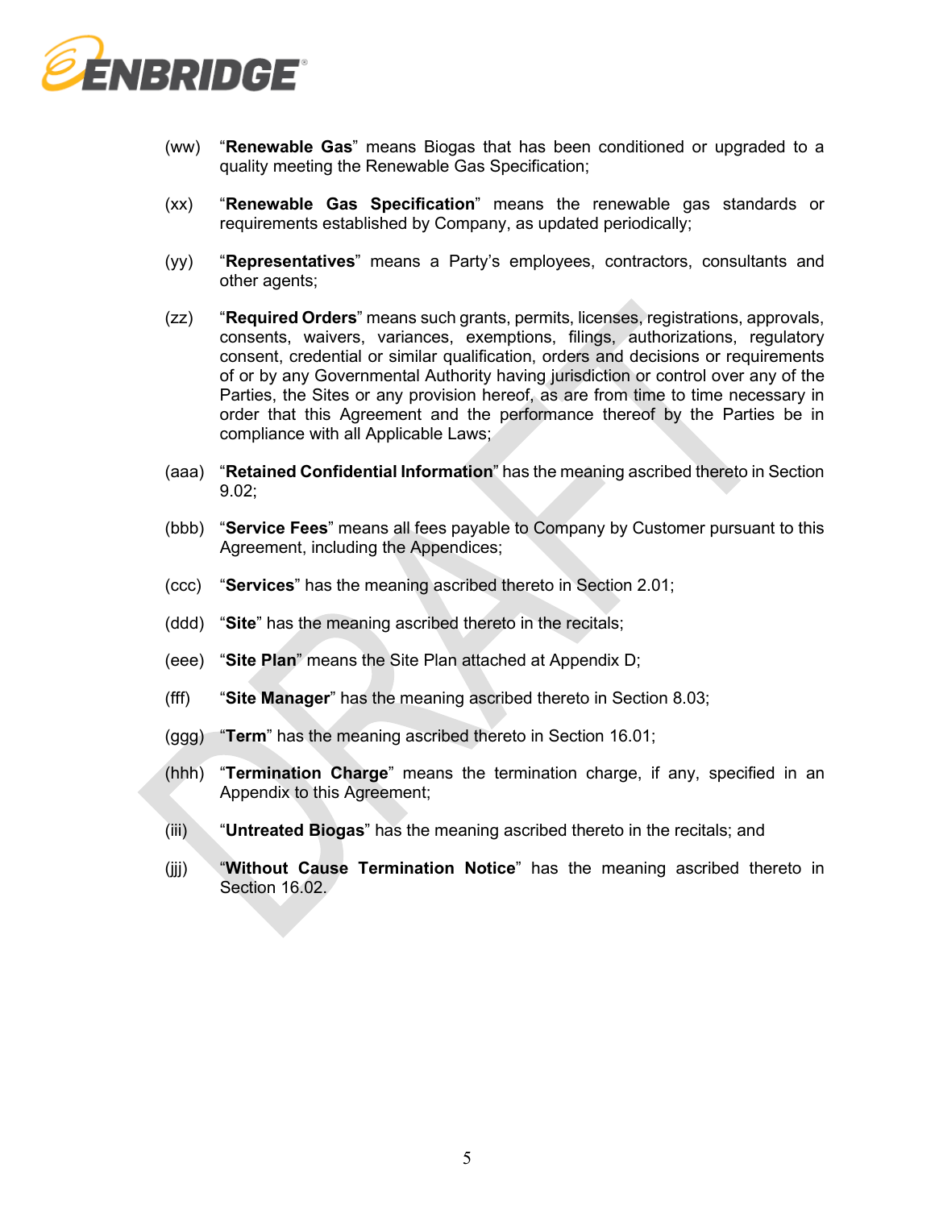(ww) "**Renewable Gas**" means Biogas that has been conditioned or upgraded to a quality meeting the Renewable Gas Specification;

(xx) "**Renewable Gas Specification**" means the renewable gas standards or requirements established by Company, as updated periodically;

(yy) "**Representatives**" means a Party's employees, contractors, consultants and other agents;

(zz) "**Required Orders**" means such grants, permits, licenses, registrations, approvals, consents, waivers, variances, exemptions, filings, authorizations, regulatory consent, credential or similar qualification, orders and decisions or requirements of or by any Governmental Authority having jurisdiction or control over any of the Parties, the Sites or any provision hereof, as are from time to time necessary in order that this Agreement and the performance thereof by the Parties be in compliance with all Applicable Laws;

(aaa) "**Retained Confidential Information**" has the meaning ascribed thereto in Section 9.02;

(bbb) "**Service Fees**" means all fees payable to Company by Customer pursuant to this Agreement, including the Appendices;

(ccc) "**Services**" has the meaning ascribed thereto in Section 2.01;

(ddd) "**Site**" has the meaning ascribed thereto in the recitals;

(eee) "**Site Plan**" means the Site Plan attached at Appendix D;

(fff) "**Site Manager**" has the meaning ascribed thereto in Section 8.03;

(ggg) "**Term**" has the meaning ascribed thereto in Section 16.01;

(hhh) "**Termination Charge**" means the termination charge, if any, specified in an Appendix to this Agreement;

(iii) "**Untreated Biogas**" has the meaning ascribed thereto in the recitals; and

(jjj) "**Without Cause Termination Notice**" has the meaning ascribed thereto in Section 16.02.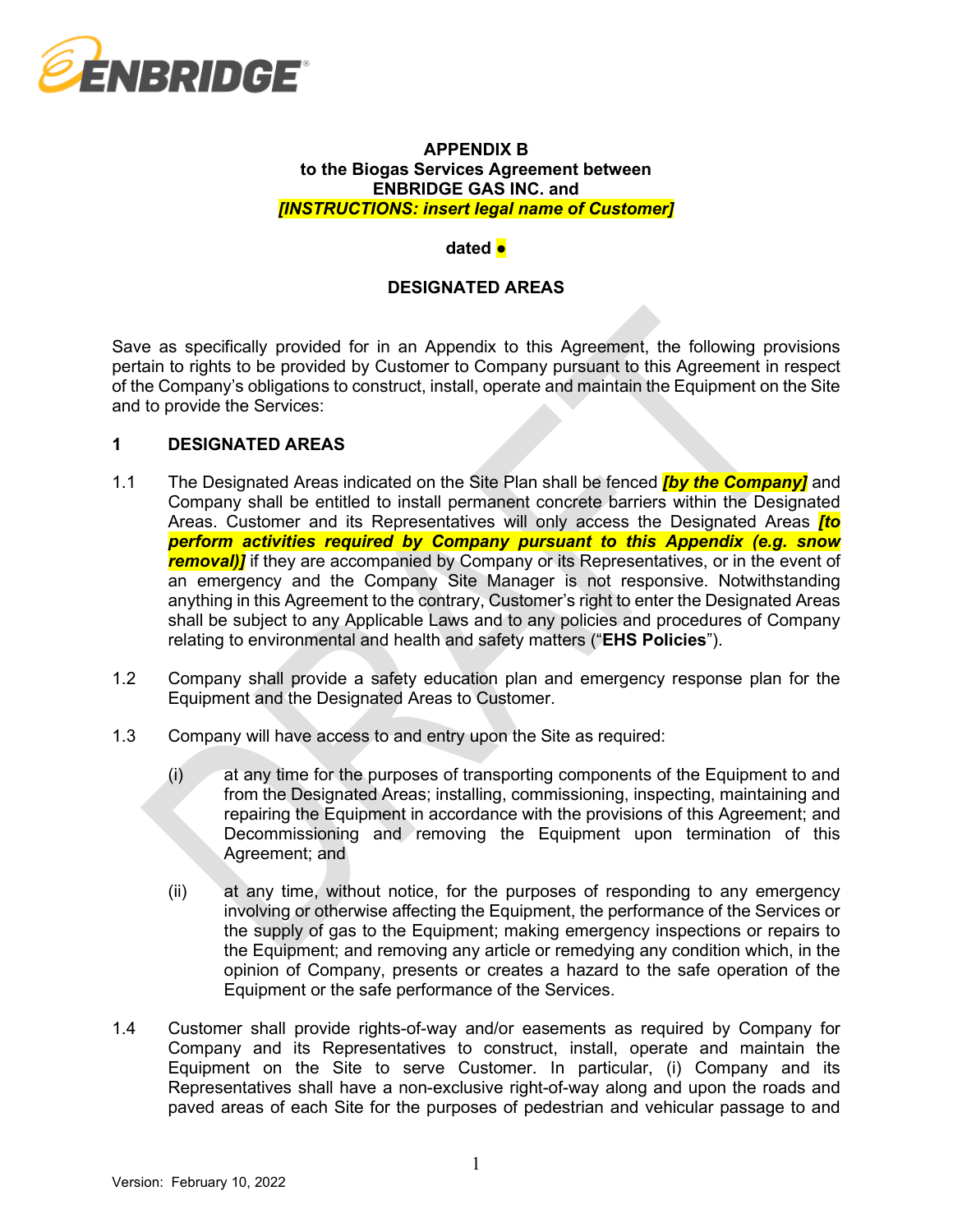**APPENDIX B**
**to the Biogas Services Agreement between**
**ENBRIDGE GAS INC. and**
***[INSTRUCTIONS: insert legal name of Customer]***

**dated ●**

**DESIGNATED AREAS**

Save as specifically provided for in an Appendix to this Agreement, the following provisions pertain to rights to be provided by Customer to Company pursuant to this Agreement in respect of the Company's obligations to construct, install, operate and maintain the Equipment on the Site and to provide the Services:

## 1 DESIGNATED AREAS

1.1 The Designated Areas indicated on the Site Plan shall be fenced ***[by the Company]*** and Company shall be entitled to install permanent concrete barriers within the Designated Areas. Customer and its Representatives will only access the Designated Areas ***[to perform activities required by Company pursuant to this Appendix (e.g. snow removal)]*** if they are accompanied by Company or its Representatives, or in the event of an emergency and the Company Site Manager is not responsive. Notwithstanding anything in this Agreement to the contrary, Customer's right to enter the Designated Areas shall be subject to any Applicable Laws and to any policies and procedures of Company relating to environmental and health and safety matters ("**EHS Policies**").

1.2 Company shall provide a safety education plan and emergency response plan for the Equipment and the Designated Areas to Customer.

1.3 Company will have access to and entry upon the Site as required:

(i) at any time for the purposes of transporting components of the Equipment to and from the Designated Areas; installing, commissioning, inspecting, maintaining and repairing the Equipment in accordance with the provisions of this Agreement; and Decommissioning and removing the Equipment upon termination of this Agreement; and

(ii) at any time, without notice, for the purposes of responding to any emergency involving or otherwise affecting the Equipment, the performance of the Services or the supply of gas to the Equipment; making emergency inspections or repairs to the Equipment; and removing any article or remedying any condition which, in the opinion of Company, presents or creates a hazard to the safe operation of the Equipment or the safe performance of the Services.

1.4 Customer shall provide rights-of-way and/or easements as required by Company for Company and its Representatives to construct, install, operate and maintain the Equipment on the Site to serve Customer. In particular, (i) Company and its Representatives shall have a non-exclusive right-of-way along and upon the roads and paved areas of each Site for the purposes of pedestrian and vehicular passage to and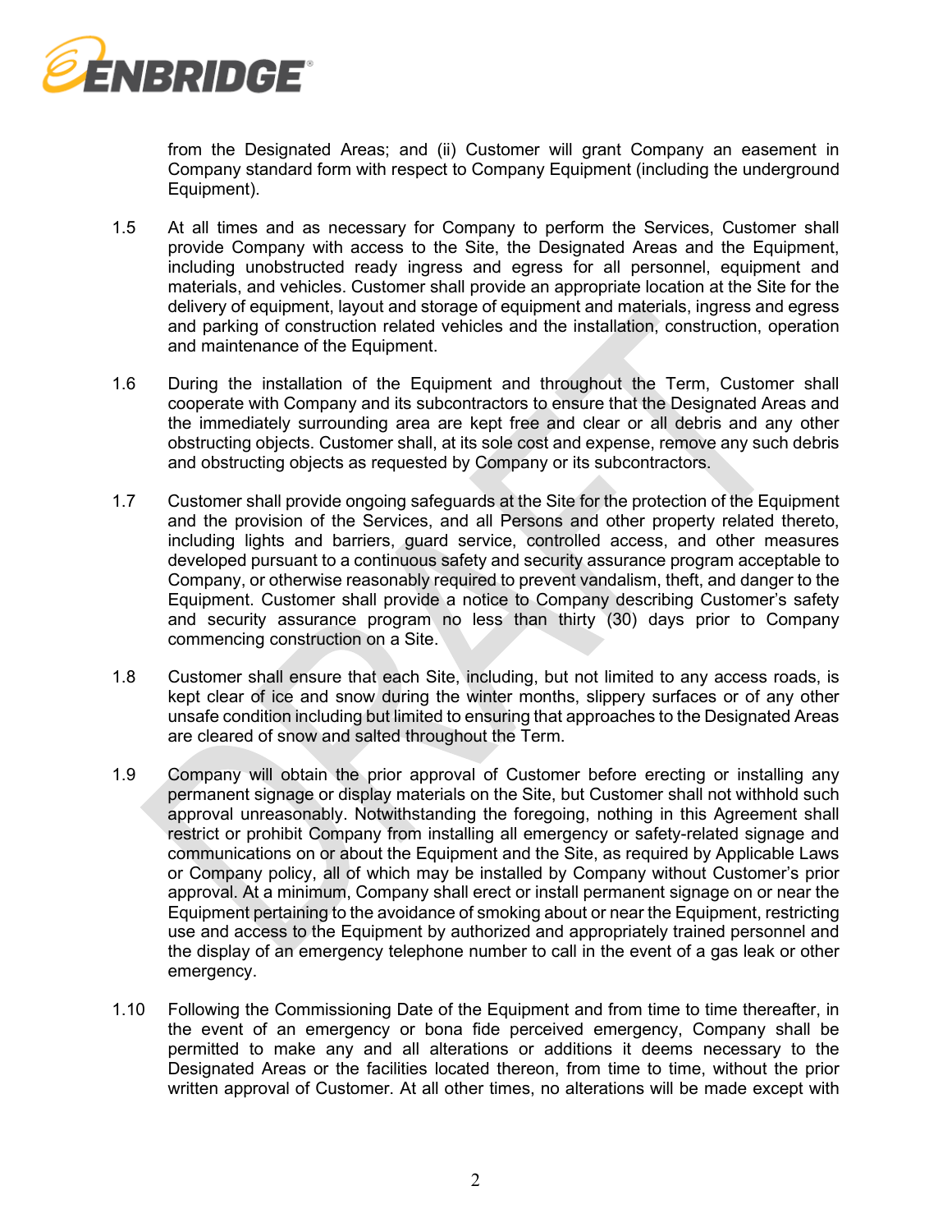from the Designated Areas; and (ii) Customer will grant Company an easement in Company standard form with respect to Company Equipment (including the underground Equipment).

1.5 At all times and as necessary for Company to perform the Services, Customer shall provide Company with access to the Site, the Designated Areas and the Equipment, including unobstructed ready ingress and egress for all personnel, equipment and materials, and vehicles. Customer shall provide an appropriate location at the Site for the delivery of equipment, layout and storage of equipment and materials, ingress and egress and parking of construction related vehicles and the installation, construction, operation and maintenance of the Equipment.

1.6 During the installation of the Equipment and throughout the Term, Customer shall cooperate with Company and its subcontractors to ensure that the Designated Areas and the immediately surrounding area are kept free and clear or all debris and any other obstructing objects. Customer shall, at its sole cost and expense, remove any such debris and obstructing objects as requested by Company or its subcontractors.

1.7 Customer shall provide ongoing safeguards at the Site for the protection of the Equipment and the provision of the Services, and all Persons and other property related thereto, including lights and barriers, guard service, controlled access, and other measures developed pursuant to a continuous safety and security assurance program acceptable to Company, or otherwise reasonably required to prevent vandalism, theft, and danger to the Equipment. Customer shall provide a notice to Company describing Customer's safety and security assurance program no less than thirty (30) days prior to Company commencing construction on a Site.

1.8 Customer shall ensure that each Site, including, but not limited to any access roads, is kept clear of ice and snow during the winter months, slippery surfaces or of any other unsafe condition including but limited to ensuring that approaches to the Designated Areas are cleared of snow and salted throughout the Term.

1.9 Company will obtain the prior approval of Customer before erecting or installing any permanent signage or display materials on the Site, but Customer shall not withhold such approval unreasonably. Notwithstanding the foregoing, nothing in this Agreement shall restrict or prohibit Company from installing all emergency or safety-related signage and communications on or about the Equipment and the Site, as required by Applicable Laws or Company policy, all of which may be installed by Company without Customer's prior approval. At a minimum, Company shall erect or install permanent signage on or near the Equipment pertaining to the avoidance of smoking about or near the Equipment, restricting use and access to the Equipment by authorized and appropriately trained personnel and the display of an emergency telephone number to call in the event of a gas leak or other emergency.

1.10 Following the Commissioning Date of the Equipment and from time to time thereafter, in the event of an emergency or bona fide perceived emergency, Company shall be permitted to make any and all alterations or additions it deems necessary to the Designated Areas or the facilities located thereon, from time to time, without the prior written approval of Customer. At all other times, no alterations will be made except with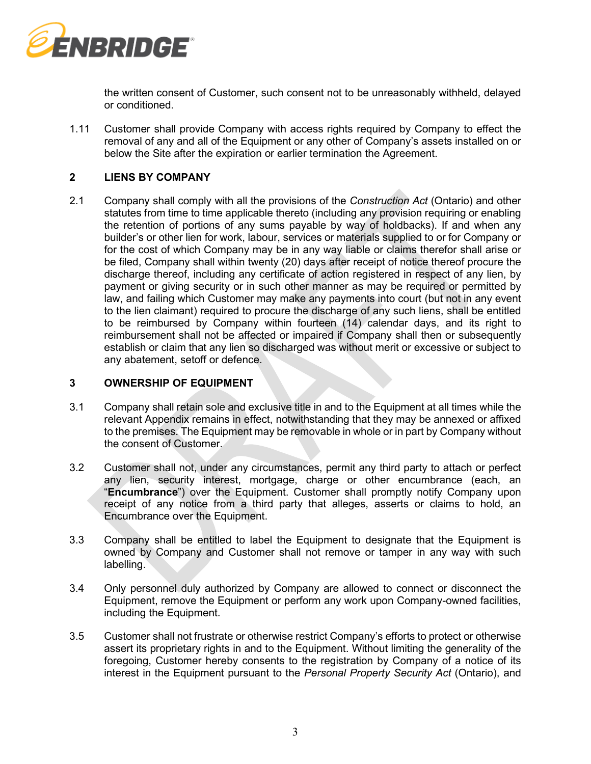the written consent of Customer, such consent not to be unreasonably withheld, delayed or conditioned.

1.11 Customer shall provide Company with access rights required by Company to effect the removal of any and all of the Equipment or any other of Company's assets installed on or below the Site after the expiration or earlier termination the Agreement.

## 2 LIENS BY COMPANY

2.1 Company shall comply with all the provisions of the *Construction Act* (Ontario) and other statutes from time to time applicable thereto (including any provision requiring or enabling the retention of portions of any sums payable by way of holdbacks). If and when any builder's or other lien for work, labour, services or materials supplied to or for Company or for the cost of which Company may be in any way liable or claims therefor shall arise or be filed, Company shall within twenty (20) days after receipt of notice thereof procure the discharge thereof, including any certificate of action registered in respect of any lien, by payment or giving security or in such other manner as may be required or permitted by law, and failing which Customer may make any payments into court (but not in any event to the lien claimant) required to procure the discharge of any such liens, shall be entitled to be reimbursed by Company within fourteen (14) calendar days, and its right to reimbursement shall not be affected or impaired if Company shall then or subsequently establish or claim that any lien so discharged was without merit or excessive or subject to any abatement, setoff or defence.

## 3 OWNERSHIP OF EQUIPMENT

3.1 Company shall retain sole and exclusive title in and to the Equipment at all times while the relevant Appendix remains in effect, notwithstanding that they may be annexed or affixed to the premises. The Equipment may be removable in whole or in part by Company without the consent of Customer.

3.2 Customer shall not, under any circumstances, permit any third party to attach or perfect any lien, security interest, mortgage, charge or other encumbrance (each, an "**Encumbrance**") over the Equipment. Customer shall promptly notify Company upon receipt of any notice from a third party that alleges, asserts or claims to hold, an Encumbrance over the Equipment.

3.3 Company shall be entitled to label the Equipment to designate that the Equipment is owned by Company and Customer shall not remove or tamper in any way with such labelling.

3.4 Only personnel duly authorized by Company are allowed to connect or disconnect the Equipment, remove the Equipment or perform any work upon Company-owned facilities, including the Equipment.

3.5 Customer shall not frustrate or otherwise restrict Company's efforts to protect or otherwise assert its proprietary rights in and to the Equipment. Without limiting the generality of the foregoing, Customer hereby consents to the registration by Company of a notice of its interest in the Equipment pursuant to the *Personal Property Security Act* (Ontario), and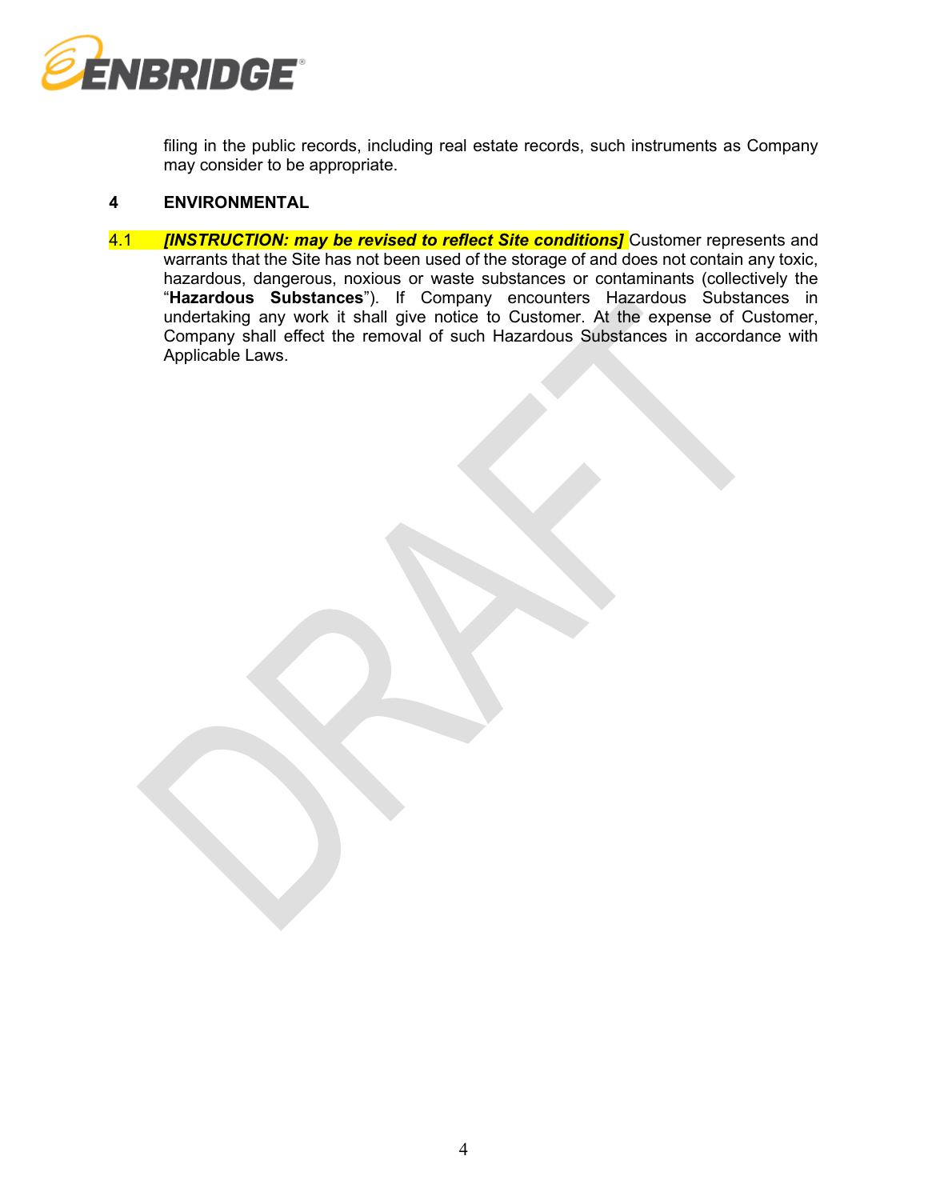filing in the public records, including real estate records, such instruments as Company may consider to be appropriate.

## 4 ENVIRONMENTAL

4.1 ***[INSTRUCTION: may be revised to reflect Site conditions]*** Customer represents and warrants that the Site has not been used of the storage of and does not contain any toxic, hazardous, dangerous, noxious or waste substances or contaminants (collectively the "**Hazardous Substances**"). If Company encounters Hazardous Substances in undertaking any work it shall give notice to Customer. At the expense of Customer, Company shall effect the removal of such Hazardous Substances in accordance with Applicable Laws.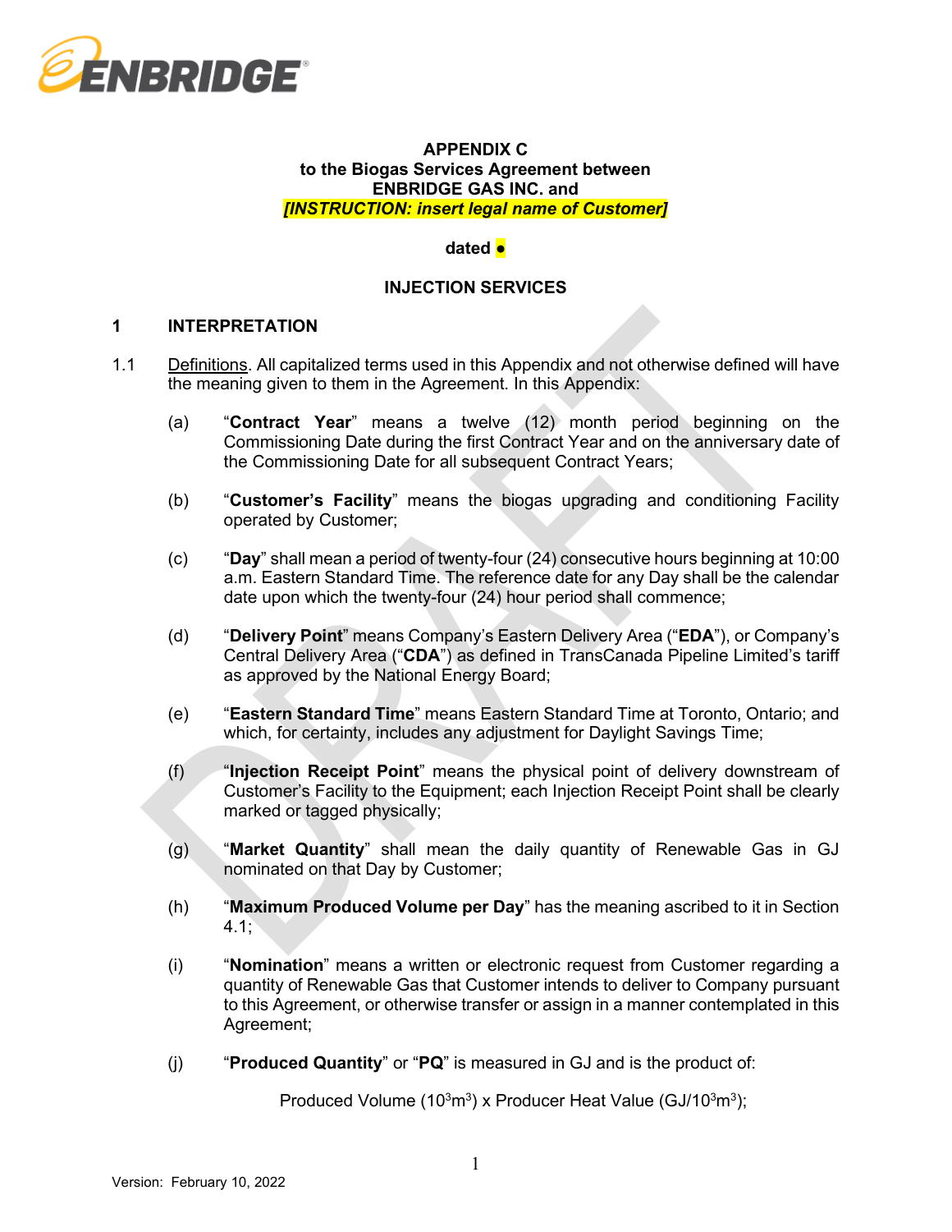**APPENDIX C**
**to the Biogas Services Agreement between**
**ENBRIDGE GAS INC. and**
***[INSTRUCTION: insert legal name of Customer]***

**dated ●**

**INJECTION SERVICES**

## 1 INTERPRETATION

1.1 Definitions. All capitalized terms used in this Appendix and not otherwise defined will have the meaning given to them in the Agreement. In this Appendix:

(a) "**Contract Year**" means a twelve (12) month period beginning on the Commissioning Date during the first Contract Year and on the anniversary date of the Commissioning Date for all subsequent Contract Years;

(b) "**Customer's Facility**" means the biogas upgrading and conditioning Facility operated by Customer;

(c) "**Day**" shall mean a period of twenty-four (24) consecutive hours beginning at 10:00 a.m. Eastern Standard Time. The reference date for any Day shall be the calendar date upon which the twenty-four (24) hour period shall commence;

(d) "**Delivery Point**" means Company's Eastern Delivery Area ("**EDA**"), or Company's Central Delivery Area ("**CDA**") as defined in TransCanada Pipeline Limited's tariff as approved by the National Energy Board;

(e) "**Eastern Standard Time**" means Eastern Standard Time at Toronto, Ontario; and which, for certainty, includes any adjustment for Daylight Savings Time;

(f) "**Injection Receipt Point**" means the physical point of delivery downstream of Customer's Facility to the Equipment; each Injection Receipt Point shall be clearly marked or tagged physically;

(g) "**Market Quantity**" shall mean the daily quantity of Renewable Gas in GJ nominated on that Day by Customer;

(h) "**Maximum Produced Volume per Day**" has the meaning ascribed to it in Section 4.1;

(i) "**Nomination**" means a written or electronic request from Customer regarding a quantity of Renewable Gas that Customer intends to deliver to Company pursuant to this Agreement, or otherwise transfer or assign in a manner contemplated in this Agreement;

(j) "**Produced Quantity**" or "**PQ**" is measured in GJ and is the product of:

$$\text{Produced Volume } (10^3m^3) \times \text{Producer Heat Value } (GJ/10^3m^3);$$

Version: February 10, 2022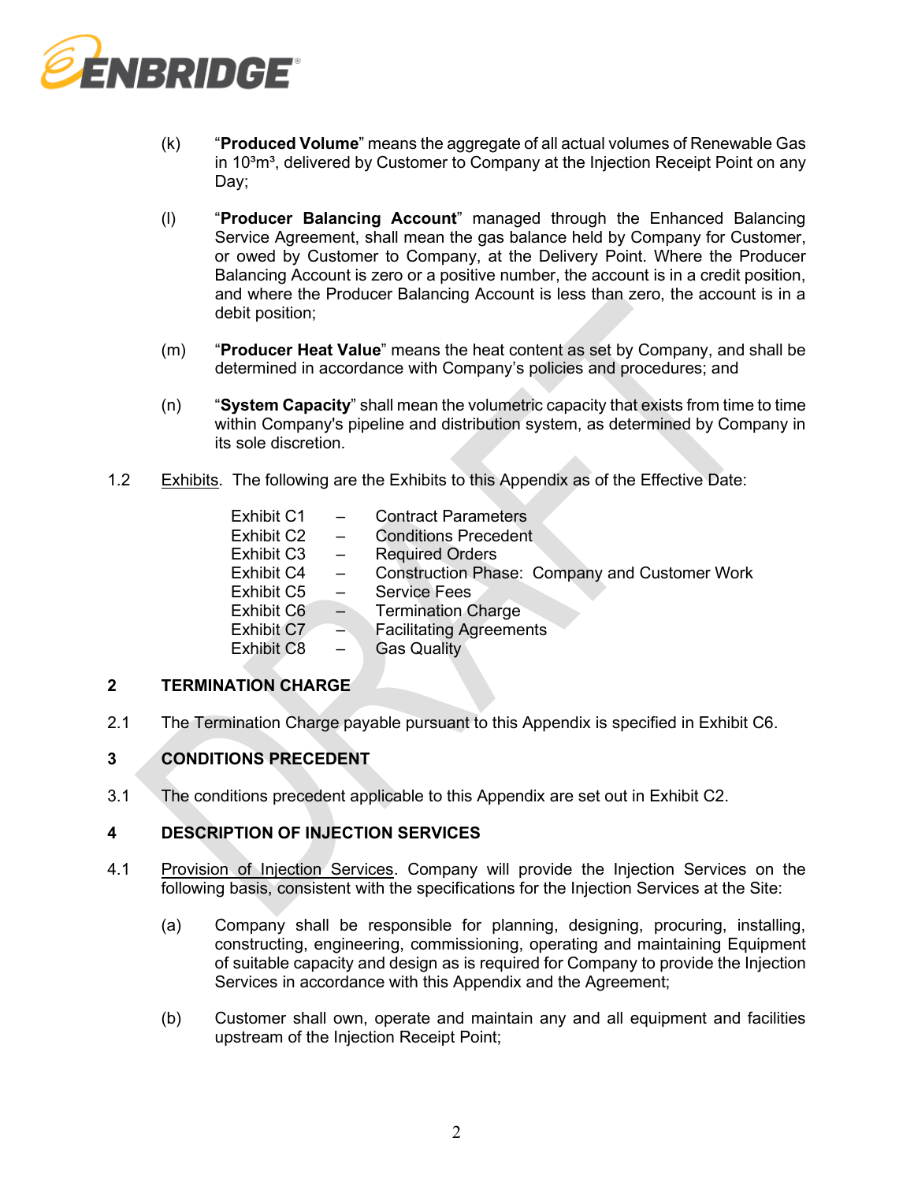(k) "**Produced Volume**" means the aggregate of all actual volumes of Renewable Gas in $10^3m^3$, delivered by Customer to Company at the Injection Receipt Point on any Day;

(l) "**Producer Balancing Account**" managed through the Enhanced Balancing Service Agreement, shall mean the gas balance held by Company for Customer, or owed by Customer to Company, at the Delivery Point. Where the Producer Balancing Account is zero or a positive number, the account is in a credit position, and where the Producer Balancing Account is less than zero, the account is in a debit position;

(m) "**Producer Heat Value**" means the heat content as set by Company, and shall be determined in accordance with Company's policies and procedures; and

(n) "**System Capacity**" shall mean the volumetric capacity that exists from time to time within Company's pipeline and distribution system, as determined by Company in its sole discretion.

1.2 Exhibits. The following are the Exhibits to this Appendix as of the Effective Date:

| | | |
|---|---|---|
| Exhibit C1 | – | Contract Parameters |
| Exhibit C2 | – | Conditions Precedent |
| Exhibit C3 | – | Required Orders |
| Exhibit C4 | – | Construction Phase: Company and Customer Work |
| Exhibit C5 | – | Service Fees |
| Exhibit C6 | – | Termination Charge |
| Exhibit C7 | – | Facilitating Agreements |
| Exhibit C8 | – | Gas Quality |

## 2 TERMINATION CHARGE

2.1 The Termination Charge payable pursuant to this Appendix is specified in Exhibit C6.

## 3 CONDITIONS PRECEDENT

3.1 The conditions precedent applicable to this Appendix are set out in Exhibit C2.

## 4 DESCRIPTION OF INJECTION SERVICES

4.1 Provision of Injection Services. Company will provide the Injection Services on the following basis, consistent with the specifications for the Injection Services at the Site:

(a) Company shall be responsible for planning, designing, procuring, installing, constructing, engineering, commissioning, operating and maintaining Equipment of suitable capacity and design as is required for Company to provide the Injection Services in accordance with this Appendix and the Agreement;

(b) Customer shall own, operate and maintain any and all equipment and facilities upstream of the Injection Receipt Point;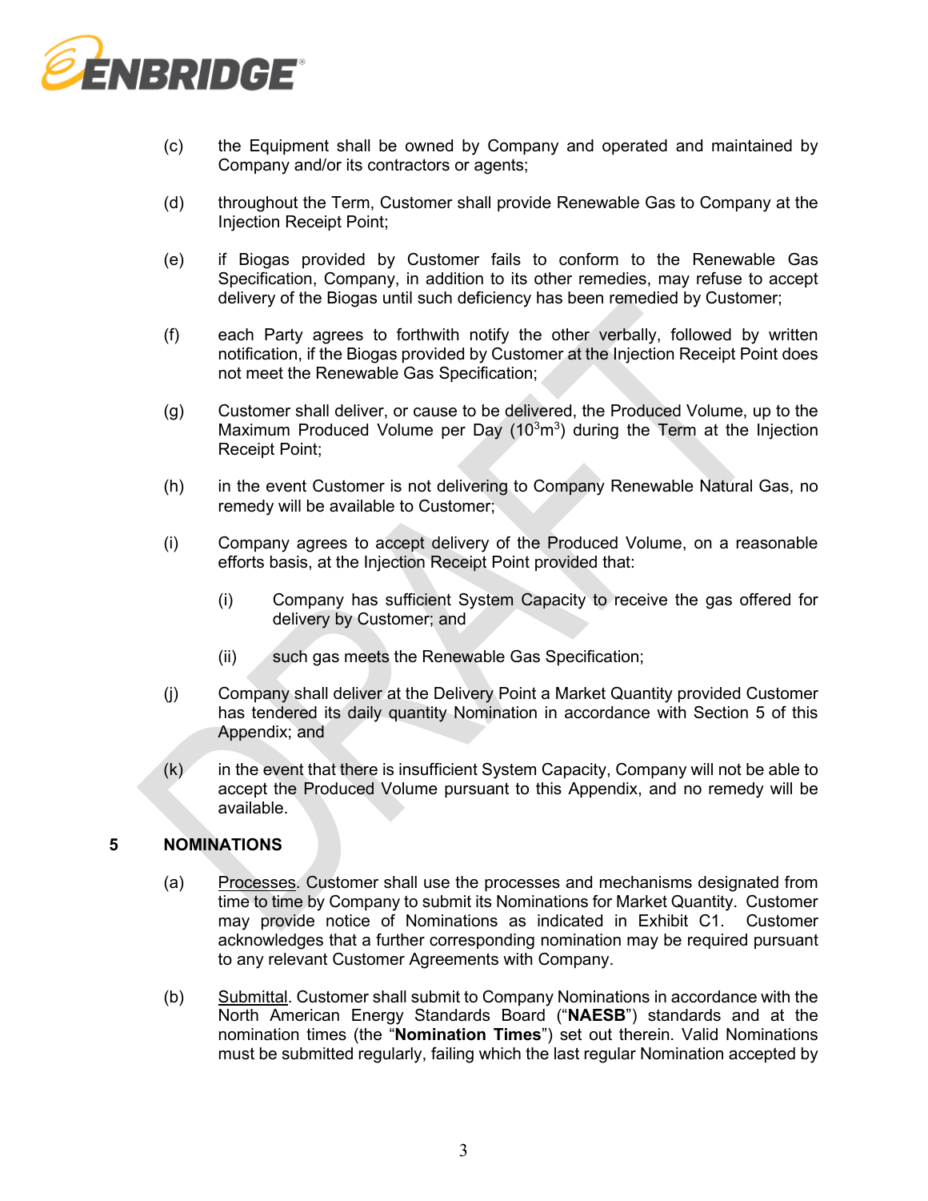(c) the Equipment shall be owned by Company and operated and maintained by Company and/or its contractors or agents;

(d) throughout the Term, Customer shall provide Renewable Gas to Company at the Injection Receipt Point;

(e) if Biogas provided by Customer fails to conform to the Renewable Gas Specification, Company, in addition to its other remedies, may refuse to accept delivery of the Biogas until such deficiency has been remedied by Customer;

(f) each Party agrees to forthwith notify the other verbally, followed by written notification, if the Biogas provided by Customer at the Injection Receipt Point does not meet the Renewable Gas Specification;

(g) Customer shall deliver, or cause to be delivered, the Produced Volume, up to the Maximum Produced Volume per Day ($10^3m^3$) during the Term at the Injection Receipt Point;

(h) in the event Customer is not delivering to Company Renewable Natural Gas, no remedy will be available to Customer;

(i) Company agrees to accept delivery of the Produced Volume, on a reasonable efforts basis, at the Injection Receipt Point provided that:

  (i) Company has sufficient System Capacity to receive the gas offered for delivery by Customer; and

  (ii) such gas meets the Renewable Gas Specification;

(j) Company shall deliver at the Delivery Point a Market Quantity provided Customer has tendered its daily quantity Nomination in accordance with Section 5 of this Appendix; and

(k) in the event that there is insufficient System Capacity, Company will not be able to accept the Produced Volume pursuant to this Appendix, and no remedy will be available.

## 5 NOMINATIONS

(a) Processes. Customer shall use the processes and mechanisms designated from time to time by Company to submit its Nominations for Market Quantity. Customer may provide notice of Nominations as indicated in Exhibit C1. Customer acknowledges that a further corresponding nomination may be required pursuant to any relevant Customer Agreements with Company.

(b) Submittal. Customer shall submit to Company Nominations in accordance with the North American Energy Standards Board ("**NAESB**") standards and at the nomination times (the "**Nomination Times**") set out therein. Valid Nominations must be submitted regularly, failing which the last regular Nomination accepted by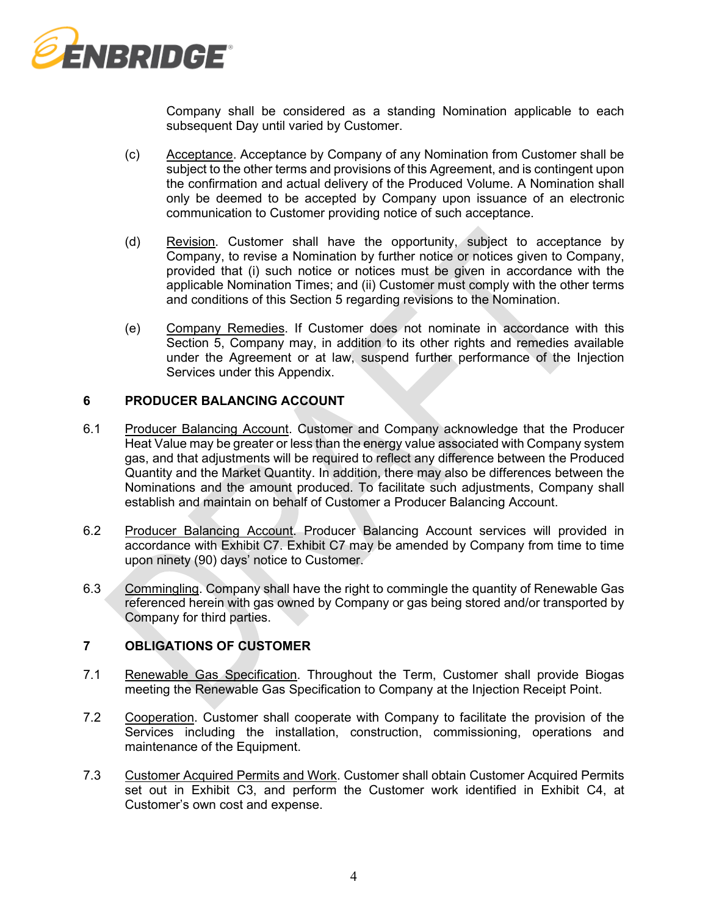Company shall be considered as a standing Nomination applicable to each subsequent Day until varied by Customer.

(c) Acceptance. Acceptance by Company of any Nomination from Customer shall be subject to the other terms and provisions of this Agreement, and is contingent upon the confirmation and actual delivery of the Produced Volume. A Nomination shall only be deemed to be accepted by Company upon issuance of an electronic communication to Customer providing notice of such acceptance.

(d) Revision. Customer shall have the opportunity, subject to acceptance by Company, to revise a Nomination by further notice or notices given to Company, provided that (i) such notice or notices must be given in accordance with the applicable Nomination Times; and (ii) Customer must comply with the other terms and conditions of this Section 5 regarding revisions to the Nomination.

(e) Company Remedies. If Customer does not nominate in accordance with this Section 5, Company may, in addition to its other rights and remedies available under the Agreement or at law, suspend further performance of the Injection Services under this Appendix.

## 6 PRODUCER BALANCING ACCOUNT

6.1 Producer Balancing Account. Customer and Company acknowledge that the Producer Heat Value may be greater or less than the energy value associated with Company system gas, and that adjustments will be required to reflect any difference between the Produced Quantity and the Market Quantity. In addition, there may also be differences between the Nominations and the amount produced. To facilitate such adjustments, Company shall establish and maintain on behalf of Customer a Producer Balancing Account.

6.2 Producer Balancing Account. Producer Balancing Account services will provided in accordance with Exhibit C7. Exhibit C7 may be amended by Company from time to time upon ninety (90) days' notice to Customer.

6.3 Commingling. Company shall have the right to commingle the quantity of Renewable Gas referenced herein with gas owned by Company or gas being stored and/or transported by Company for third parties.

## 7 OBLIGATIONS OF CUSTOMER

7.1 Renewable Gas Specification. Throughout the Term, Customer shall provide Biogas meeting the Renewable Gas Specification to Company at the Injection Receipt Point.

7.2 Cooperation. Customer shall cooperate with Company to facilitate the provision of the Services including the installation, construction, commissioning, operations and maintenance of the Equipment.

7.3 Customer Acquired Permits and Work. Customer shall obtain Customer Acquired Permits set out in Exhibit C3, and perform the Customer work identified in Exhibit C4, at Customer's own cost and expense.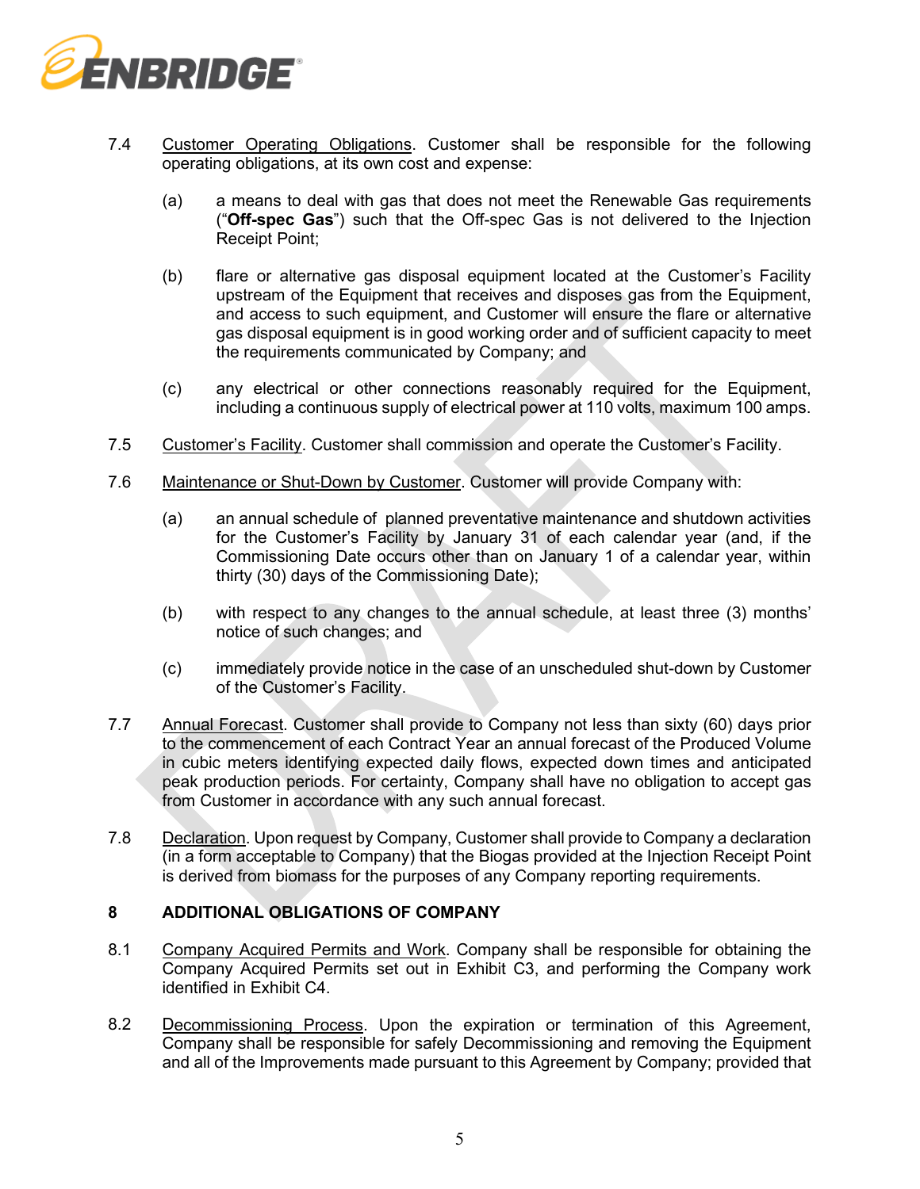7.4 Customer Operating Obligations. Customer shall be responsible for the following operating obligations, at its own cost and expense:

(a) a means to deal with gas that does not meet the Renewable Gas requirements ("**Off-spec Gas**") such that the Off-spec Gas is not delivered to the Injection Receipt Point;

(b) flare or alternative gas disposal equipment located at the Customer's Facility upstream of the Equipment that receives and disposes gas from the Equipment, and access to such equipment, and Customer will ensure the flare or alternative gas disposal equipment is in good working order and of sufficient capacity to meet the requirements communicated by Company; and

(c) any electrical or other connections reasonably required for the Equipment, including a continuous supply of electrical power at 110 volts, maximum 100 amps.

7.5 Customer's Facility. Customer shall commission and operate the Customer's Facility.

7.6 Maintenance or Shut-Down by Customer. Customer will provide Company with:

(a) an annual schedule of planned preventative maintenance and shutdown activities for the Customer's Facility by January 31 of each calendar year (and, if the Commissioning Date occurs other than on January 1 of a calendar year, within thirty (30) days of the Commissioning Date);

(b) with respect to any changes to the annual schedule, at least three (3) months' notice of such changes; and

(c) immediately provide notice in the case of an unscheduled shut-down by Customer of the Customer's Facility.

7.7 Annual Forecast. Customer shall provide to Company not less than sixty (60) days prior to the commencement of each Contract Year an annual forecast of the Produced Volume in cubic meters identifying expected daily flows, expected down times and anticipated peak production periods. For certainty, Company shall have no obligation to accept gas from Customer in accordance with any such annual forecast.

7.8 Declaration. Upon request by Company, Customer shall provide to Company a declaration (in a form acceptable to Company) that the Biogas provided at the Injection Receipt Point is derived from biomass for the purposes of any Company reporting requirements.

## 8 ADDITIONAL OBLIGATIONS OF COMPANY

8.1 Company Acquired Permits and Work. Company shall be responsible for obtaining the Company Acquired Permits set out in Exhibit C3, and performing the Company work identified in Exhibit C4.

8.2 Decommissioning Process. Upon the expiration or termination of this Agreement, Company shall be responsible for safely Decommissioning and removing the Equipment and all of the Improvements made pursuant to this Agreement by Company; provided that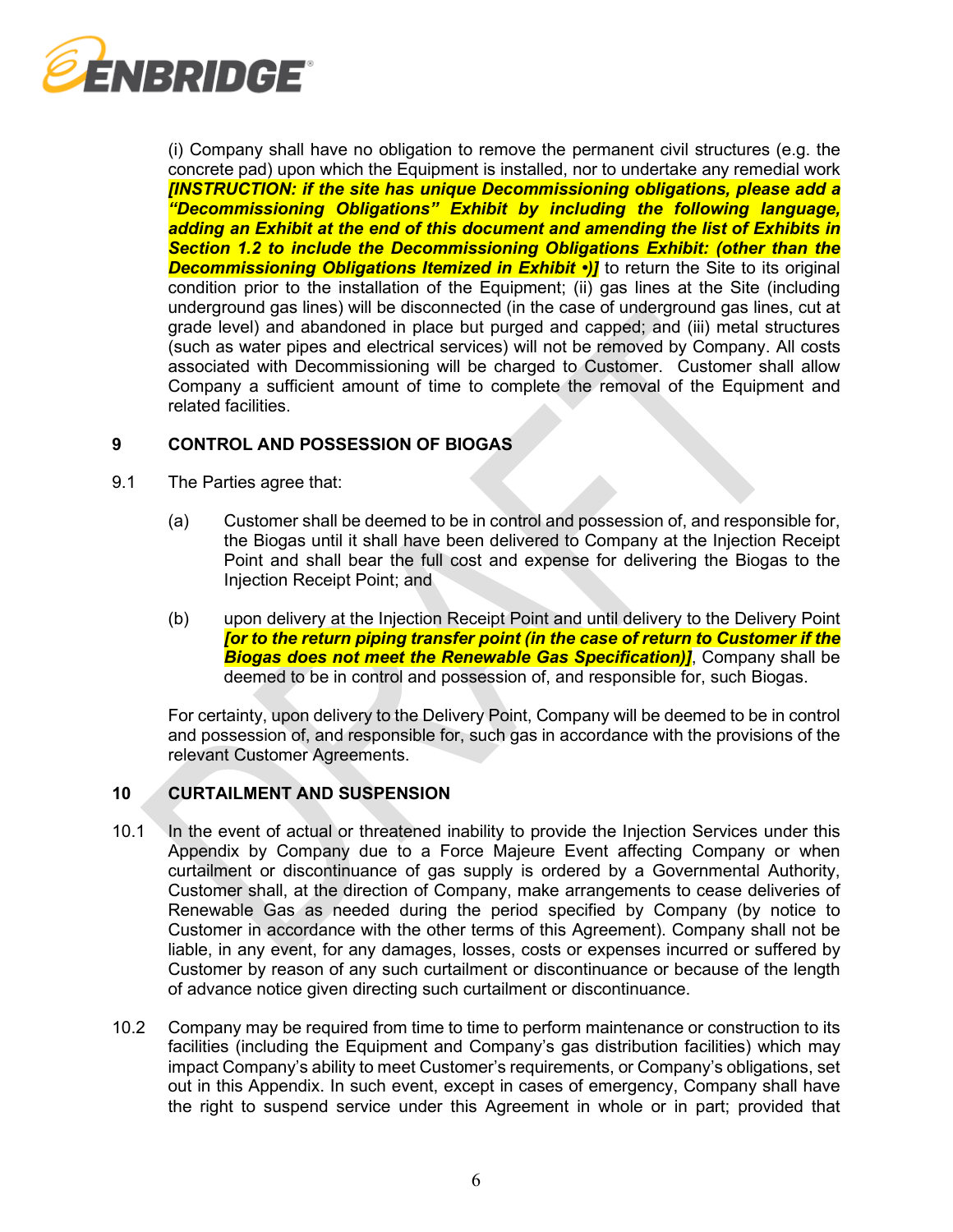(i) Company shall have no obligation to remove the permanent civil structures (e.g. the concrete pad) upon which the Equipment is installed, nor to undertake any remedial work ***[INSTRUCTION: if the site has unique Decommissioning obligations, please add a "Decommissioning Obligations" Exhibit by including the following language, adding an Exhibit at the end of this document and amending the list of Exhibits in Section 1.2 to include the Decommissioning Obligations Exhibit: (other than the Decommissioning Obligations Itemized in Exhibit •)]*** to return the Site to its original condition prior to the installation of the Equipment; (ii) gas lines at the Site (including underground gas lines) will be disconnected (in the case of underground gas lines, cut at grade level) and abandoned in place but purged and capped; and (iii) metal structures (such as water pipes and electrical services) will not be removed by Company. All costs associated with Decommissioning will be charged to Customer. Customer shall allow Company a sufficient amount of time to complete the removal of the Equipment and related facilities.

## 9 CONTROL AND POSSESSION OF BIOGAS

9.1 The Parties agree that:

(a) Customer shall be deemed to be in control and possession of, and responsible for, the Biogas until it shall have been delivered to Company at the Injection Receipt Point and shall bear the full cost and expense for delivering the Biogas to the Injection Receipt Point; and

(b) upon delivery at the Injection Receipt Point and until delivery to the Delivery Point ***[or to the return piping transfer point (in the case of return to Customer if the Biogas does not meet the Renewable Gas Specification)]***, Company shall be deemed to be in control and possession of, and responsible for, such Biogas.

For certainty, upon delivery to the Delivery Point, Company will be deemed to be in control and possession of, and responsible for, such gas in accordance with the provisions of the relevant Customer Agreements.

## 10 CURTAILMENT AND SUSPENSION

10.1 In the event of actual or threatened inability to provide the Injection Services under this Appendix by Company due to a Force Majeure Event affecting Company or when curtailment or discontinuance of gas supply is ordered by a Governmental Authority, Customer shall, at the direction of Company, make arrangements to cease deliveries of Renewable Gas as needed during the period specified by Company (by notice to Customer in accordance with the other terms of this Agreement). Company shall not be liable, in any event, for any damages, losses, costs or expenses incurred or suffered by Customer by reason of any such curtailment or discontinuance or because of the length of advance notice given directing such curtailment or discontinuance.

10.2 Company may be required from time to time to perform maintenance or construction to its facilities (including the Equipment and Company's gas distribution facilities) which may impact Company's ability to meet Customer's requirements, or Company's obligations, set out in this Appendix. In such event, except in cases of emergency, Company shall have the right to suspend service under this Agreement in whole or in part; provided that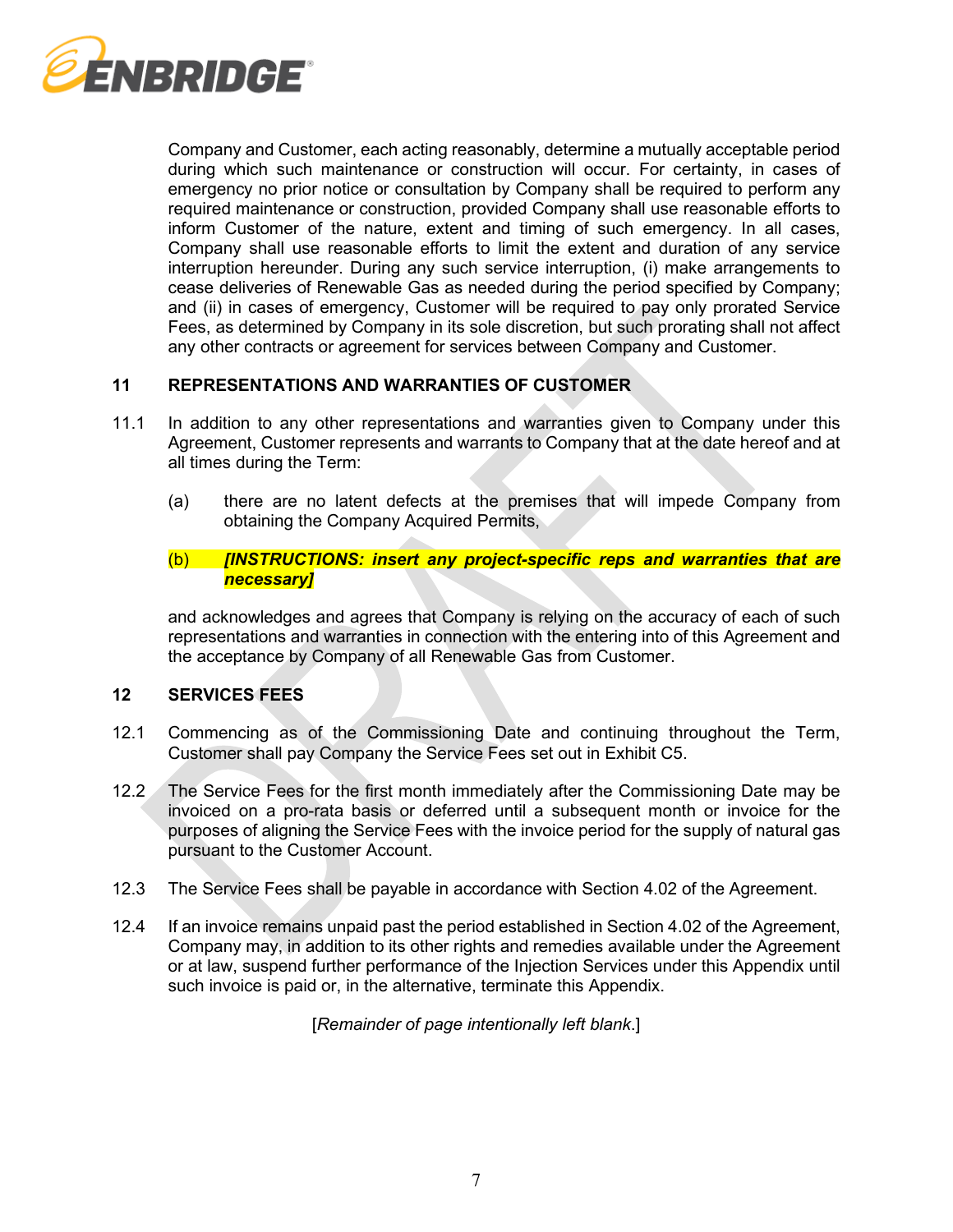Company and Customer, each acting reasonably, determine a mutually acceptable period during which such maintenance or construction will occur. For certainty, in cases of emergency no prior notice or consultation by Company shall be required to perform any required maintenance or construction, provided Company shall use reasonable efforts to inform Customer of the nature, extent and timing of such emergency. In all cases, Company shall use reasonable efforts to limit the extent and duration of any service interruption hereunder. During any such service interruption, (i) make arrangements to cease deliveries of Renewable Gas as needed during the period specified by Company; and (ii) in cases of emergency, Customer will be required to pay only prorated Service Fees, as determined by Company in its sole discretion, but such prorating shall not affect any other contracts or agreement for services between Company and Customer.

## 11 REPRESENTATIONS AND WARRANTIES OF CUSTOMER

11.1 In addition to any other representations and warranties given to Company under this Agreement, Customer represents and warrants to Company that at the date hereof and at all times during the Term:

(a) there are no latent defects at the premises that will impede Company from obtaining the Company Acquired Permits,

(b) ***[INSTRUCTIONS: insert any project-specific reps and warranties that are necessary]***

and acknowledges and agrees that Company is relying on the accuracy of each of such representations and warranties in connection with the entering into of this Agreement and the acceptance by Company of all Renewable Gas from Customer.

## 12 SERVICES FEES

12.1 Commencing as of the Commissioning Date and continuing throughout the Term, Customer shall pay Company the Service Fees set out in Exhibit C5.

12.2 The Service Fees for the first month immediately after the Commissioning Date may be invoiced on a pro-rata basis or deferred until a subsequent month or invoice for the purposes of aligning the Service Fees with the invoice period for the supply of natural gas pursuant to the Customer Account.

12.3 The Service Fees shall be payable in accordance with Section 4.02 of the Agreement.

12.4 If an invoice remains unpaid past the period established in Section 4.02 of the Agreement, Company may, in addition to its other rights and remedies available under the Agreement or at law, suspend further performance of the Injection Services under this Appendix until such invoice is paid or, in the alternative, terminate this Appendix.

[*Remainder of page intentionally left blank*.]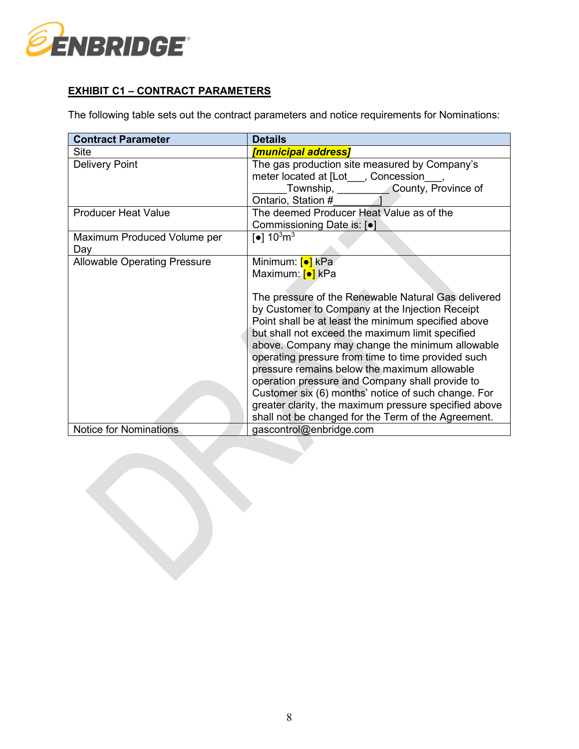**EXHIBIT C1 – CONTRACT PARAMETERS**

The following table sets out the contract parameters and notice requirements for Nominations:

| Contract Parameter | Details |
|---|---|
| Site | ***[municipal address]*** |
| Delivery Point | The gas production site measured by Company's meter located at [Lot___, Concession___, ______Township, _________ County, Province of Ontario, Station #________] |
| Producer Heat Value | The deemed Producer Heat Value as of the Commissioning Date is: [●] |
| Maximum Produced Volume per Day | [●] $10^3m^3$ |
| Allowable Operating Pressure | Minimum: [●] kPa<br>Maximum: [●] kPa<br><br>The pressure of the Renewable Natural Gas delivered by Customer to Company at the Injection Receipt Point shall be at least the minimum specified above but shall not exceed the maximum limit specified above. Company may change the minimum allowable operating pressure from time to time provided such pressure remains below the maximum allowable operation pressure and Company shall provide to Customer six (6) months' notice of such change. For greater clarity, the maximum pressure specified above shall not be changed for the Term of the Agreement. |
| Notice for Nominations | gascontrol@enbridge.com |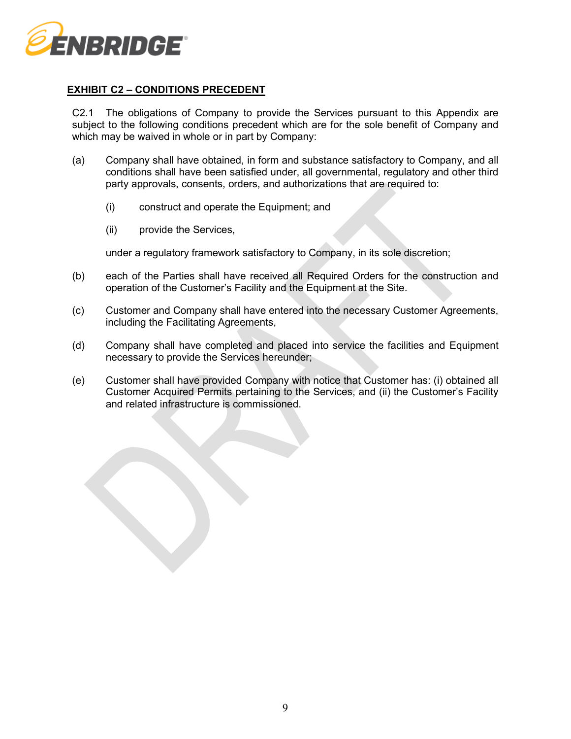## EXHIBIT C2 – CONDITIONS PRECEDENT

C2.1 The obligations of Company to provide the Services pursuant to this Appendix are subject to the following conditions precedent which are for the sole benefit of Company and which may be waived in whole or in part by Company:

(a) Company shall have obtained, in form and substance satisfactory to Company, and all conditions shall have been satisfied under, all governmental, regulatory and other third party approvals, consents, orders, and authorizations that are required to:

  (i) construct and operate the Equipment; and

  (ii) provide the Services,

  under a regulatory framework satisfactory to Company, in its sole discretion;

(b) each of the Parties shall have received all Required Orders for the construction and operation of the Customer's Facility and the Equipment at the Site.

(c) Customer and Company shall have entered into the necessary Customer Agreements, including the Facilitating Agreements,

(d) Company shall have completed and placed into service the facilities and Equipment necessary to provide the Services hereunder;

(e) Customer shall have provided Company with notice that Customer has: (i) obtained all Customer Acquired Permits pertaining to the Services, and (ii) the Customer's Facility and related infrastructure is commissioned.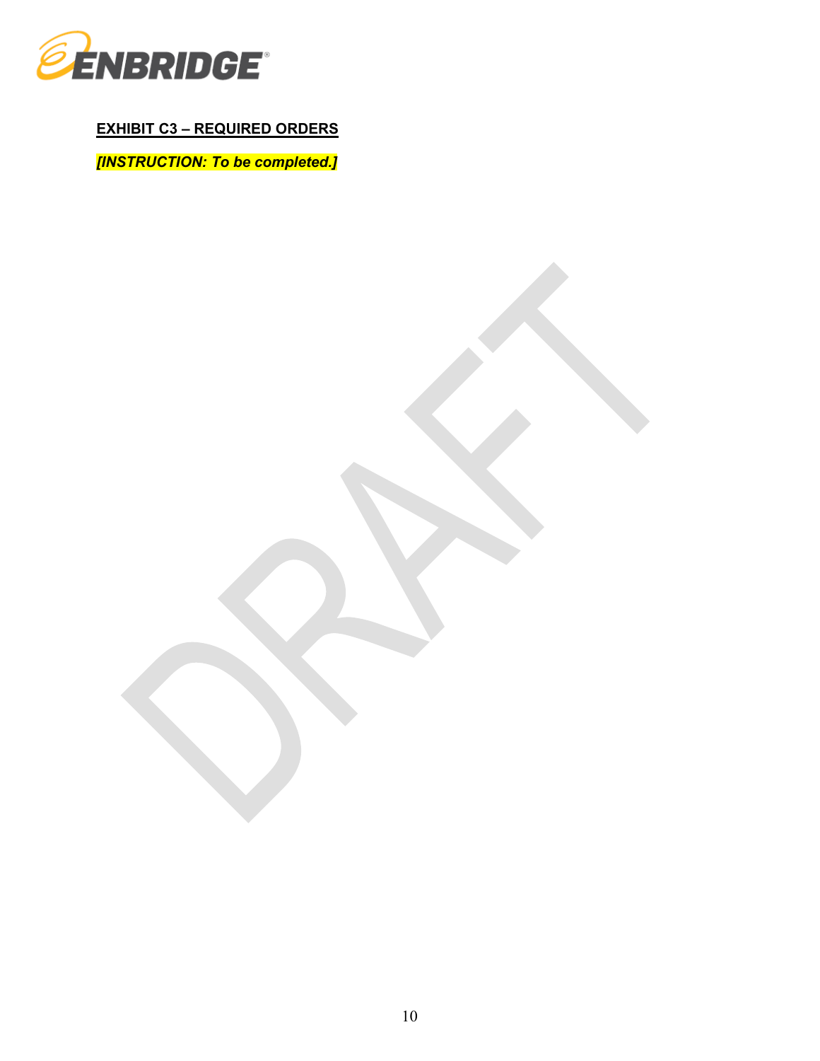**EXHIBIT C3 – REQUIRED ORDERS**

***[INSTRUCTION: To be completed.]***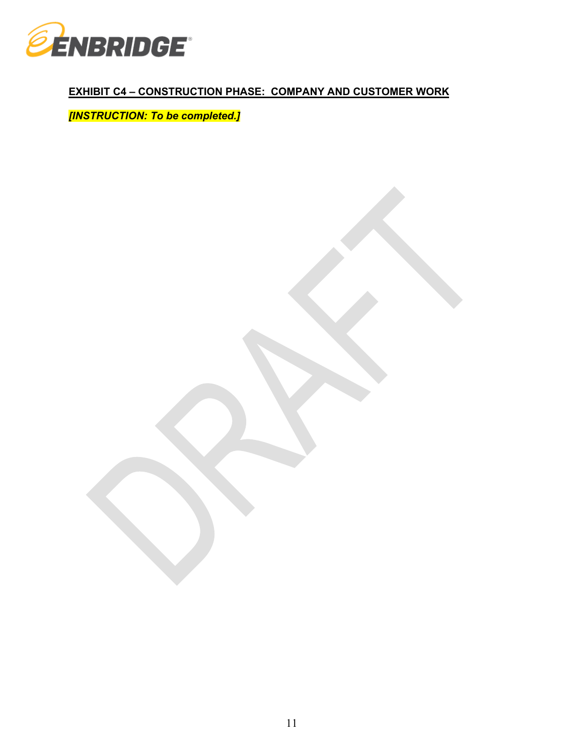**EXHIBIT C4 – CONSTRUCTION PHASE: COMPANY AND CUSTOMER WORK**

***[INSTRUCTION: To be completed.]***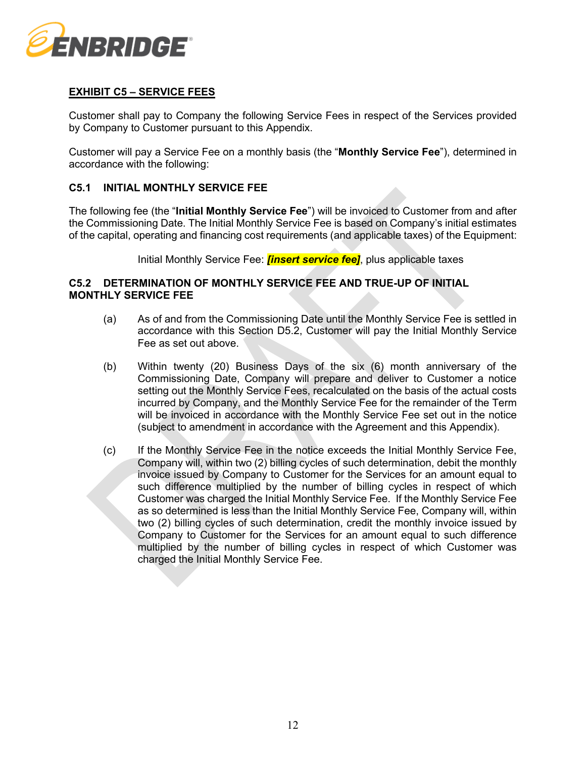## EXHIBIT C5 – SERVICE FEES

Customer shall pay to Company the following Service Fees in respect of the Services provided by Company to Customer pursuant to this Appendix.

Customer will pay a Service Fee on a monthly basis (the "**Monthly Service Fee**"), determined in accordance with the following:

### C5.1 INITIAL MONTHLY SERVICE FEE

The following fee (the "**Initial Monthly Service Fee**") will be invoiced to Customer from and after the Commissioning Date. The Initial Monthly Service Fee is based on Company's initial estimates of the capital, operating and financing cost requirements (and applicable taxes) of the Equipment:

Initial Monthly Service Fee: ***[insert service fee]***, plus applicable taxes

### C5.2 DETERMINATION OF MONTHLY SERVICE FEE AND TRUE-UP OF INITIAL MONTHLY SERVICE FEE

(a) As of and from the Commissioning Date until the Monthly Service Fee is settled in accordance with this Section D5.2, Customer will pay the Initial Monthly Service Fee as set out above.

(b) Within twenty (20) Business Days of the six (6) month anniversary of the Commissioning Date, Company will prepare and deliver to Customer a notice setting out the Monthly Service Fees, recalculated on the basis of the actual costs incurred by Company, and the Monthly Service Fee for the remainder of the Term will be invoiced in accordance with the Monthly Service Fee set out in the notice (subject to amendment in accordance with the Agreement and this Appendix).

(c) If the Monthly Service Fee in the notice exceeds the Initial Monthly Service Fee, Company will, within two (2) billing cycles of such determination, debit the monthly invoice issued by Company to Customer for the Services for an amount equal to such difference multiplied by the number of billing cycles in respect of which Customer was charged the Initial Monthly Service Fee. If the Monthly Service Fee as so determined is less than the Initial Monthly Service Fee, Company will, within two (2) billing cycles of such determination, credit the monthly invoice issued by Company to Customer for the Services for an amount equal to such difference multiplied by the number of billing cycles in respect of which Customer was charged the Initial Monthly Service Fee.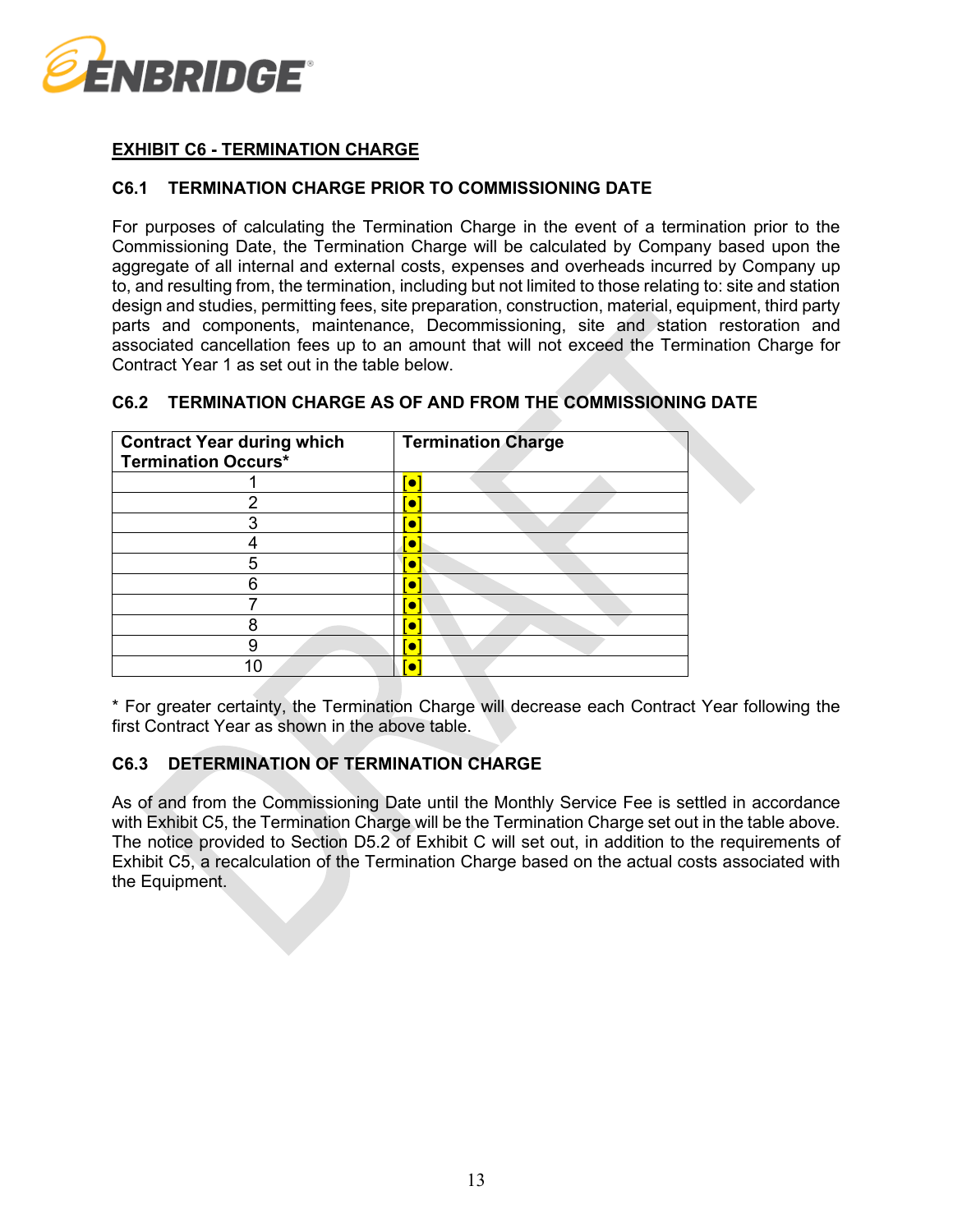## EXHIBIT C6 - TERMINATION CHARGE

### C6.1 TERMINATION CHARGE PRIOR TO COMMISSIONING DATE

For purposes of calculating the Termination Charge in the event of a termination prior to the Commissioning Date, the Termination Charge will be calculated by Company based upon the aggregate of all internal and external costs, expenses and overheads incurred by Company up to, and resulting from, the termination, including but not limited to those relating to: site and station design and studies, permitting fees, site preparation, construction, material, equipment, third party parts and components, maintenance, Decommissioning, site and station restoration and associated cancellation fees up to an amount that will not exceed the Termination Charge for Contract Year 1 as set out in the table below.

### C6.2 TERMINATION CHARGE AS OF AND FROM THE COMMISSIONING DATE

| Contract Year during which Termination Occurs* | Termination Charge |
|---|---|
| 1 | [●] |
| 2 | [●] |
| 3 | [●] |
| 4 | [●] |
| 5 | [●] |
| 6 | [●] |
| 7 | [●] |
| 8 | [●] |
| 9 | [●] |
| 10 | [●] |

* For greater certainty, the Termination Charge will decrease each Contract Year following the first Contract Year as shown in the above table.

### C6.3 DETERMINATION OF TERMINATION CHARGE

As of and from the Commissioning Date until the Monthly Service Fee is settled in accordance with Exhibit C5, the Termination Charge will be the Termination Charge set out in the table above. The notice provided to Section D5.2 of Exhibit C will set out, in addition to the requirements of Exhibit C5, a recalculation of the Termination Charge based on the actual costs associated with the Equipment.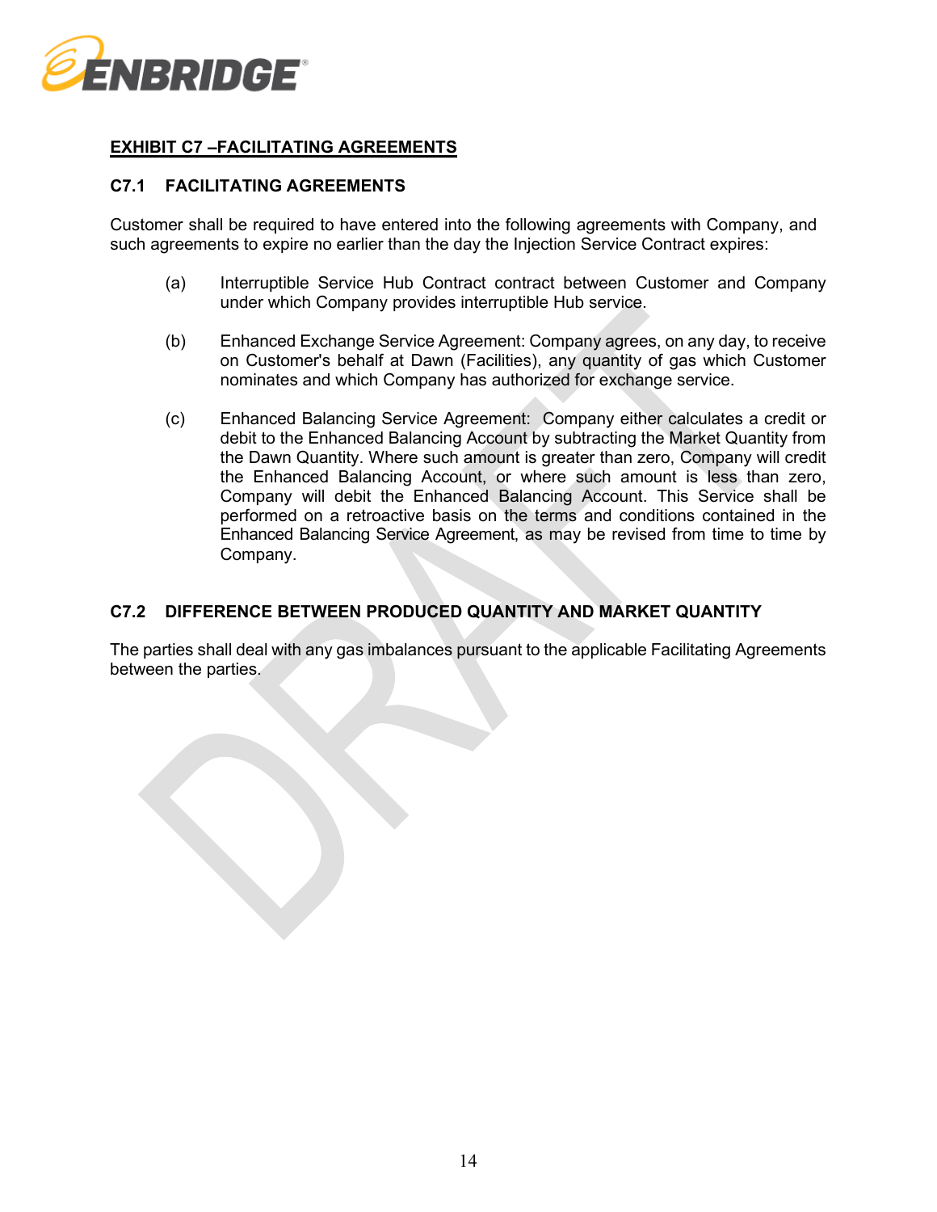## EXHIBIT C7 –FACILITATING AGREEMENTS

### C7.1 FACILITATING AGREEMENTS

Customer shall be required to have entered into the following agreements with Company, and such agreements to expire no earlier than the day the Injection Service Contract expires:

(a) Interruptible Service Hub Contract contract between Customer and Company under which Company provides interruptible Hub service.

(b) Enhanced Exchange Service Agreement: Company agrees, on any day, to receive on Customer's behalf at Dawn (Facilities), any quantity of gas which Customer nominates and which Company has authorized for exchange service.

(c) Enhanced Balancing Service Agreement: Company either calculates a credit or debit to the Enhanced Balancing Account by subtracting the Market Quantity from the Dawn Quantity. Where such amount is greater than zero, Company will credit the Enhanced Balancing Account, or where such amount is less than zero, Company will debit the Enhanced Balancing Account. This Service shall be performed on a retroactive basis on the terms and conditions contained in the Enhanced Balancing Service Agreement, as may be revised from time to time by Company.

### C7.2 DIFFERENCE BETWEEN PRODUCED QUANTITY AND MARKET QUANTITY

The parties shall deal with any gas imbalances pursuant to the applicable Facilitating Agreements between the parties.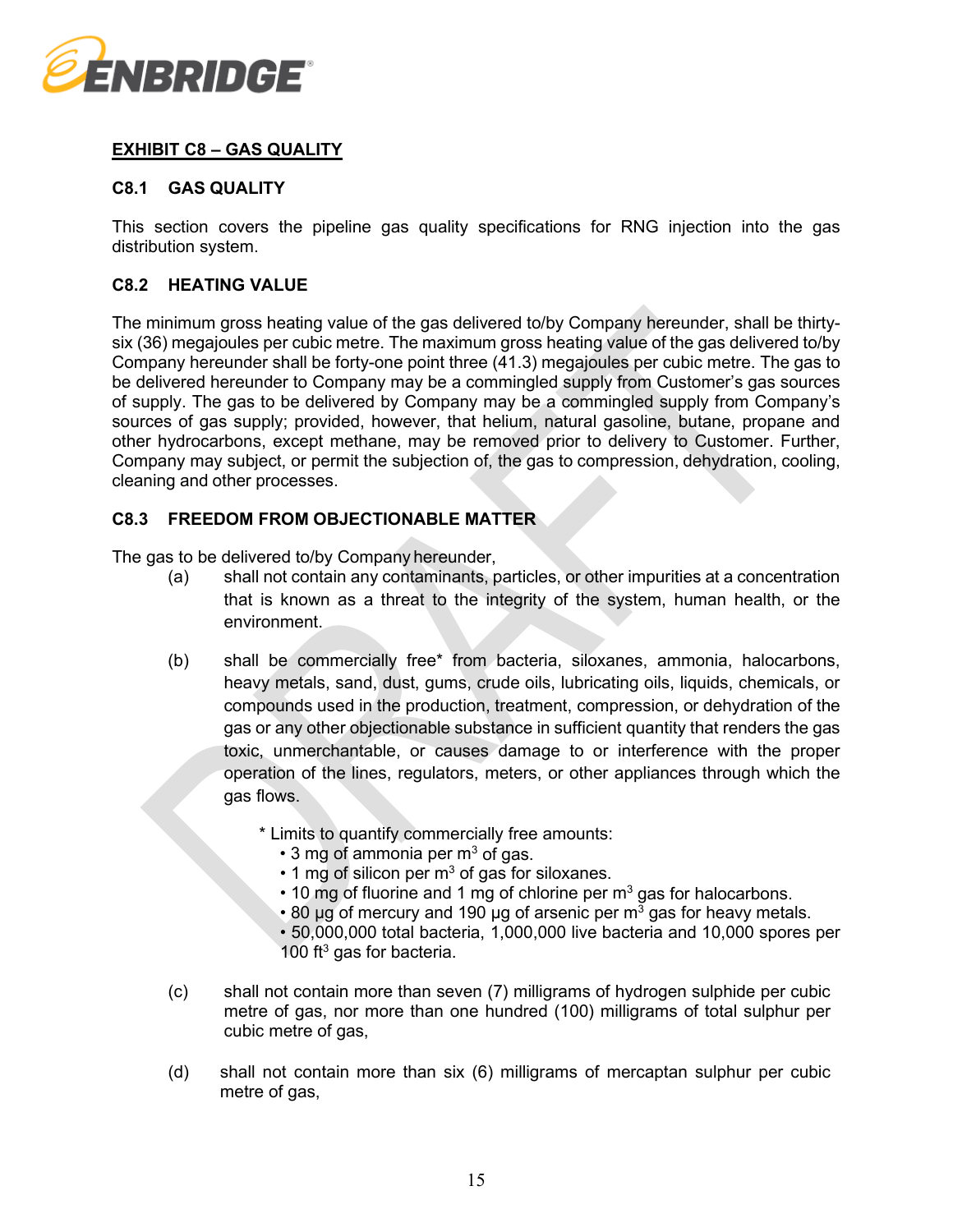## EXHIBIT C8 – GAS QUALITY

### C8.1 GAS QUALITY

This section covers the pipeline gas quality specifications for RNG injection into the gas distribution system.

### C8.2 HEATING VALUE

The minimum gross heating value of the gas delivered to/by Company hereunder, shall be thirty-six (36) megajoules per cubic metre. The maximum gross heating value of the gas delivered to/by Company hereunder shall be forty-one point three (41.3) megajoules per cubic metre. The gas to be delivered hereunder to Company may be a commingled supply from Customer's gas sources of supply. The gas to be delivered by Company may be a commingled supply from Company's sources of gas supply; provided, however, that helium, natural gasoline, butane, propane and other hydrocarbons, except methane, may be removed prior to delivery to Customer. Further, Company may subject, or permit the subjection of, the gas to compression, dehydration, cooling, cleaning and other processes.

### C8.3 FREEDOM FROM OBJECTIONABLE MATTER

The gas to be delivered to/by Company hereunder,

(a) shall not contain any contaminants, particles, or other impurities at a concentration that is known as a threat to the integrity of the system, human health, or the environment.

(b) shall be commercially free* from bacteria, siloxanes, ammonia, halocarbons, heavy metals, sand, dust, gums, crude oils, lubricating oils, liquids, chemicals, or compounds used in the production, treatment, compression, or dehydration of the gas or any other objectionable substance in sufficient quantity that renders the gas toxic, unmerchantable, or causes damage to or interference with the proper operation of the lines, regulators, meters, or other appliances through which the gas flows.

   * Limits to quantify commercially free amounts:
   - 3 mg of ammonia per $m^3$ of gas.
   - 1 mg of silicon per $m^3$ of gas for siloxanes.
   - 10 mg of fluorine and 1 mg of chlorine per $m^3$ gas for halocarbons.
   - 80 µg of mercury and 190 µg of arsenic per $m^3$ gas for heavy metals.
   - 50,000,000 total bacteria, 1,000,000 live bacteria and 10,000 spores per 100 $ft^3$ gas for bacteria.

(c) shall not contain more than seven (7) milligrams of hydrogen sulphide per cubic metre of gas, nor more than one hundred (100) milligrams of total sulphur per cubic metre of gas,

(d) shall not contain more than six (6) milligrams of mercaptan sulphur per cubic metre of gas,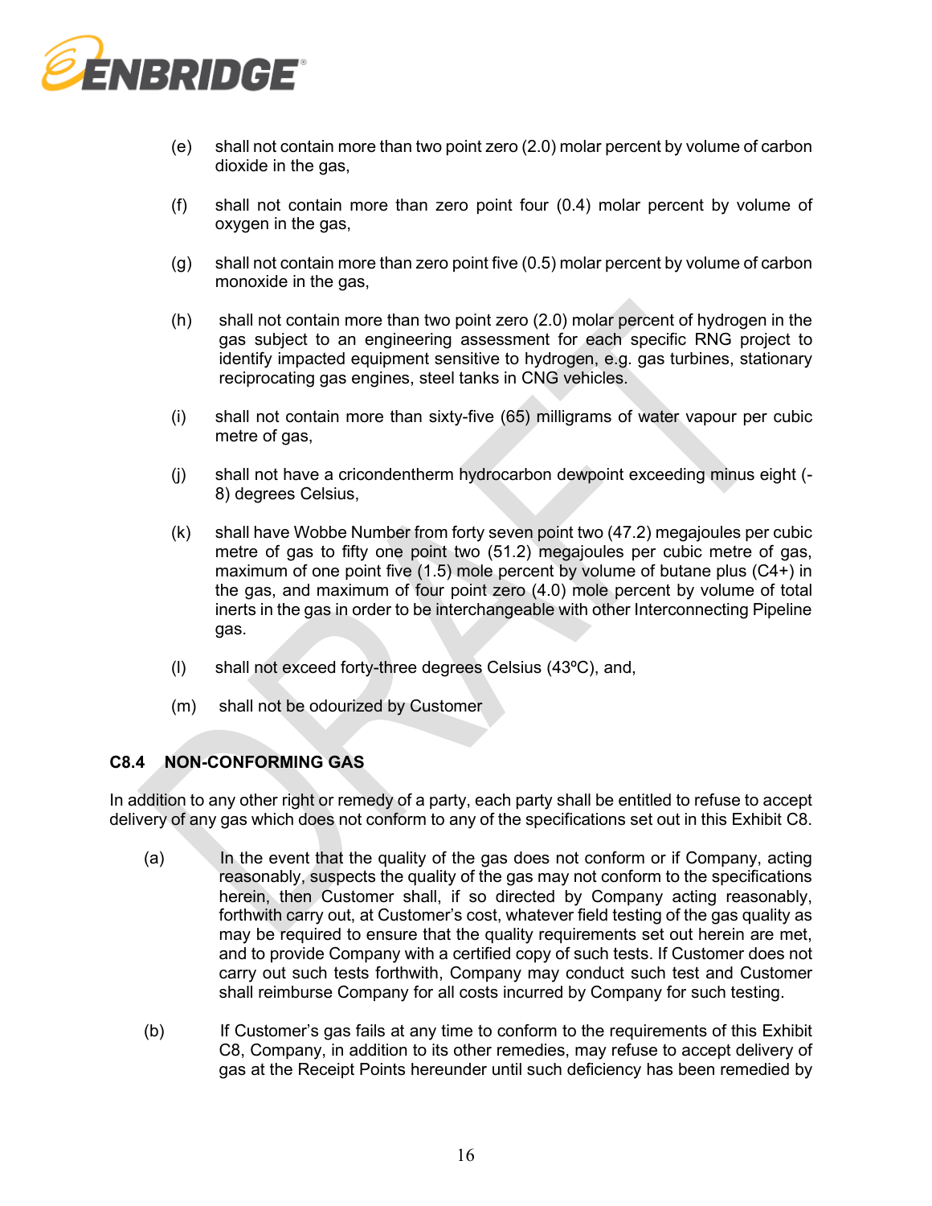(e) shall not contain more than two point zero (2.0) molar percent by volume of carbon dioxide in the gas,

(f) shall not contain more than zero point four (0.4) molar percent by volume of oxygen in the gas,

(g) shall not contain more than zero point five (0.5) molar percent by volume of carbon monoxide in the gas,

(h) shall not contain more than two point zero (2.0) molar percent of hydrogen in the gas subject to an engineering assessment for each specific RNG project to identify impacted equipment sensitive to hydrogen, e.g. gas turbines, stationary reciprocating gas engines, steel tanks in CNG vehicles.

(i) shall not contain more than sixty-five (65) milligrams of water vapour per cubic metre of gas,

(j) shall not have a cricondentherm hydrocarbon dewpoint exceeding minus eight (-8) degrees Celsius,

(k) shall have Wobbe Number from forty seven point two (47.2) megajoules per cubic metre of gas to fifty one point two (51.2) megajoules per cubic metre of gas, maximum of one point five (1.5) mole percent by volume of butane plus (C4+) in the gas, and maximum of four point zero (4.0) mole percent by volume of total inerts in the gas in order to be interchangeable with other Interconnecting Pipeline gas.

(l) shall not exceed forty-three degrees Celsius (43ºC), and,

(m) shall not be odourized by Customer

### C8.4 NON-CONFORMING GAS

In addition to any other right or remedy of a party, each party shall be entitled to refuse to accept delivery of any gas which does not conform to any of the specifications set out in this Exhibit C8.

(a) In the event that the quality of the gas does not conform or if Company, acting reasonably, suspects the quality of the gas may not conform to the specifications herein, then Customer shall, if so directed by Company acting reasonably, forthwith carry out, at Customer's cost, whatever field testing of the gas quality as may be required to ensure that the quality requirements set out herein are met, and to provide Company with a certified copy of such tests. If Customer does not carry out such tests forthwith, Company may conduct such test and Customer shall reimburse Company for all costs incurred by Company for such testing.

(b) If Customer's gas fails at any time to conform to the requirements of this Exhibit C8, Company, in addition to its other remedies, may refuse to accept delivery of gas at the Receipt Points hereunder until such deficiency has been remedied by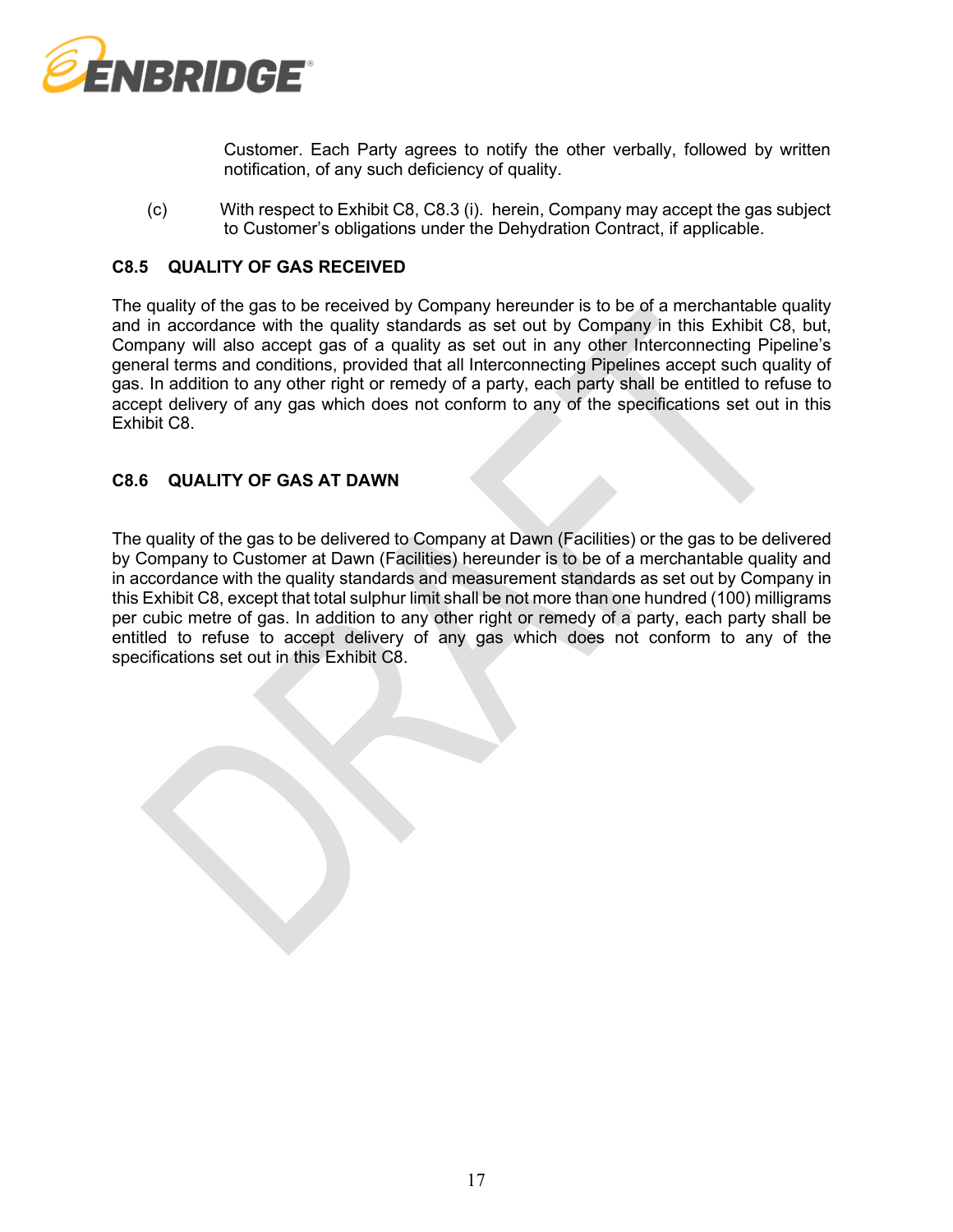Customer. Each Party agrees to notify the other verbally, followed by written notification, of any such deficiency of quality.

(c) With respect to Exhibit C8, C8.3 (i). herein, Company may accept the gas subject to Customer's obligations under the Dehydration Contract, if applicable.

### C8.5 QUALITY OF GAS RECEIVED

The quality of the gas to be received by Company hereunder is to be of a merchantable quality and in accordance with the quality standards as set out by Company in this Exhibit C8, but, Company will also accept gas of a quality as set out in any other Interconnecting Pipeline's general terms and conditions, provided that all Interconnecting Pipelines accept such quality of gas. In addition to any other right or remedy of a party, each party shall be entitled to refuse to accept delivery of any gas which does not conform to any of the specifications set out in this Exhibit C8.

### C8.6 QUALITY OF GAS AT DAWN

The quality of the gas to be delivered to Company at Dawn (Facilities) or the gas to be delivered by Company to Customer at Dawn (Facilities) hereunder is to be of a merchantable quality and in accordance with the quality standards and measurement standards as set out by Company in this Exhibit C8, except that total sulphur limit shall be not more than one hundred (100) milligrams per cubic metre of gas. In addition to any other right or remedy of a party, each party shall be entitled to refuse to accept delivery of any gas which does not conform to any of the specifications set out in this Exhibit C8.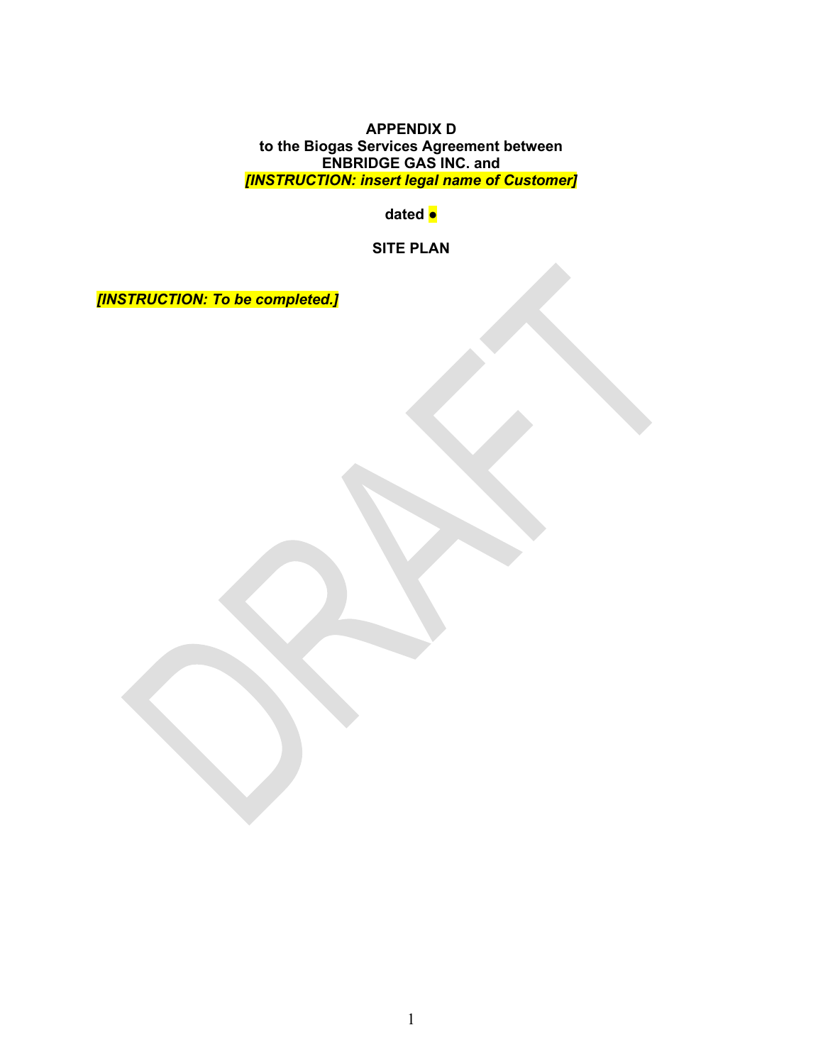**APPENDIX D**
**to the Biogas Services Agreement between**
**ENBRIDGE GAS INC. and**
***[INSTRUCTION: insert legal name of Customer]***

**dated ●**

**SITE PLAN**

***[INSTRUCTION: To be completed.]***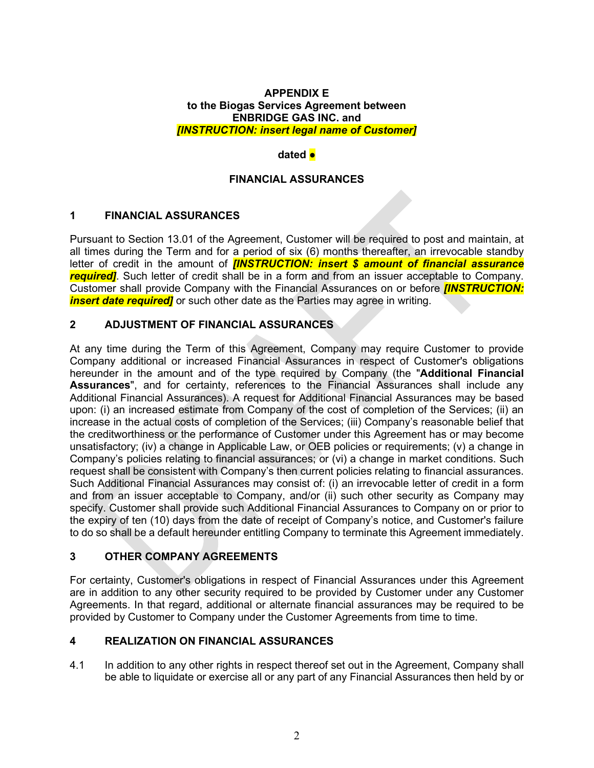**APPENDIX E**
**to the Biogas Services Agreement between**
**ENBRIDGE GAS INC. and**
***[INSTRUCTION: insert legal name of Customer]***

**dated ●**

**FINANCIAL ASSURANCES**

## 1 FINANCIAL ASSURANCES

Pursuant to Section 13.01 of the Agreement, Customer will be required to post and maintain, at all times during the Term and for a period of six (6) months thereafter, an irrevocable standby letter of credit in the amount of ***[INSTRUCTION: insert $ amount of financial assurance required]***. Such letter of credit shall be in a form and from an issuer acceptable to Company. Customer shall provide Company with the Financial Assurances on or before ***[INSTRUCTION: insert date required]*** or such other date as the Parties may agree in writing.

## 2 ADJUSTMENT OF FINANCIAL ASSURANCES

At any time during the Term of this Agreement, Company may require Customer to provide Company additional or increased Financial Assurances in respect of Customer's obligations hereunder in the amount and of the type required by Company (the "**Additional Financial Assurances**", and for certainty, references to the Financial Assurances shall include any Additional Financial Assurances). A request for Additional Financial Assurances may be based upon: (i) an increased estimate from Company of the cost of completion of the Services; (ii) an increase in the actual costs of completion of the Services; (iii) Company's reasonable belief that the creditworthiness or the performance of Customer under this Agreement has or may become unsatisfactory; (iv) a change in Applicable Law, or OEB policies or requirements; (v) a change in Company's policies relating to financial assurances; or (vi) a change in market conditions. Such request shall be consistent with Company's then current policies relating to financial assurances. Such Additional Financial Assurances may consist of: (i) an irrevocable letter of credit in a form and from an issuer acceptable to Company, and/or (ii) such other security as Company may specify. Customer shall provide such Additional Financial Assurances to Company on or prior to the expiry of ten (10) days from the date of receipt of Company's notice, and Customer's failure to do so shall be a default hereunder entitling Company to terminate this Agreement immediately.

## 3 OTHER COMPANY AGREEMENTS

For certainty, Customer's obligations in respect of Financial Assurances under this Agreement are in addition to any other security required to be provided by Customer under any Customer Agreements. In that regard, additional or alternate financial assurances may be required to be provided by Customer to Company under the Customer Agreements from time to time.

## 4 REALIZATION ON FINANCIAL ASSURANCES

4.1 In addition to any other rights in respect thereof set out in the Agreement, Company shall be able to liquidate or exercise all or any part of any Financial Assurances then held by or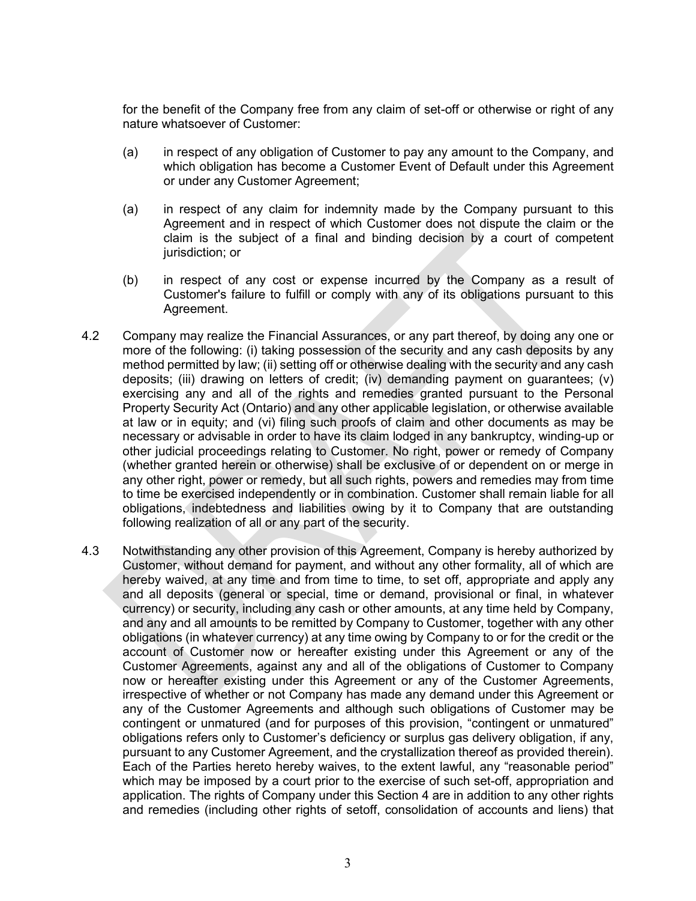for the benefit of the Company free from any claim of set-off or otherwise or right of any nature whatsoever of Customer:

(a) in respect of any obligation of Customer to pay any amount to the Company, and which obligation has become a Customer Event of Default under this Agreement or under any Customer Agreement;

(a) in respect of any claim for indemnity made by the Company pursuant to this Agreement and in respect of which Customer does not dispute the claim or the claim is the subject of a final and binding decision by a court of competent jurisdiction; or

(b) in respect of any cost or expense incurred by the Company as a result of Customer's failure to fulfill or comply with any of its obligations pursuant to this Agreement.

4.2 Company may realize the Financial Assurances, or any part thereof, by doing any one or more of the following: (i) taking possession of the security and any cash deposits by any method permitted by law; (ii) setting off or otherwise dealing with the security and any cash deposits; (iii) drawing on letters of credit; (iv) demanding payment on guarantees; (v) exercising any and all of the rights and remedies granted pursuant to the Personal Property Security Act (Ontario) and any other applicable legislation, or otherwise available at law or in equity; and (vi) filing such proofs of claim and other documents as may be necessary or advisable in order to have its claim lodged in any bankruptcy, winding-up or other judicial proceedings relating to Customer. No right, power or remedy of Company (whether granted herein or otherwise) shall be exclusive of or dependent on or merge in any other right, power or remedy, but all such rights, powers and remedies may from time to time be exercised independently or in combination. Customer shall remain liable for all obligations, indebtedness and liabilities owing by it to Company that are outstanding following realization of all or any part of the security.

4.3 Notwithstanding any other provision of this Agreement, Company is hereby authorized by Customer, without demand for payment, and without any other formality, all of which are hereby waived, at any time and from time to time, to set off, appropriate and apply any and all deposits (general or special, time or demand, provisional or final, in whatever currency) or security, including any cash or other amounts, at any time held by Company, and any and all amounts to be remitted by Company to Customer, together with any other obligations (in whatever currency) at any time owing by Company to or for the credit or the account of Customer now or hereafter existing under this Agreement or any of the Customer Agreements, against any and all of the obligations of Customer to Company now or hereafter existing under this Agreement or any of the Customer Agreements, irrespective of whether or not Company has made any demand under this Agreement or any of the Customer Agreements and although such obligations of Customer may be contingent or unmatured (and for purposes of this provision, "contingent or unmatured" obligations refers only to Customer's deficiency or surplus gas delivery obligation, if any, pursuant to any Customer Agreement, and the crystallization thereof as provided therein). Each of the Parties hereto hereby waives, to the extent lawful, any "reasonable period" which may be imposed by a court prior to the exercise of such set-off, appropriation and application. The rights of Company under this Section 4 are in addition to any other rights and remedies (including other rights of setoff, consolidation of accounts and liens) that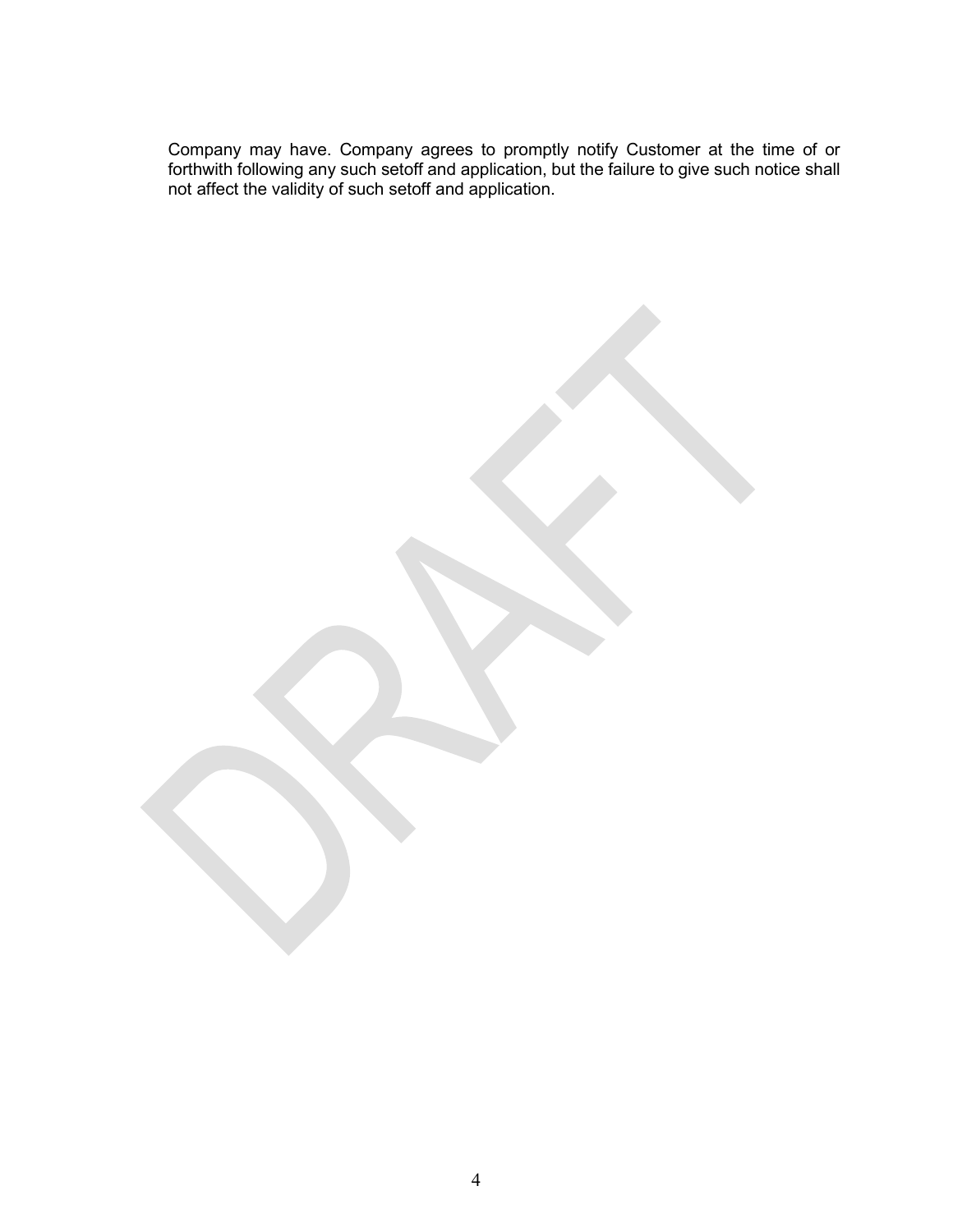Company may have. Company agrees to promptly notify Customer at the time of or forthwith following any such setoff and application, but the failure to give such notice shall not affect the validity of such setoff and application.